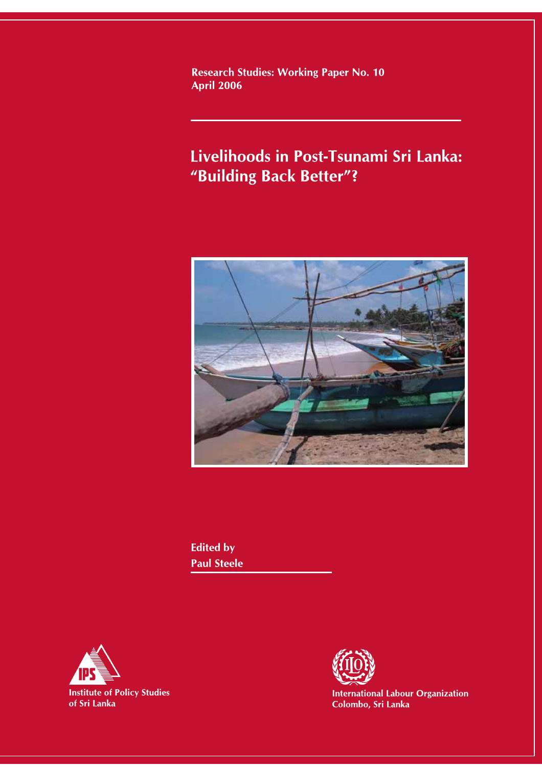Research Studies: Working Paper No. 10
April 2006

# Livelihoods in Post-Tsunami Sri Lanka: "Building Back Better"?

Edited by
Paul Steele

Institute of Policy Studies of Sri Lanka

International Labour Organization
Colombo, Sri Lanka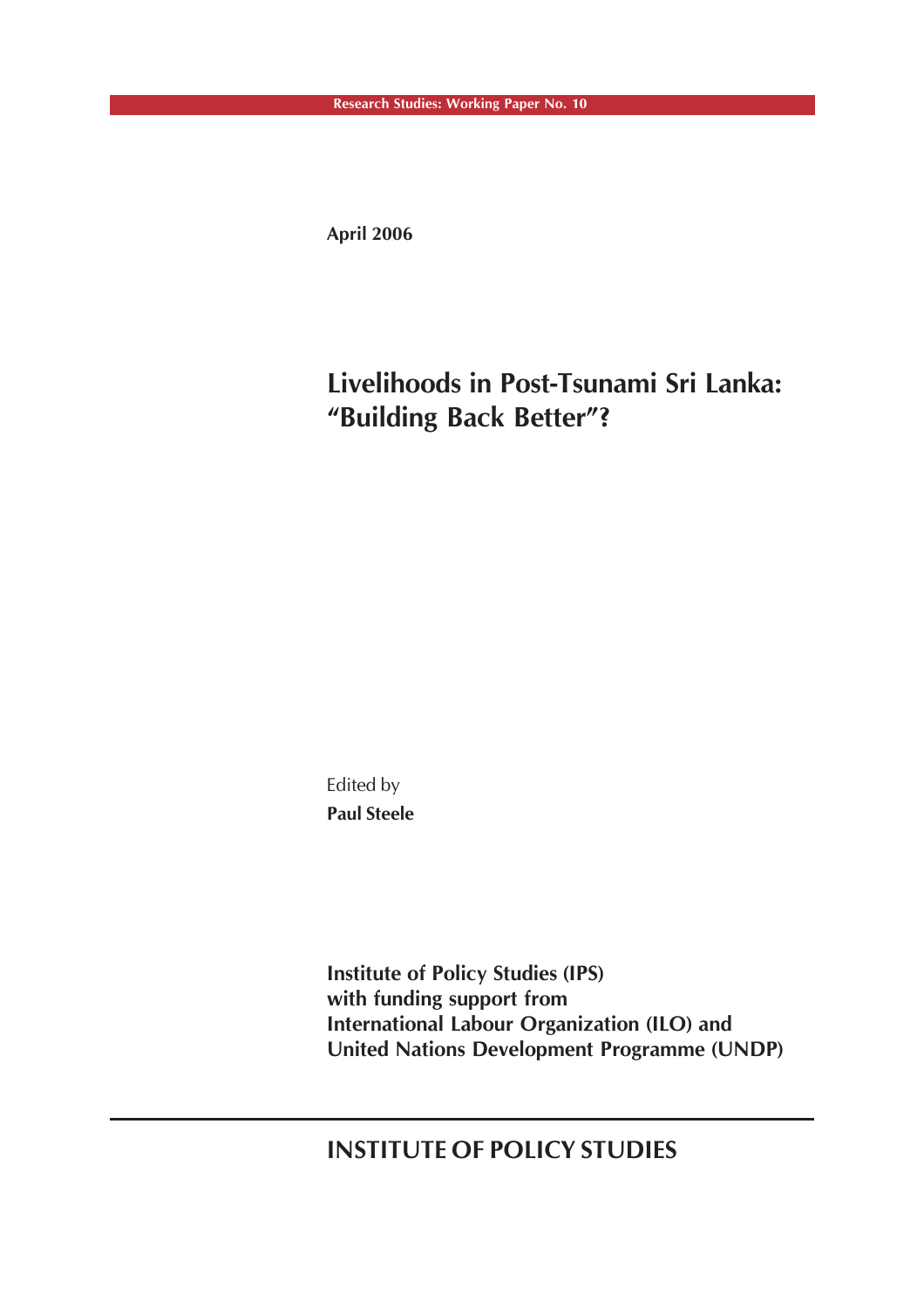Research Studies: Working Paper No. 10

**April 2006**

# Livelihoods in Post-Tsunami Sri Lanka: "Building Back Better"?

Edited by

**Paul Steele**

**Institute of Policy Studies (IPS)**
**with funding support from**
**International Labour Organization (ILO) and**
**United Nations Development Programme (UNDP)**

**INSTITUTE OF POLICY STUDIES**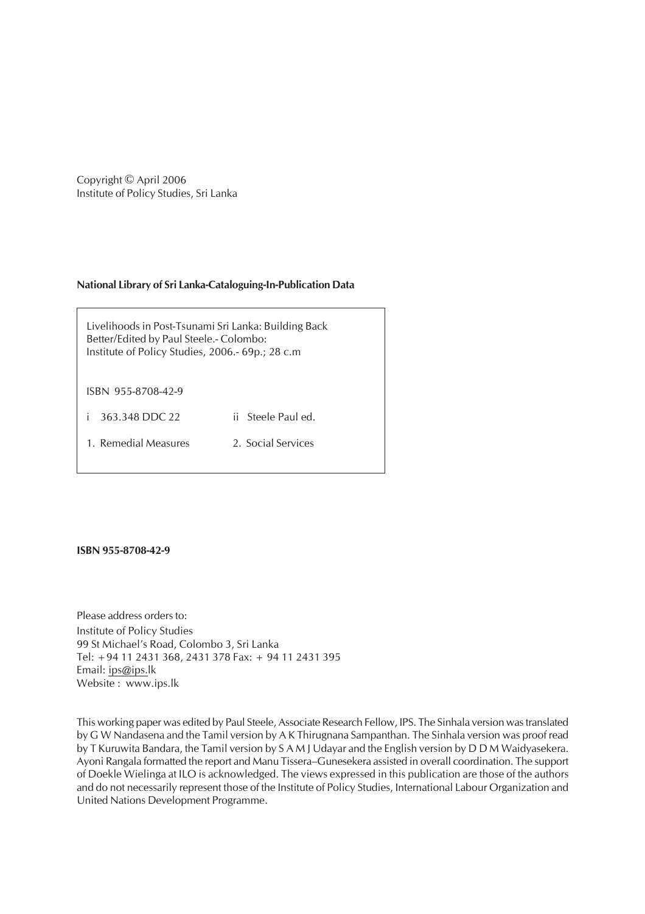Copyright © April 2006
Institute of Policy Studies, Sri Lanka

**National Library of Sri Lanka-Cataloguing-In-Publication Data**

Livelihoods in Post-Tsunami Sri Lanka: Building Back Better/Edited by Paul Steele.- Colombo: Institute of Policy Studies, 2006.- 69p.; 28 c.m

ISBN 955-8708-42-9

i 363.348 DDC 22 ii Steele Paul ed.

1. Remedial Measures 2. Social Services

**ISBN 955-8708-42-9**

Please address orders to:
Institute of Policy Studies
99 St Michael's Road, Colombo 3, Sri Lanka
Tel: +94 11 2431 368, 2431 378 Fax: + 94 11 2431 395
Email: ips@ips.lk
Website : www.ips.lk

This working paper was edited by Paul Steele, Associate Research Fellow, IPS. The Sinhala version was translated by G W Nandasena and the Tamil version by A K Thirugnana Sampanthan. The Sinhala version was proof read by T Kuruwita Bandara, the Tamil version by S A M J Udayar and the English version by D D M Waidyasekera. Ayoni Rangala formatted the report and Manu Tissera–Gunesekera assisted in overall coordination. The support of Doekle Wielinga at ILO is acknowledged. The views expressed in this publication are those of the authors and do not necessarily represent those of the Institute of Policy Studies, International Labour Organization and United Nations Development Programme.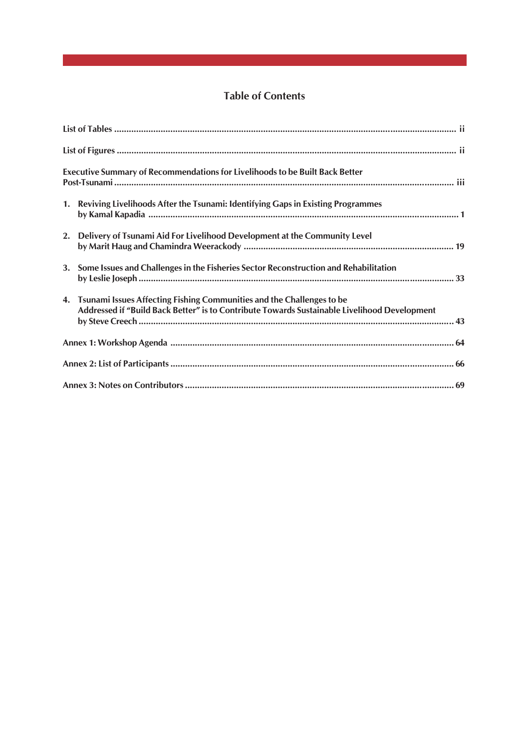# Table of Contents

**List of Tables** ..... ii

**List of Figures** ..... ii

**Executive Summary of Recommendations for Livelihoods to be Built Back Better Post-Tsunami** ..... iii

1. **Reviving Livelihoods After the Tsunami: Identifying Gaps in Existing Programmes**
   **by Kamal Kapadia** ..... 1

2. **Delivery of Tsunami Aid For Livelihood Development at the Community Level**
   **by Marit Haug and Chamindra Weerackody** ..... 19

3. **Some Issues and Challenges in the Fisheries Sector Reconstruction and Rehabilitation**
   **by Leslie Joseph** ..... 33

4. **Tsunami Issues Affecting Fishing Communities and the Challenges to be Addressed if "Build Back Better" is to Contribute Towards Sustainable Livelihood Development**
   **by Steve Creech** ..... 43

**Annex 1: Workshop Agenda** ..... 64

**Annex 2: List of Participants** ..... 66

**Annex 3: Notes on Contributors** ..... 69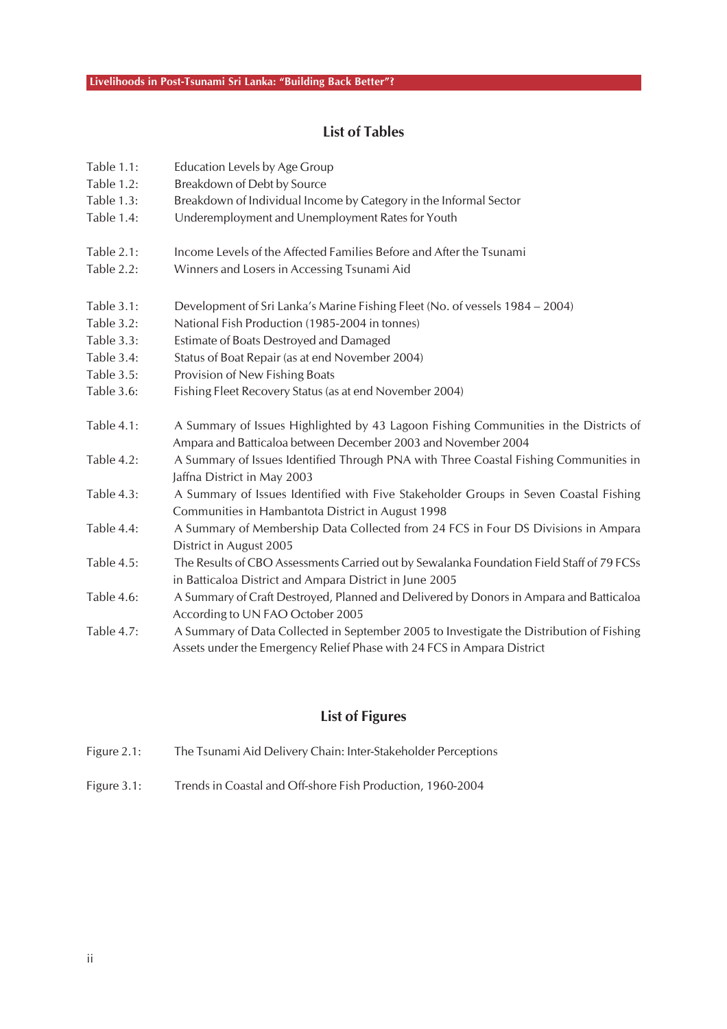## List of Tables

Table 1.1: Education Levels by Age Group
Table 1.2: Breakdown of Debt by Source
Table 1.3: Breakdown of Individual Income by Category in the Informal Sector
Table 1.4: Underemployment and Unemployment Rates for Youth

Table 2.1: Income Levels of the Affected Families Before and After the Tsunami
Table 2.2: Winners and Losers in Accessing Tsunami Aid

Table 3.1: Development of Sri Lanka's Marine Fishing Fleet (No. of vessels 1984 – 2004)
Table 3.2: National Fish Production (1985-2004 in tonnes)
Table 3.3: Estimate of Boats Destroyed and Damaged
Table 3.4: Status of Boat Repair (as at end November 2004)
Table 3.5: Provision of New Fishing Boats
Table 3.6: Fishing Fleet Recovery Status (as at end November 2004)

Table 4.1: A Summary of Issues Highlighted by 43 Lagoon Fishing Communities in the Districts of Ampara and Batticaloa between December 2003 and November 2004
Table 4.2: A Summary of Issues Identified Through PNA with Three Coastal Fishing Communities in Jaffna District in May 2003
Table 4.3: A Summary of Issues Identified with Five Stakeholder Groups in Seven Coastal Fishing Communities in Hambantota District in August 1998
Table 4.4: A Summary of Membership Data Collected from 24 FCS in Four DS Divisions in Ampara District in August 2005
Table 4.5: The Results of CBO Assessments Carried out by Sewalanka Foundation Field Staff of 79 FCSs in Batticaloa District and Ampara District in June 2005
Table 4.6: A Summary of Craft Destroyed, Planned and Delivered by Donors in Ampara and Batticaloa According to UN FAO October 2005
Table 4.7: A Summary of Data Collected in September 2005 to Investigate the Distribution of Fishing Assets under the Emergency Relief Phase with 24 FCS in Ampara District

## List of Figures

Figure 2.1: The Tsunami Aid Delivery Chain: Inter-Stakeholder Perceptions

Figure 3.1: Trends in Coastal and Off-shore Fish Production, 1960-2004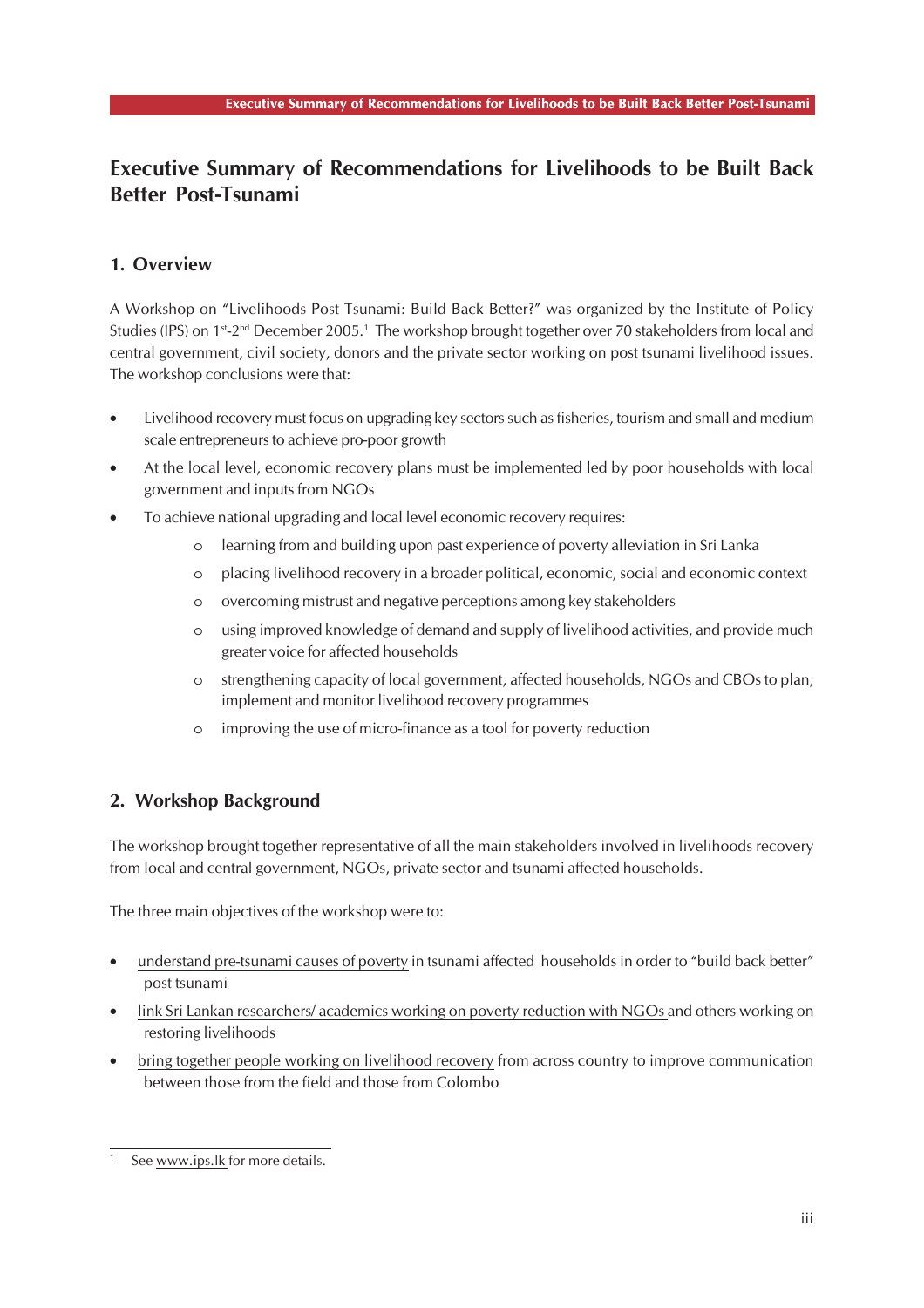# Executive Summary of Recommendations for Livelihoods to be Built Back Better Post-Tsunami

## 1. Overview

A Workshop on "Livelihoods Post Tsunami: Build Back Better?" was organized by the Institute of Policy Studies (IPS) on 1st-2nd December 2005.[1] The workshop brought together over 70 stakeholders from local and central government, civil society, donors and the private sector working on post tsunami livelihood issues. The workshop conclusions were that:

- Livelihood recovery must focus on upgrading key sectors such as fisheries, tourism and small and medium scale entrepreneurs to achieve pro-poor growth
- At the local level, economic recovery plans must be implemented led by poor households with local government and inputs from NGOs
- To achieve national upgrading and local level economic recovery requires:
    - learning from and building upon past experience of poverty alleviation in Sri Lanka
    - placing livelihood recovery in a broader political, economic, social and economic context
    - overcoming mistrust and negative perceptions among key stakeholders
    - using improved knowledge of demand and supply of livelihood activities, and provide much greater voice for affected households
    - strengthening capacity of local government, affected households, NGOs and CBOs to plan, implement and monitor livelihood recovery programmes
    - improving the use of micro-finance as a tool for poverty reduction

## 2. Workshop Background

The workshop brought together representative of all the main stakeholders involved in livelihoods recovery from local and central government, NGOs, private sector and tsunami affected households.

The three main objectives of the workshop were to:

- understand pre-tsunami causes of poverty in tsunami affected households in order to "build back better" post tsunami
- link Sri Lankan researchers/ academics working on poverty reduction with NGOs and others working on restoring livelihoods
- bring together people working on livelihood recovery from across country to improve communication between those from the field and those from Colombo

[1] See www.ips.lk for more details.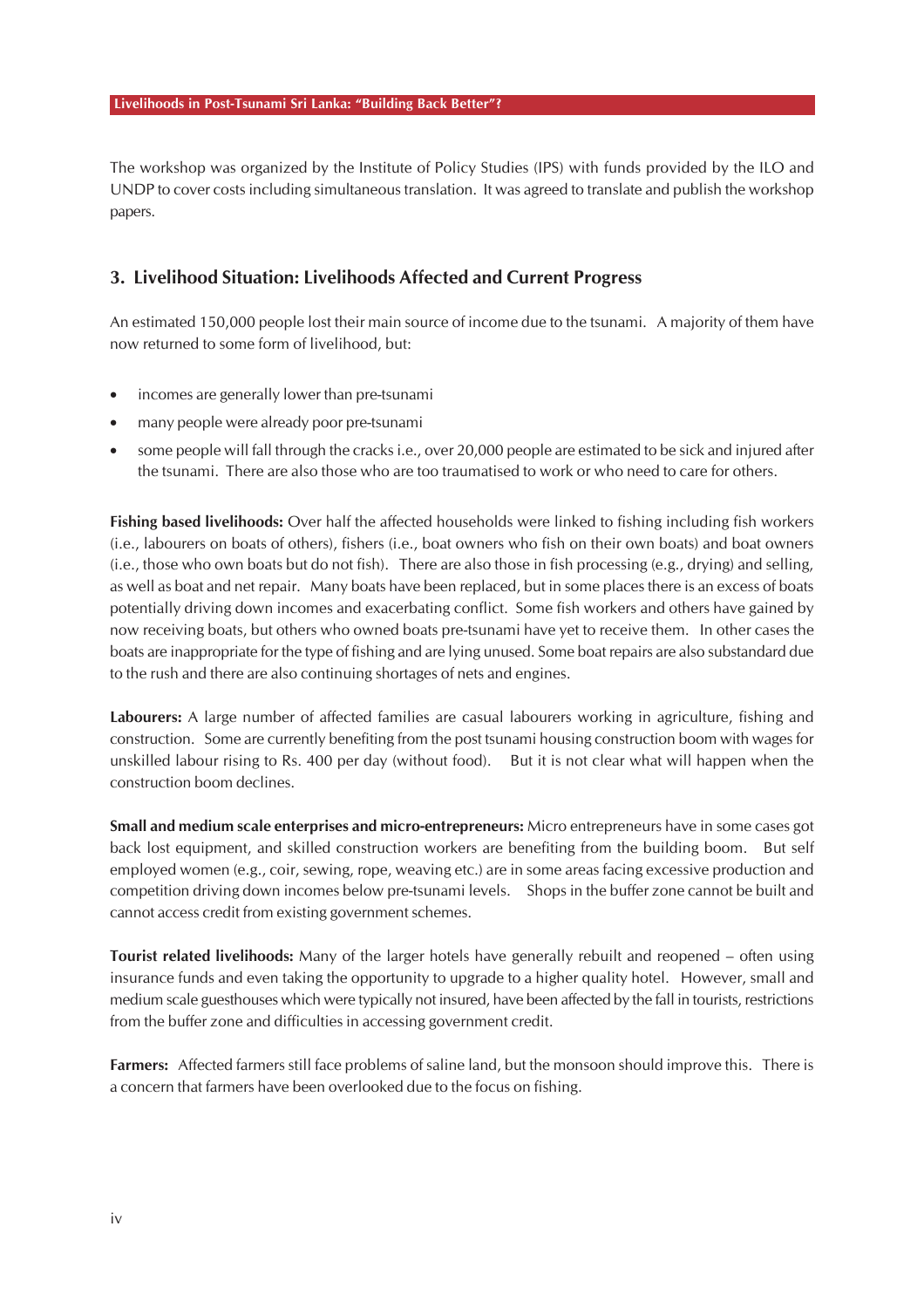The workshop was organized by the Institute of Policy Studies (IPS) with funds provided by the ILO and UNDP to cover costs including simultaneous translation. It was agreed to translate and publish the workshop papers.

## 3. Livelihood Situation: Livelihoods Affected and Current Progress

An estimated 150,000 people lost their main source of income due to the tsunami. A majority of them have now returned to some form of livelihood, but:

- incomes are generally lower than pre-tsunami
- many people were already poor pre-tsunami
- some people will fall through the cracks i.e., over 20,000 people are estimated to be sick and injured after the tsunami. There are also those who are too traumatised to work or who need to care for others.

**Fishing based livelihoods:** Over half the affected households were linked to fishing including fish workers (i.e., labourers on boats of others), fishers (i.e., boat owners who fish on their own boats) and boat owners (i.e., those who own boats but do not fish). There are also those in fish processing (e.g., drying) and selling, as well as boat and net repair. Many boats have been replaced, but in some places there is an excess of boats potentially driving down incomes and exacerbating conflict. Some fish workers and others have gained by now receiving boats, but others who owned boats pre-tsunami have yet to receive them. In other cases the boats are inappropriate for the type of fishing and are lying unused. Some boat repairs are also substandard due to the rush and there are also continuing shortages of nets and engines.

**Labourers:** A large number of affected families are casual labourers working in agriculture, fishing and construction. Some are currently benefiting from the post tsunami housing construction boom with wages for unskilled labour rising to Rs. 400 per day (without food). But it is not clear what will happen when the construction boom declines.

**Small and medium scale enterprises and micro-entrepreneurs:** Micro entrepreneurs have in some cases got back lost equipment, and skilled construction workers are benefiting from the building boom. But self employed women (e.g., coir, sewing, rope, weaving etc.) are in some areas facing excessive production and competition driving down incomes below pre-tsunami levels. Shops in the buffer zone cannot be built and cannot access credit from existing government schemes.

**Tourist related livelihoods:** Many of the larger hotels have generally rebuilt and reopened – often using insurance funds and even taking the opportunity to upgrade to a higher quality hotel. However, small and medium scale guesthouses which were typically not insured, have been affected by the fall in tourists, restrictions from the buffer zone and difficulties in accessing government credit.

**Farmers:** Affected farmers still face problems of saline land, but the monsoon should improve this. There is a concern that farmers have been overlooked due to the focus on fishing.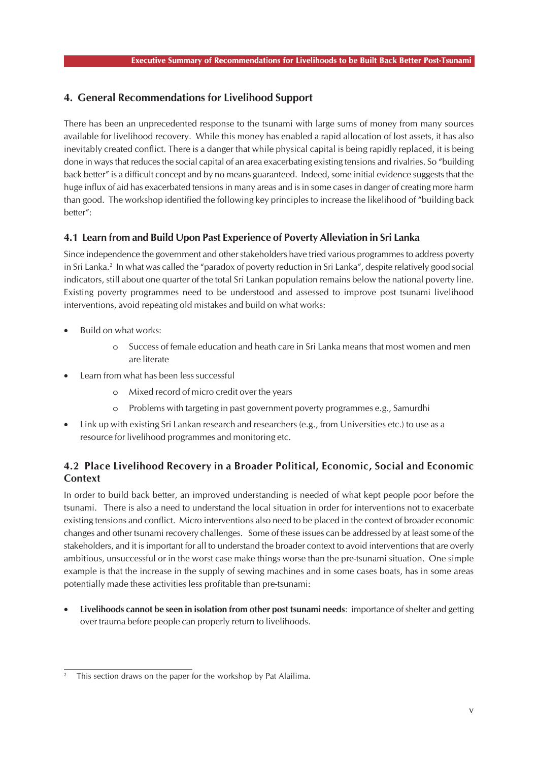## 4. General Recommendations for Livelihood Support

There has been an unprecedented response to the tsunami with large sums of money from many sources available for livelihood recovery. While this money has enabled a rapid allocation of lost assets, it has also inevitably created conflict. There is a danger that while physical capital is being rapidly replaced, it is being done in ways that reduces the social capital of an area exacerbating existing tensions and rivalries. So "building back better" is a difficult concept and by no means guaranteed. Indeed, some initial evidence suggests that the huge influx of aid has exacerbated tensions in many areas and is in some cases in danger of creating more harm than good. The workshop identified the following key principles to increase the likelihood of "building back better":

### 4.1 Learn from and Build Upon Past Experience of Poverty Alleviation in Sri Lanka

Since independence the government and other stakeholders have tried various programmes to address poverty in Sri Lanka.[2] In what was called the "paradox of poverty reduction in Sri Lanka", despite relatively good social indicators, still about one quarter of the total Sri Lankan population remains below the national poverty line. Existing poverty programmes need to be understood and assessed to improve post tsunami livelihood interventions, avoid repeating old mistakes and build on what works:

- Build on what works:
  - Success of female education and heath care in Sri Lanka means that most women and men are literate
- Learn from what has been less successful
  - Mixed record of micro credit over the years
  - Problems with targeting in past government poverty programmes e.g., Samurdhi
- Link up with existing Sri Lankan research and researchers (e.g., from Universities etc.) to use as a resource for livelihood programmes and monitoring etc.

### 4.2 Place Livelihood Recovery in a Broader Political, Economic, Social and Economic Context

In order to build back better, an improved understanding is needed of what kept people poor before the tsunami. There is also a need to understand the local situation in order for interventions not to exacerbate existing tensions and conflict. Micro interventions also need to be placed in the context of broader economic changes and other tsunami recovery challenges. Some of these issues can be addressed by at least some of the stakeholders, and it is important for all to understand the broader context to avoid interventions that are overly ambitious, unsuccessful or in the worst case make things worse than the pre-tsunami situation. One simple example is that the increase in the supply of sewing machines and in some cases boats, has in some areas potentially made these activities less profitable than pre-tsunami:

- **Livelihoods cannot be seen in isolation from other post tsunami needs**: importance of shelter and getting over trauma before people can properly return to livelihoods.

---

[2] This section draws on the paper for the workshop by Pat Alailima.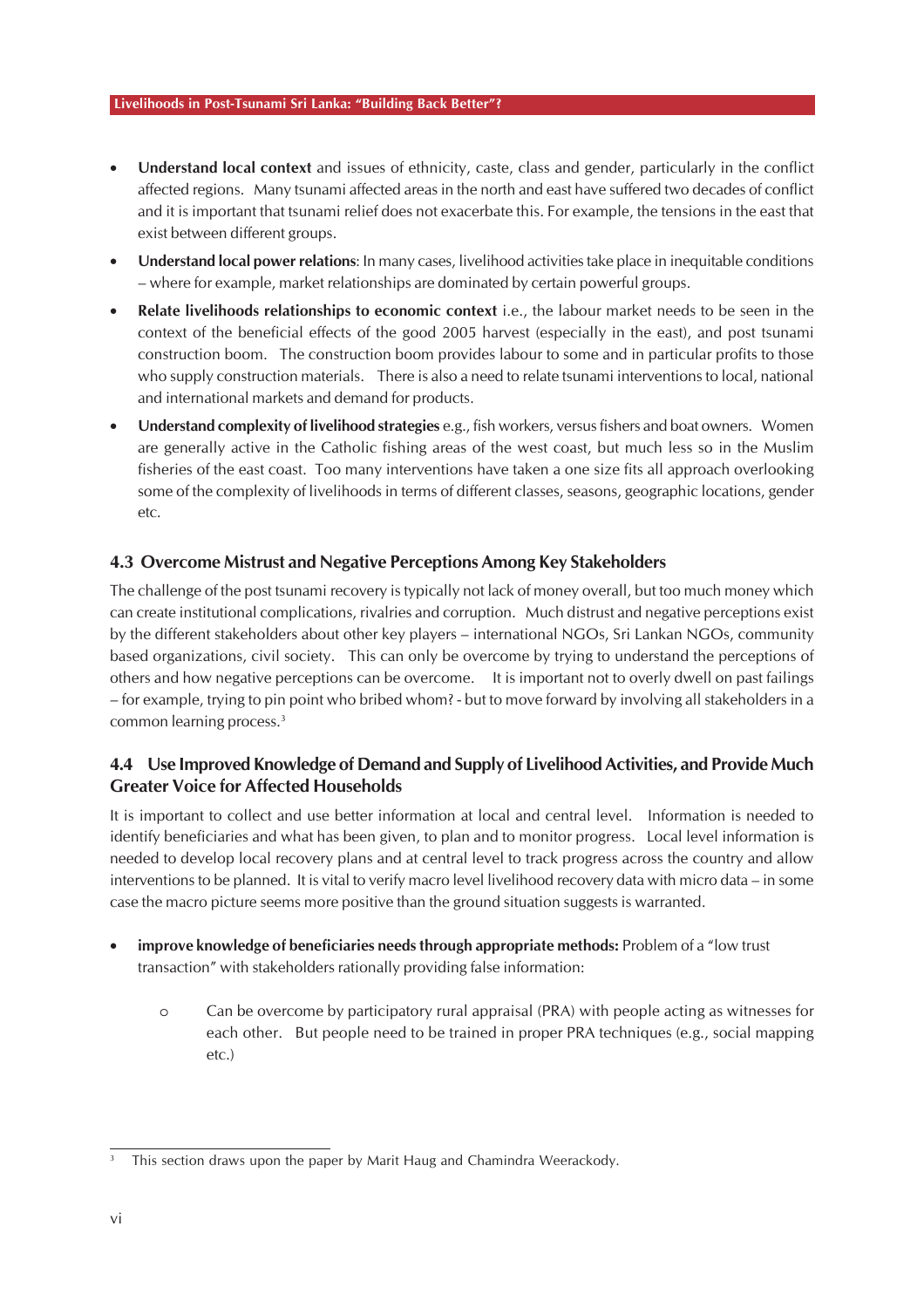- **Understand local context** and issues of ethnicity, caste, class and gender, particularly in the conflict affected regions. Many tsunami affected areas in the north and east have suffered two decades of conflict and it is important that tsunami relief does not exacerbate this. For example, the tensions in the east that exist between different groups.
- **Understand local power relations**: In many cases, livelihood activities take place in inequitable conditions – where for example, market relationships are dominated by certain powerful groups.
- **Relate livelihoods relationships to economic context** i.e., the labour market needs to be seen in the context of the beneficial effects of the good 2005 harvest (especially in the east), and post tsunami construction boom. The construction boom provides labour to some and in particular profits to those who supply construction materials. There is also a need to relate tsunami interventions to local, national and international markets and demand for products.
- **Understand complexity of livelihood strategies** e.g., fish workers, versus fishers and boat owners. Women are generally active in the Catholic fishing areas of the west coast, but much less so in the Muslim fisheries of the east coast. Too many interventions have taken a one size fits all approach overlooking some of the complexity of livelihoods in terms of different classes, seasons, geographic locations, gender etc.

### 4.3 Overcome Mistrust and Negative Perceptions Among Key Stakeholders

The challenge of the post tsunami recovery is typically not lack of money overall, but too much money which can create institutional complications, rivalries and corruption. Much distrust and negative perceptions exist by the different stakeholders about other key players – international NGOs, Sri Lankan NGOs, community based organizations, civil society. This can only be overcome by trying to understand the perceptions of others and how negative perceptions can be overcome. It is important not to overly dwell on past failings – for example, trying to pin point who bribed whom? - but to move forward by involving all stakeholders in a common learning process.[3]

### 4.4 Use Improved Knowledge of Demand and Supply of Livelihood Activities, and Provide Much Greater Voice for Affected Households

It is important to collect and use better information at local and central level. Information is needed to identify beneficiaries and what has been given, to plan and to monitor progress. Local level information is needed to develop local recovery plans and at central level to track progress across the country and allow interventions to be planned. It is vital to verify macro level livelihood recovery data with micro data – in some case the macro picture seems more positive than the ground situation suggests is warranted.

- **improve knowledge of beneficiaries needs through appropriate methods:** Problem of a "low trust transaction" with stakeholders rationally providing false information:
    - Can be overcome by participatory rural appraisal (PRA) with people acting as witnesses for each other. But people need to be trained in proper PRA techniques (e.g., social mapping etc.)

---

[3] This section draws upon the paper by Marit Haug and Chamindra Weerackody.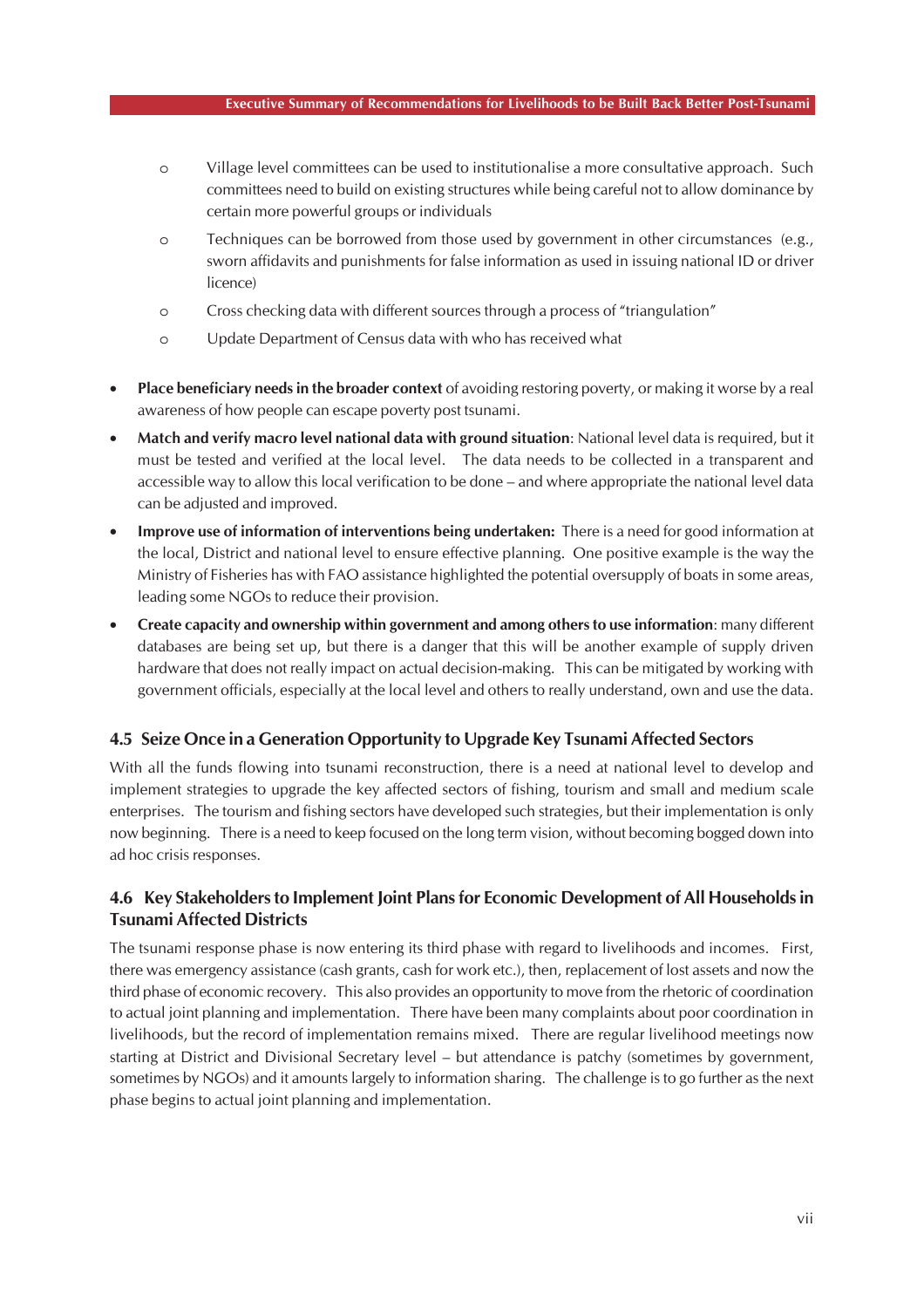- Village level committees can be used to institutionalise a more consultative approach. Such committees need to build on existing structures while being careful not to allow dominance by certain more powerful groups or individuals
  - Techniques can be borrowed from those used by government in other circumstances (e.g., sworn affidavits and punishments for false information as used in issuing national ID or driver licence)
  - Cross checking data with different sources through a process of "triangulation"
  - Update Department of Census data with who has received what

- **Place beneficiary needs in the broader context** of avoiding restoring poverty, or making it worse by a real awareness of how people can escape poverty post tsunami.
- **Match and verify macro level national data with ground situation**: National level data is required, but it must be tested and verified at the local level. The data needs to be collected in a transparent and accessible way to allow this local verification to be done – and where appropriate the national level data can be adjusted and improved.
- **Improve use of information of interventions being undertaken:** There is a need for good information at the local, District and national level to ensure effective planning. One positive example is the way the Ministry of Fisheries has with FAO assistance highlighted the potential oversupply of boats in some areas, leading some NGOs to reduce their provision.
- **Create capacity and ownership within government and among others to use information**: many different databases are being set up, but there is a danger that this will be another example of supply driven hardware that does not really impact on actual decision-making. This can be mitigated by working with government officials, especially at the local level and others to really understand, own and use the data.

### 4.5 Seize Once in a Generation Opportunity to Upgrade Key Tsunami Affected Sectors

With all the funds flowing into tsunami reconstruction, there is a need at national level to develop and implement strategies to upgrade the key affected sectors of fishing, tourism and small and medium scale enterprises. The tourism and fishing sectors have developed such strategies, but their implementation is only now beginning. There is a need to keep focused on the long term vision, without becoming bogged down into ad hoc crisis responses.

### 4.6 Key Stakeholders to Implement Joint Plans for Economic Development of All Households in Tsunami Affected Districts

The tsunami response phase is now entering its third phase with regard to livelihoods and incomes. First, there was emergency assistance (cash grants, cash for work etc.), then, replacement of lost assets and now the third phase of economic recovery. This also provides an opportunity to move from the rhetoric of coordination to actual joint planning and implementation. There have been many complaints about poor coordination in livelihoods, but the record of implementation remains mixed. There are regular livelihood meetings now starting at District and Divisional Secretary level – but attendance is patchy (sometimes by government, sometimes by NGOs) and it amounts largely to information sharing. The challenge is to go further as the next phase begins to actual joint planning and implementation.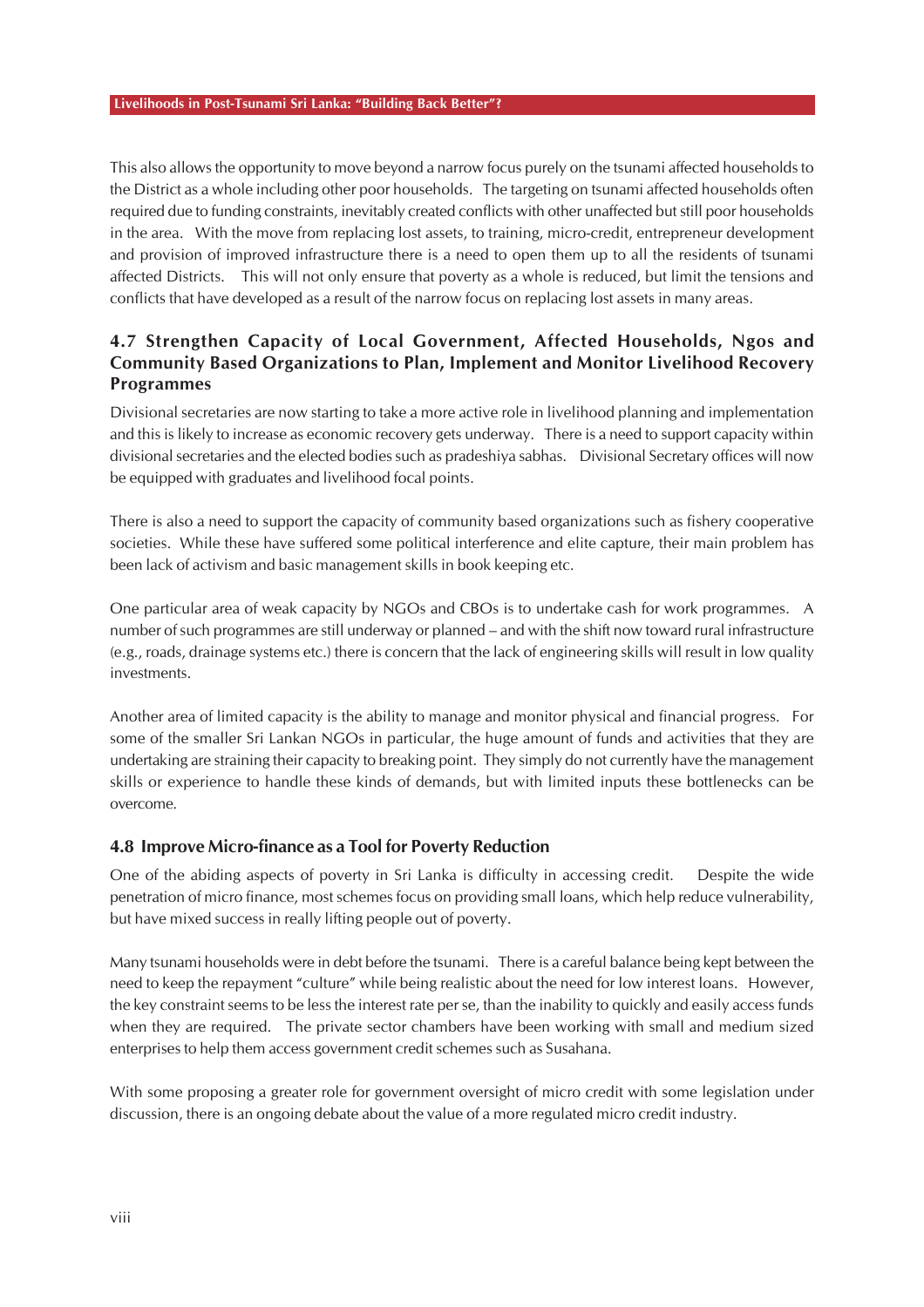This also allows the opportunity to move beyond a narrow focus purely on the tsunami affected households to the District as a whole including other poor households. The targeting on tsunami affected households often required due to funding constraints, inevitably created conflicts with other unaffected but still poor households in the area. With the move from replacing lost assets, to training, micro-credit, entrepreneur development and provision of improved infrastructure there is a need to open them up to all the residents of tsunami affected Districts. This will not only ensure that poverty as a whole is reduced, but limit the tensions and conflicts that have developed as a result of the narrow focus on replacing lost assets in many areas.

### 4.7 Strengthen Capacity of Local Government, Affected Households, Ngos and Community Based Organizations to Plan, Implement and Monitor Livelihood Recovery Programmes

Divisional secretaries are now starting to take a more active role in livelihood planning and implementation and this is likely to increase as economic recovery gets underway. There is a need to support capacity within divisional secretaries and the elected bodies such as pradeshiya sabhas. Divisional Secretary offices will now be equipped with graduates and livelihood focal points.

There is also a need to support the capacity of community based organizations such as fishery cooperative societies. While these have suffered some political interference and elite capture, their main problem has been lack of activism and basic management skills in book keeping etc.

One particular area of weak capacity by NGOs and CBOs is to undertake cash for work programmes. A number of such programmes are still underway or planned – and with the shift now toward rural infrastructure (e.g., roads, drainage systems etc.) there is concern that the lack of engineering skills will result in low quality investments.

Another area of limited capacity is the ability to manage and monitor physical and financial progress. For some of the smaller Sri Lankan NGOs in particular, the huge amount of funds and activities that they are undertaking are straining their capacity to breaking point. They simply do not currently have the management skills or experience to handle these kinds of demands, but with limited inputs these bottlenecks can be overcome.

### 4.8 Improve Micro-finance as a Tool for Poverty Reduction

One of the abiding aspects of poverty in Sri Lanka is difficulty in accessing credit. Despite the wide penetration of micro finance, most schemes focus on providing small loans, which help reduce vulnerability, but have mixed success in really lifting people out of poverty.

Many tsunami households were in debt before the tsunami. There is a careful balance being kept between the need to keep the repayment "culture" while being realistic about the need for low interest loans. However, the key constraint seems to be less the interest rate per se, than the inability to quickly and easily access funds when they are required. The private sector chambers have been working with small and medium sized enterprises to help them access government credit schemes such as Susahana.

With some proposing a greater role for government oversight of micro credit with some legislation under discussion, there is an ongoing debate about the value of a more regulated micro credit industry.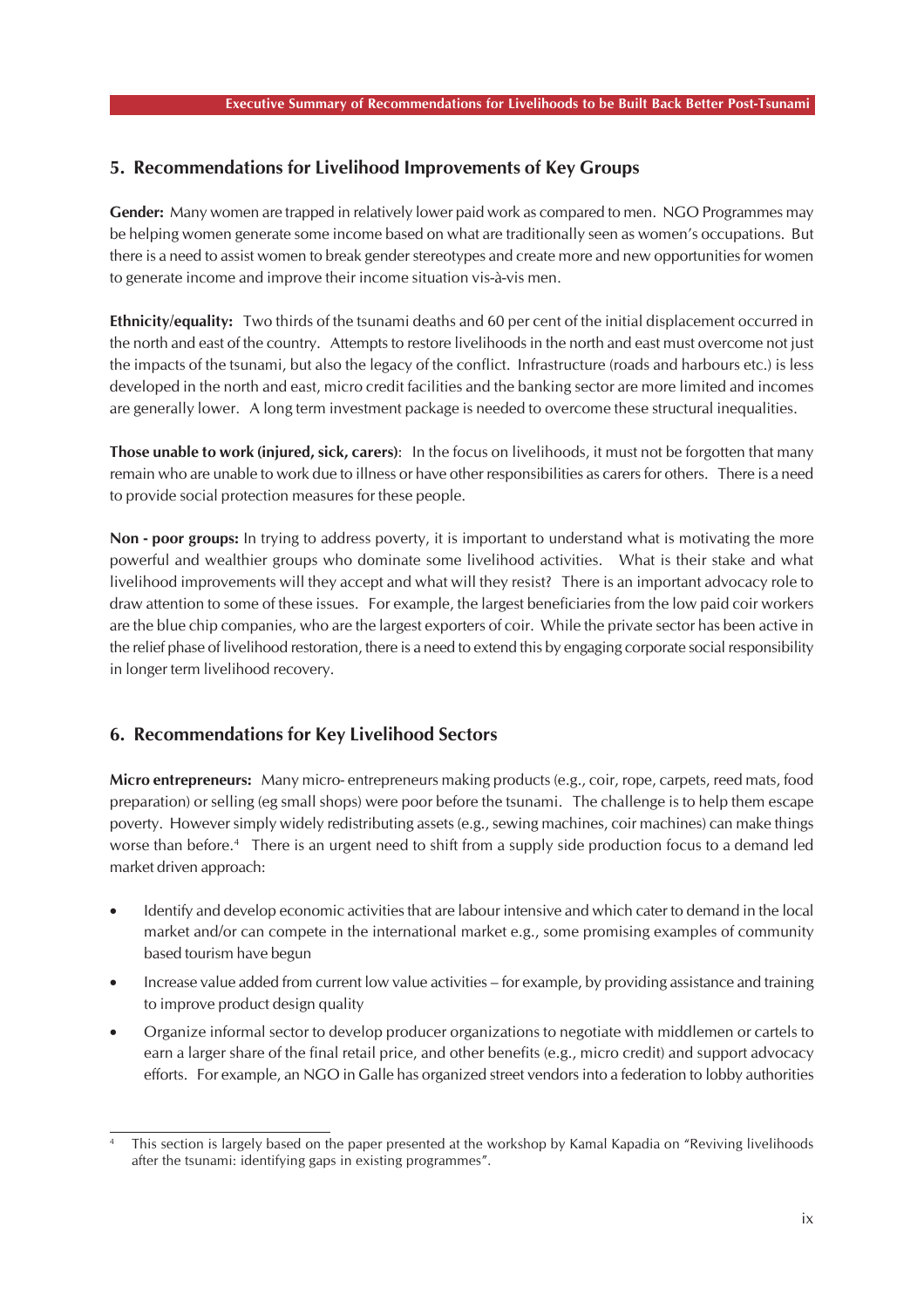## 5. Recommendations for Livelihood Improvements of Key Groups

**Gender:** Many women are trapped in relatively lower paid work as compared to men. NGO Programmes may be helping women generate some income based on what are traditionally seen as women's occupations. But there is a need to assist women to break gender stereotypes and create more and new opportunities for women to generate income and improve their income situation vis-à-vis men.

**Ethnicity/equality:** Two thirds of the tsunami deaths and 60 per cent of the initial displacement occurred in the north and east of the country. Attempts to restore livelihoods in the north and east must overcome not just the impacts of the tsunami, but also the legacy of the conflict. Infrastructure (roads and harbours etc.) is less developed in the north and east, micro credit facilities and the banking sector are more limited and incomes are generally lower. A long term investment package is needed to overcome these structural inequalities.

**Those unable to work (injured, sick, carers)**: In the focus on livelihoods, it must not be forgotten that many remain who are unable to work due to illness or have other responsibilities as carers for others. There is a need to provide social protection measures for these people.

**Non - poor groups:** In trying to address poverty, it is important to understand what is motivating the more powerful and wealthier groups who dominate some livelihood activities. What is their stake and what livelihood improvements will they accept and what will they resist? There is an important advocacy role to draw attention to some of these issues. For example, the largest beneficiaries from the low paid coir workers are the blue chip companies, who are the largest exporters of coir. While the private sector has been active in the relief phase of livelihood restoration, there is a need to extend this by engaging corporate social responsibility in longer term livelihood recovery.

## 6. Recommendations for Key Livelihood Sectors

**Micro entrepreneurs:** Many micro- entrepreneurs making products (e.g., coir, rope, carpets, reed mats, food preparation) or selling (eg small shops) were poor before the tsunami. The challenge is to help them escape poverty. However simply widely redistributing assets (e.g., sewing machines, coir machines) can make things worse than before.[4] There is an urgent need to shift from a supply side production focus to a demand led market driven approach:

- Identify and develop economic activities that are labour intensive and which cater to demand in the local market and/or can compete in the international market e.g., some promising examples of community based tourism have begun
- Increase value added from current low value activities – for example, by providing assistance and training to improve product design quality
- Organize informal sector to develop producer organizations to negotiate with middlemen or cartels to earn a larger share of the final retail price, and other benefits (e.g., micro credit) and support advocacy efforts. For example, an NGO in Galle has organized street vendors into a federation to lobby authorities

[4] This section is largely based on the paper presented at the workshop by Kamal Kapadia on "Reviving livelihoods after the tsunami: identifying gaps in existing programmes".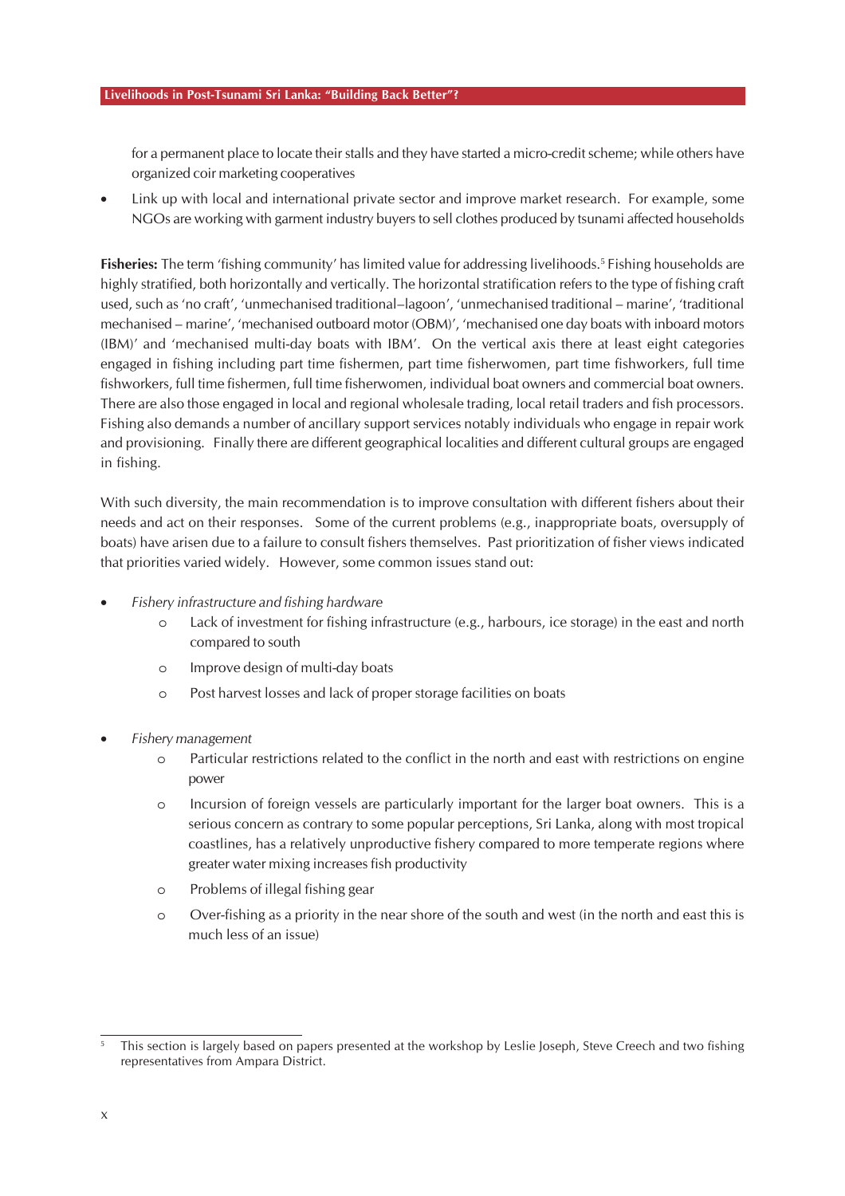for a permanent place to locate their stalls and they have started a micro-credit scheme; while others have organized coir marketing cooperatives

- Link up with local and international private sector and improve market research. For example, some NGOs are working with garment industry buyers to sell clothes produced by tsunami affected households

**Fisheries:** The term 'fishing community' has limited value for addressing livelihoods.[5] Fishing households are highly stratified, both horizontally and vertically. The horizontal stratification refers to the type of fishing craft used, such as 'no craft', 'unmechanised traditional–lagoon', 'unmechanised traditional – marine', 'traditional mechanised – marine', 'mechanised outboard motor (OBM)', 'mechanised one day boats with inboard motors (IBM)' and 'mechanised multi-day boats with IBM'. On the vertical axis there at least eight categories engaged in fishing including part time fishermen, part time fisherwomen, part time fishworkers, full time fishworkers, full time fishermen, full time fisherwomen, individual boat owners and commercial boat owners. There are also those engaged in local and regional wholesale trading, local retail traders and fish processors. Fishing also demands a number of ancillary support services notably individuals who engage in repair work and provisioning. Finally there are different geographical localities and different cultural groups are engaged in fishing.

With such diversity, the main recommendation is to improve consultation with different fishers about their needs and act on their responses. Some of the current problems (e.g., inappropriate boats, oversupply of boats) have arisen due to a failure to consult fishers themselves. Past prioritization of fisher views indicated that priorities varied widely. However, some common issues stand out:

- *Fishery infrastructure and fishing hardware*
  - Lack of investment for fishing infrastructure (e.g., harbours, ice storage) in the east and north compared to south
  - Improve design of multi-day boats
  - Post harvest losses and lack of proper storage facilities on boats

- *Fishery management*
  - Particular restrictions related to the conflict in the north and east with restrictions on engine power
  - Incursion of foreign vessels are particularly important for the larger boat owners. This is a serious concern as contrary to some popular perceptions, Sri Lanka, along with most tropical coastlines, has a relatively unproductive fishery compared to more temperate regions where greater water mixing increases fish productivity
  - Problems of illegal fishing gear
  - Over-fishing as a priority in the near shore of the south and west (in the north and east this is much less of an issue)

---

[5] This section is largely based on papers presented at the workshop by Leslie Joseph, Steve Creech and two fishing representatives from Ampara District.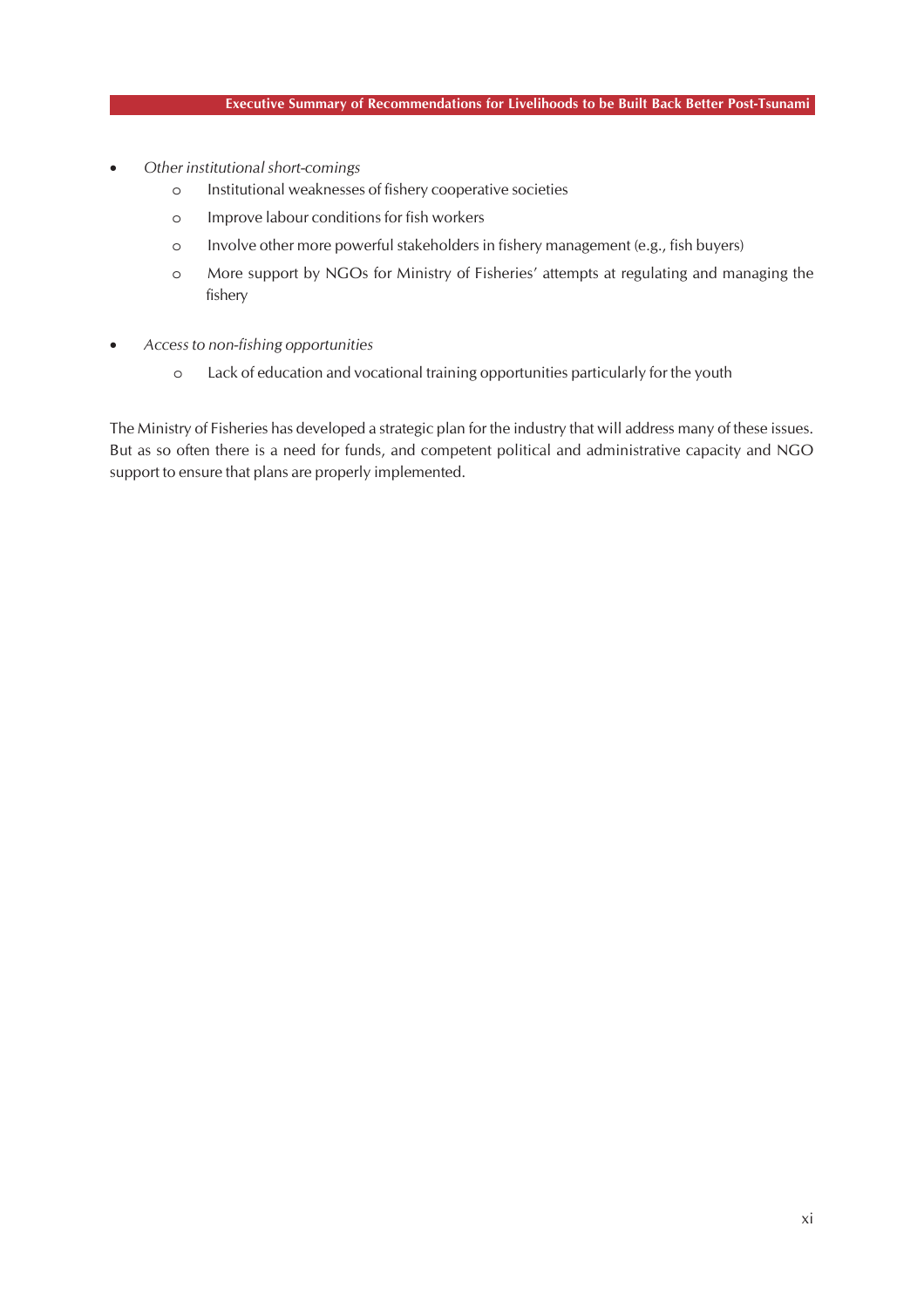- *Other institutional short-comings*
    - Institutional weaknesses of fishery cooperative societies
    - Improve labour conditions for fish workers
    - Involve other more powerful stakeholders in fishery management (e.g., fish buyers)
    - More support by NGOs for Ministry of Fisheries' attempts at regulating and managing the fishery

- *Access to non-fishing opportunities*
    - Lack of education and vocational training opportunities particularly for the youth

The Ministry of Fisheries has developed a strategic plan for the industry that will address many of these issues. But as so often there is a need for funds, and competent political and administrative capacity and NGO support to ensure that plans are properly implemented.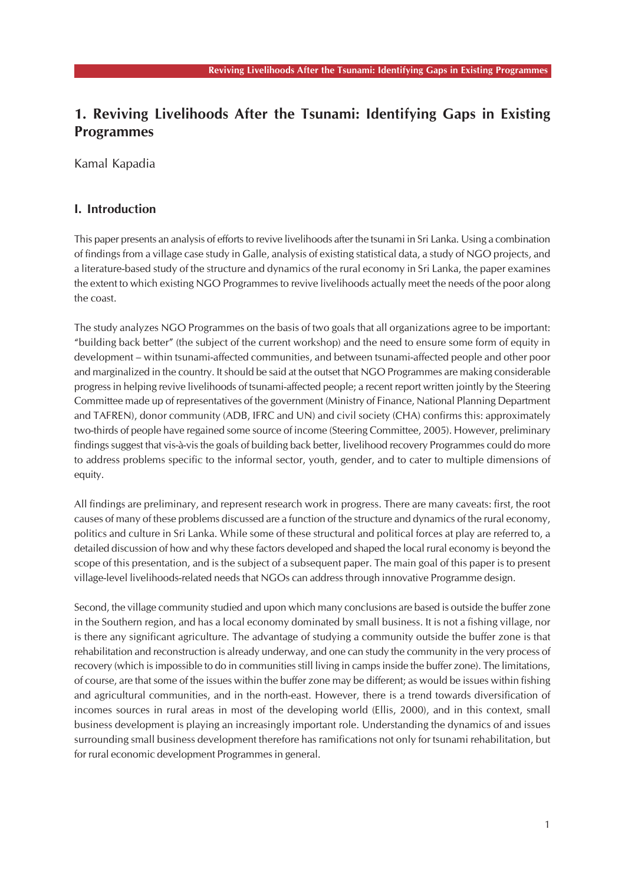# 1. Reviving Livelihoods After the Tsunami: Identifying Gaps in Existing Programmes

Kamal Kapadia

## I. Introduction

This paper presents an analysis of efforts to revive livelihoods after the tsunami in Sri Lanka. Using a combination of findings from a village case study in Galle, analysis of existing statistical data, a study of NGO projects, and a literature-based study of the structure and dynamics of the rural economy in Sri Lanka, the paper examines the extent to which existing NGO Programmes to revive livelihoods actually meet the needs of the poor along the coast.

The study analyzes NGO Programmes on the basis of two goals that all organizations agree to be important: "building back better" (the subject of the current workshop) and the need to ensure some form of equity in development – within tsunami-affected communities, and between tsunami-affected people and other poor and marginalized in the country. It should be said at the outset that NGO Programmes are making considerable progress in helping revive livelihoods of tsunami-affected people; a recent report written jointly by the Steering Committee made up of representatives of the government (Ministry of Finance, National Planning Department and TAFREN), donor community (ADB, IFRC and UN) and civil society (CHA) confirms this: approximately two-thirds of people have regained some source of income (Steering Committee, 2005). However, preliminary findings suggest that vis-à-vis the goals of building back better, livelihood recovery Programmes could do more to address problems specific to the informal sector, youth, gender, and to cater to multiple dimensions of equity.

All findings are preliminary, and represent research work in progress. There are many caveats: first, the root causes of many of these problems discussed are a function of the structure and dynamics of the rural economy, politics and culture in Sri Lanka. While some of these structural and political forces at play are referred to, a detailed discussion of how and why these factors developed and shaped the local rural economy is beyond the scope of this presentation, and is the subject of a subsequent paper. The main goal of this paper is to present village-level livelihoods-related needs that NGOs can address through innovative Programme design.

Second, the village community studied and upon which many conclusions are based is outside the buffer zone in the Southern region, and has a local economy dominated by small business. It is not a fishing village, nor is there any significant agriculture. The advantage of studying a community outside the buffer zone is that rehabilitation and reconstruction is already underway, and one can study the community in the very process of recovery (which is impossible to do in communities still living in camps inside the buffer zone). The limitations, of course, are that some of the issues within the buffer zone may be different; as would be issues within fishing and agricultural communities, and in the north-east. However, there is a trend towards diversification of incomes sources in rural areas in most of the developing world (Ellis, 2000), and in this context, small business development is playing an increasingly important role. Understanding the dynamics of and issues surrounding small business development therefore has ramifications not only for tsunami rehabilitation, but for rural economic development Programmes in general.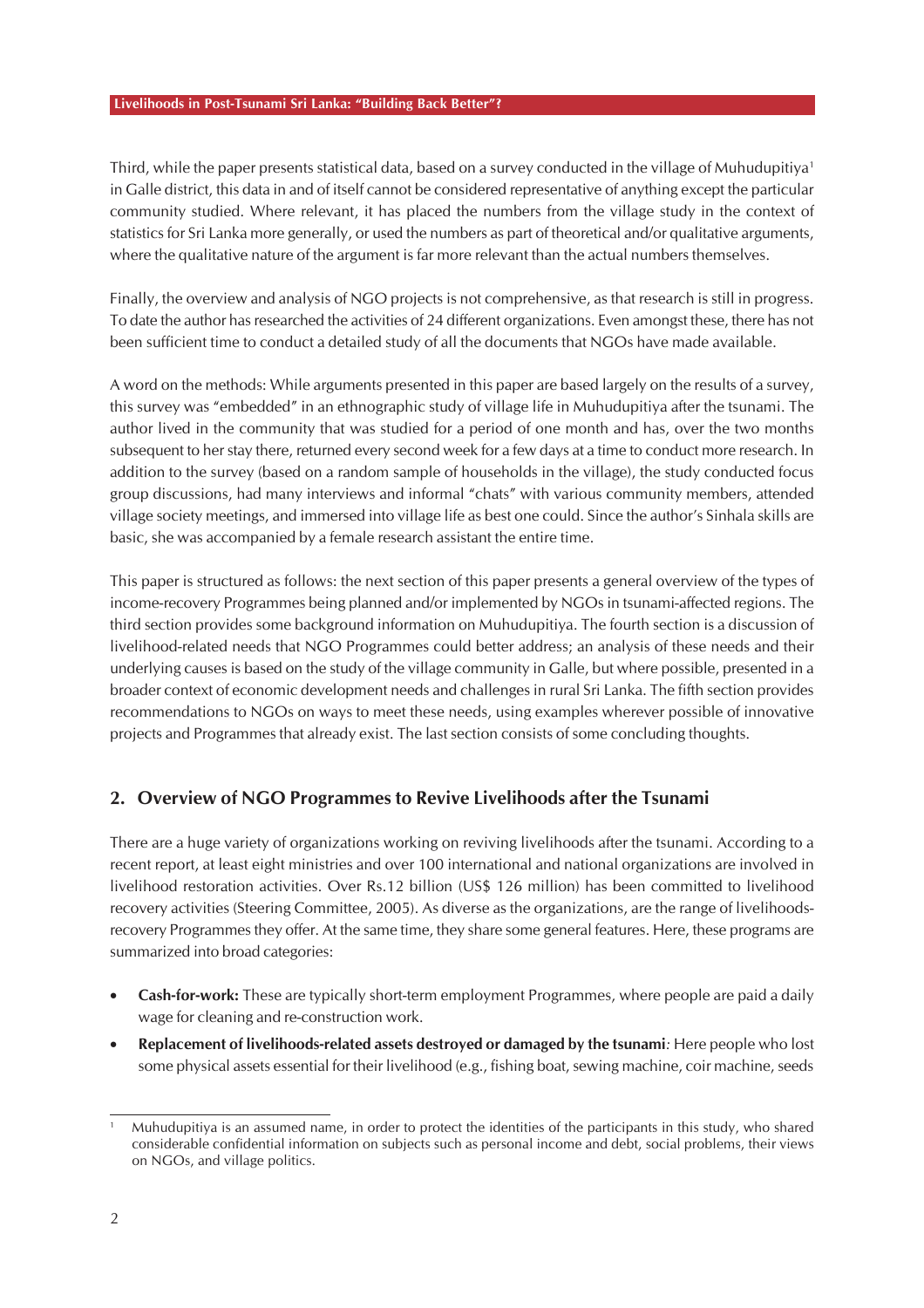Third, while the paper presents statistical data, based on a survey conducted in the village of Muhudupitiya[1] in Galle district, this data in and of itself cannot be considered representative of anything except the particular community studied. Where relevant, it has placed the numbers from the village study in the context of statistics for Sri Lanka more generally, or used the numbers as part of theoretical and/or qualitative arguments, where the qualitative nature of the argument is far more relevant than the actual numbers themselves.

Finally, the overview and analysis of NGO projects is not comprehensive, as that research is still in progress. To date the author has researched the activities of 24 different organizations. Even amongst these, there has not been sufficient time to conduct a detailed study of all the documents that NGOs have made available.

A word on the methods: While arguments presented in this paper are based largely on the results of a survey, this survey was "embedded" in an ethnographic study of village life in Muhudupitiya after the tsunami. The author lived in the community that was studied for a period of one month and has, over the two months subsequent to her stay there, returned every second week for a few days at a time to conduct more research. In addition to the survey (based on a random sample of households in the village), the study conducted focus group discussions, had many interviews and informal "chats" with various community members, attended village society meetings, and immersed into village life as best one could. Since the author's Sinhala skills are basic, she was accompanied by a female research assistant the entire time.

This paper is structured as follows: the next section of this paper presents a general overview of the types of income-recovery Programmes being planned and/or implemented by NGOs in tsunami-affected regions. The third section provides some background information on Muhudupitiya. The fourth section is a discussion of livelihood-related needs that NGO Programmes could better address; an analysis of these needs and their underlying causes is based on the study of the village community in Galle, but where possible, presented in a broader context of economic development needs and challenges in rural Sri Lanka. The fifth section provides recommendations to NGOs on ways to meet these needs, using examples wherever possible of innovative projects and Programmes that already exist. The last section consists of some concluding thoughts.

## 2. Overview of NGO Programmes to Revive Livelihoods after the Tsunami

There are a huge variety of organizations working on reviving livelihoods after the tsunami. According to a recent report, at least eight ministries and over 100 international and national organizations are involved in livelihood restoration activities. Over Rs.12 billion (US$ 126 million) has been committed to livelihood recovery activities (Steering Committee, 2005). As diverse as the organizations, are the range of livelihoods-recovery Programmes they offer. At the same time, they share some general features. Here, these programs are summarized into broad categories:

- **Cash-for-work:** These are typically short-term employment Programmes, where people are paid a daily wage for cleaning and re-construction work.
- **Replacement of livelihoods-related assets destroyed or damaged by the tsunami***:* Here people who lost some physical assets essential for their livelihood (e.g., fishing boat, sewing machine, coir machine, seeds

[1] Muhudupitiya is an assumed name, in order to protect the identities of the participants in this study, who shared considerable confidential information on subjects such as personal income and debt, social problems, their views on NGOs, and village politics.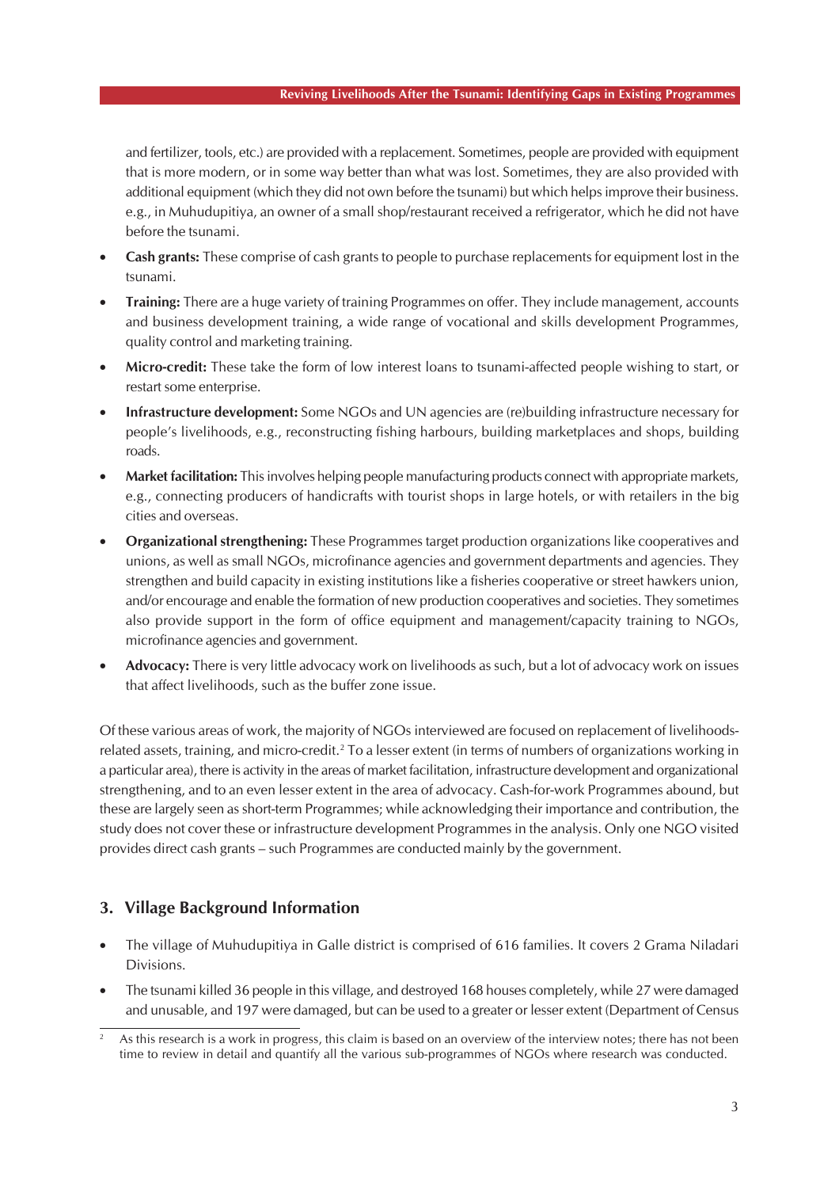and fertilizer, tools, etc.) are provided with a replacement. Sometimes, people are provided with equipment that is more modern, or in some way better than what was lost. Sometimes, they are also provided with additional equipment (which they did not own before the tsunami) but which helps improve their business. e.g., in Muhudupitiya, an owner of a small shop/restaurant received a refrigerator, which he did not have before the tsunami.

- **Cash grants:** These comprise of cash grants to people to purchase replacements for equipment lost in the tsunami.
- **Training:** There are a huge variety of training Programmes on offer. They include management, accounts and business development training, a wide range of vocational and skills development Programmes, quality control and marketing training.
- **Micro-credit:** These take the form of low interest loans to tsunami-affected people wishing to start, or restart some enterprise.
- **Infrastructure development:** Some NGOs and UN agencies are (re)building infrastructure necessary for people's livelihoods, e.g., reconstructing fishing harbours, building marketplaces and shops, building roads.
- **Market facilitation:** This involves helping people manufacturing products connect with appropriate markets, e.g., connecting producers of handicrafts with tourist shops in large hotels, or with retailers in the big cities and overseas.
- **Organizational strengthening:** These Programmes target production organizations like cooperatives and unions, as well as small NGOs, microfinance agencies and government departments and agencies. They strengthen and build capacity in existing institutions like a fisheries cooperative or street hawkers union, and/or encourage and enable the formation of new production cooperatives and societies. They sometimes also provide support in the form of office equipment and management/capacity training to NGOs, microfinance agencies and government.
- **Advocacy:** There is very little advocacy work on livelihoods as such, but a lot of advocacy work on issues that affect livelihoods, such as the buffer zone issue.

Of these various areas of work, the majority of NGOs interviewed are focused on replacement of livelihoods-related assets, training, and micro-credit.[2] To a lesser extent (in terms of numbers of organizations working in a particular area), there is activity in the areas of market facilitation, infrastructure development and organizational strengthening, and to an even lesser extent in the area of advocacy. Cash-for-work Programmes abound, but these are largely seen as short-term Programmes; while acknowledging their importance and contribution, the study does not cover these or infrastructure development Programmes in the analysis. Only one NGO visited provides direct cash grants – such Programmes are conducted mainly by the government.

## 3. Village Background Information

- The village of Muhudupitiya in Galle district is comprised of 616 families. It covers 2 Grama Niladari Divisions.
- The tsunami killed 36 people in this village, and destroyed 168 houses completely, while 27 were damaged and unusable, and 197 were damaged, but can be used to a greater or lesser extent (Department of Census

[2] As this research is a work in progress, this claim is based on an overview of the interview notes; there has not been time to review in detail and quantify all the various sub-programmes of NGOs where research was conducted.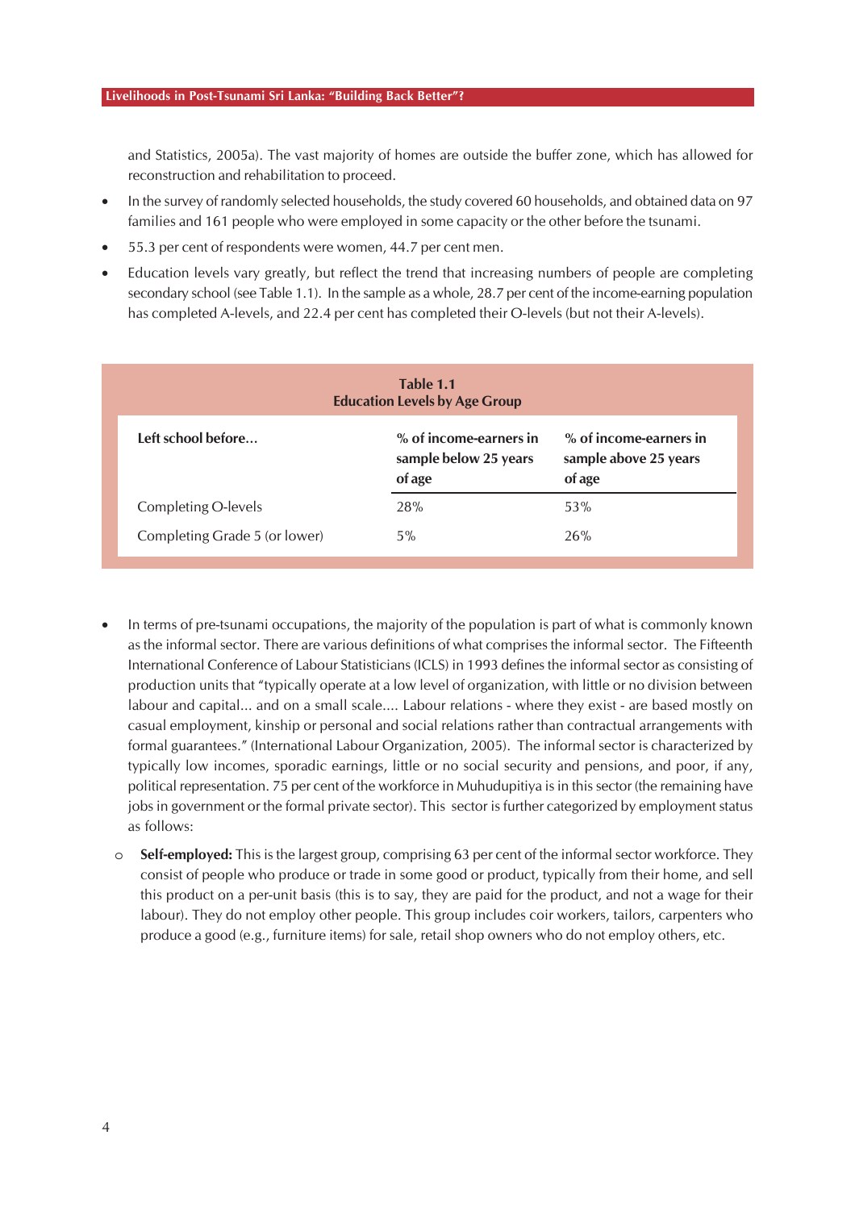and Statistics, 2005a). The vast majority of homes are outside the buffer zone, which has allowed for reconstruction and rehabilitation to proceed.

- In the survey of randomly selected households, the study covered 60 households, and obtained data on 97 families and 161 people who were employed in some capacity or the other before the tsunami.
- 55.3 per cent of respondents were women, 44.7 per cent men.
- Education levels vary greatly, but reflect the trend that increasing numbers of people are completing secondary school (see Table 1.1). In the sample as a whole, 28.7 per cent of the income-earning population has completed A-levels, and 22.4 per cent has completed their O-levels (but not their A-levels).

**Table 1.1**
**Education Levels by Age Group**

| Left school before... | % of income-earners in sample below 25 years of age | % of income-earners in sample above 25 years of age |
|---|---|---|
| Completing O-levels | 28% | 53% |
| Completing Grade 5 (or lower) | 5% | 26% |

- In terms of pre-tsunami occupations, the majority of the population is part of what is commonly known as the informal sector. There are various definitions of what comprises the informal sector. The Fifteenth International Conference of Labour Statisticians (ICLS) in 1993 defines the informal sector as consisting of production units that "typically operate at a low level of organization, with little or no division between labour and capital... and on a small scale.... Labour relations - where they exist - are based mostly on casual employment, kinship or personal and social relations rather than contractual arrangements with formal guarantees." (International Labour Organization, 2005). The informal sector is characterized by typically low incomes, sporadic earnings, little or no social security and pensions, and poor, if any, political representation. 75 per cent of the workforce in Muhudupitiya is in this sector (the remaining have jobs in government or the formal private sector). This sector is further categorized by employment status as follows:
    - **Self-employed:** This is the largest group, comprising 63 per cent of the informal sector workforce. They consist of people who produce or trade in some good or product, typically from their home, and sell this product on a per-unit basis (this is to say, they are paid for the product, and not a wage for their labour). They do not employ other people. This group includes coir workers, tailors, carpenters who produce a good (e.g., furniture items) for sale, retail shop owners who do not employ others, etc.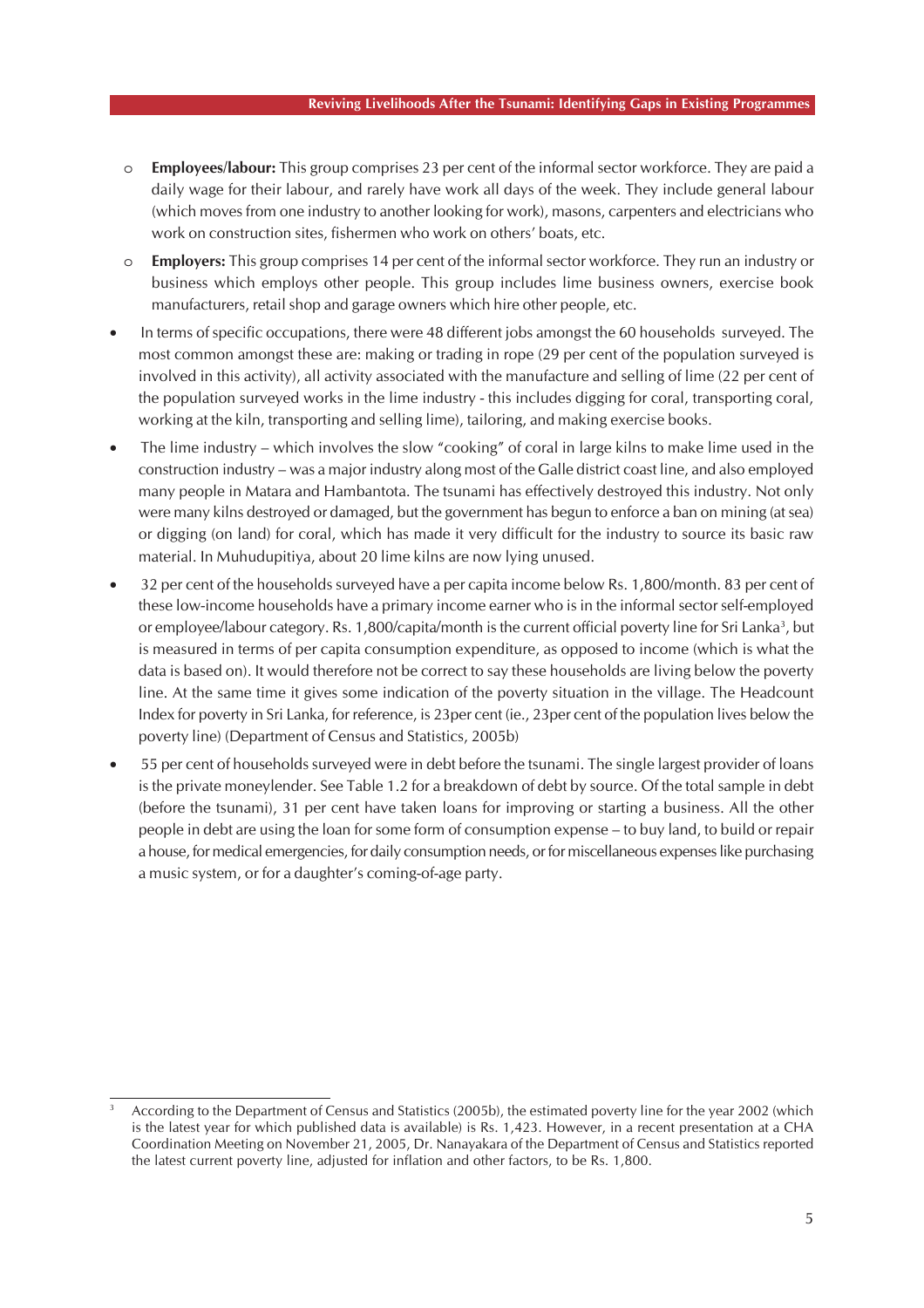- **Employees/labour:** This group comprises 23 per cent of the informal sector workforce. They are paid a daily wage for their labour, and rarely have work all days of the week. They include general labour (which moves from one industry to another looking for work), masons, carpenters and electricians who work on construction sites, fishermen who work on others' boats, etc.
  - **Employers:** This group comprises 14 per cent of the informal sector workforce. They run an industry or business which employs other people. This group includes lime business owners, exercise book manufacturers, retail shop and garage owners which hire other people, etc.

- In terms of specific occupations, there were 48 different jobs amongst the 60 households surveyed. The most common amongst these are: making or trading in rope (29 per cent of the population surveyed is involved in this activity), all activity associated with the manufacture and selling of lime (22 per cent of the population surveyed works in the lime industry - this includes digging for coral, transporting coral, working at the kiln, transporting and selling lime), tailoring, and making exercise books.
- The lime industry – which involves the slow "cooking" of coral in large kilns to make lime used in the construction industry – was a major industry along most of the Galle district coast line, and also employed many people in Matara and Hambantota. The tsunami has effectively destroyed this industry. Not only were many kilns destroyed or damaged, but the government has begun to enforce a ban on mining (at sea) or digging (on land) for coral, which has made it very difficult for the industry to source its basic raw material. In Muhudupitiya, about 20 lime kilns are now lying unused.
- 32 per cent of the households surveyed have a per capita income below Rs. 1,800/month. 83 per cent of these low-income households have a primary income earner who is in the informal sector self-employed or employee/labour category. Rs. 1,800/capita/month is the current official poverty line for Sri Lanka[3], but is measured in terms of per capita consumption expenditure, as opposed to income (which is what the data is based on). It would therefore not be correct to say these households are living below the poverty line. At the same time it gives some indication of the poverty situation in the village. The Headcount Index for poverty in Sri Lanka, for reference, is 23per cent (ie., 23per cent of the population lives below the poverty line) (Department of Census and Statistics, 2005b)
- 55 per cent of households surveyed were in debt before the tsunami. The single largest provider of loans is the private moneylender. See Table 1.2 for a breakdown of debt by source. Of the total sample in debt (before the tsunami), 31 per cent have taken loans for improving or starting a business. All the other people in debt are using the loan for some form of consumption expense – to buy land, to build or repair a house, for medical emergencies, for daily consumption needs, or for miscellaneous expenses like purchasing a music system, or for a daughter's coming-of-age party.

---

[3] According to the Department of Census and Statistics (2005b), the estimated poverty line for the year 2002 (which is the latest year for which published data is available) is Rs. 1,423. However, in a recent presentation at a CHA Coordination Meeting on November 21, 2005, Dr. Nanayakara of the Department of Census and Statistics reported the latest current poverty line, adjusted for inflation and other factors, to be Rs. 1,800.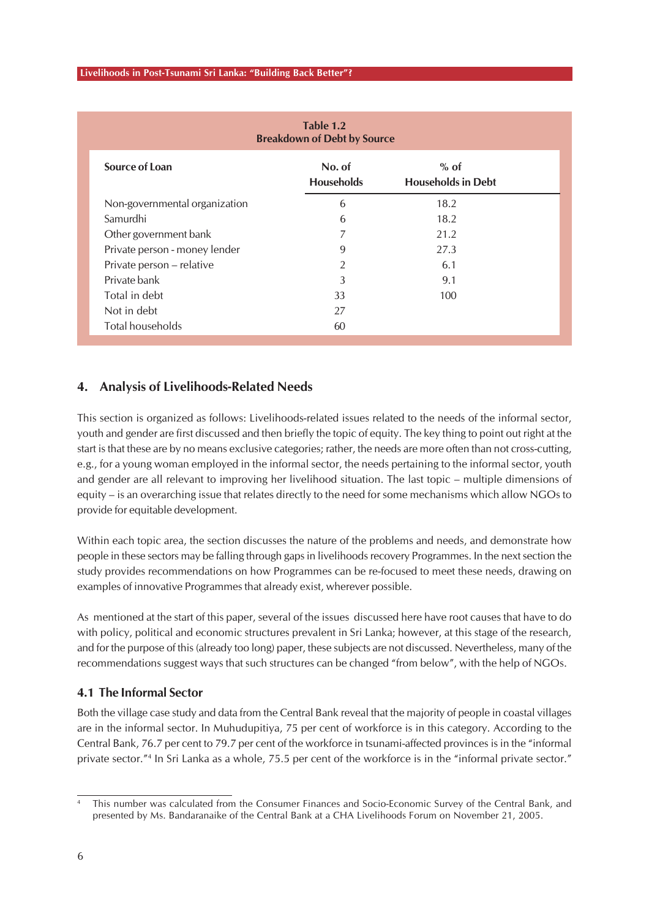**Table 1.2**
**Breakdown of Debt by Source**

| Source of Loan | No. of Households | % of Households in Debt |
|---|---|---|
| Non-governmental organization | 6 | 18.2 |
| Samurdhi | 6 | 18.2 |
| Other government bank | 7 | 21.2 |
| Private person - money lender | 9 | 27.3 |
| Private person – relative | 2 | 6.1 |
| Private bank | 3 | 9.1 |
| Total in debt | 33 | 100 |
| Not in debt | 27 | |
| Total households | 60 | |

## 4. Analysis of Livelihoods-Related Needs

This section is organized as follows: Livelihoods-related issues related to the needs of the informal sector, youth and gender are first discussed and then briefly the topic of equity. The key thing to point out right at the start is that these are by no means exclusive categories; rather, the needs are more often than not cross-cutting, e.g., for a young woman employed in the informal sector, the needs pertaining to the informal sector, youth and gender are all relevant to improving her livelihood situation. The last topic – multiple dimensions of equity – is an overarching issue that relates directly to the need for some mechanisms which allow NGOs to provide for equitable development.

Within each topic area, the section discusses the nature of the problems and needs, and demonstrate how people in these sectors may be falling through gaps in livelihoods recovery Programmes. In the next section the study provides recommendations on how Programmes can be re-focused to meet these needs, drawing on examples of innovative Programmes that already exist, wherever possible.

As mentioned at the start of this paper, several of the issues discussed here have root causes that have to do with policy, political and economic structures prevalent in Sri Lanka; however, at this stage of the research, and for the purpose of this (already too long) paper, these subjects are not discussed. Nevertheless, many of the recommendations suggest ways that such structures can be changed "from below", with the help of NGOs.

### 4.1 The Informal Sector

Both the village case study and data from the Central Bank reveal that the majority of people in coastal villages are in the informal sector. In Muhudupitiya, 75 per cent of workforce is in this category. According to the Central Bank, 76.7 per cent to 79.7 per cent of the workforce in tsunami-affected provinces is in the "informal private sector."[4] In Sri Lanka as a whole, 75.5 per cent of the workforce is in the "informal private sector."

---

[4] This number was calculated from the Consumer Finances and Socio-Economic Survey of the Central Bank, and presented by Ms. Bandaranaike of the Central Bank at a CHA Livelihoods Forum on November 21, 2005.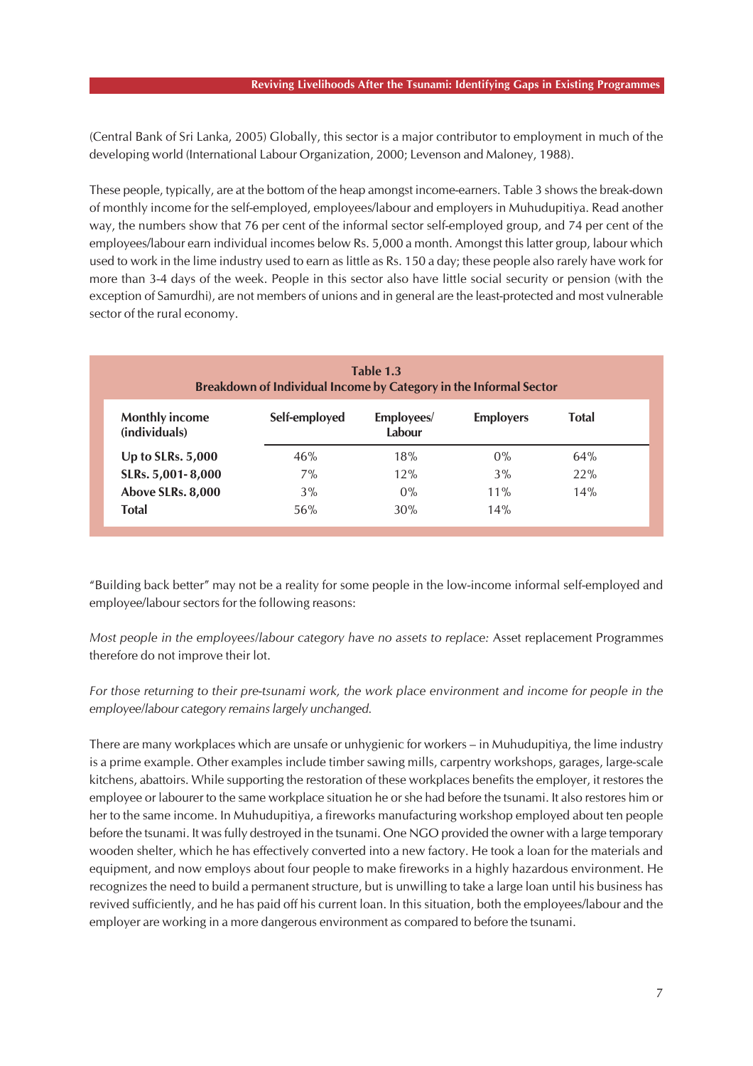(Central Bank of Sri Lanka, 2005) Globally, this sector is a major contributor to employment in much of the developing world (International Labour Organization, 2000; Levenson and Maloney, 1988).

These people, typically, are at the bottom of the heap amongst income-earners. Table 3 shows the break-down of monthly income for the self-employed, employees/labour and employers in Muhudupitiya. Read another way, the numbers show that 76 per cent of the informal sector self-employed group, and 74 per cent of the employees/labour earn individual incomes below Rs. 5,000 a month. Amongst this latter group, labour which used to work in the lime industry used to earn as little as Rs. 150 a day; these people also rarely have work for more than 3-4 days of the week. People in this sector also have little social security or pension (with the exception of Samurdhi), are not members of unions and in general are the least-protected and most vulnerable sector of the rural economy.

**Table 1.3**
**Breakdown of Individual Income by Category in the Informal Sector**

| Monthly income (individuals) | Self-employed | Employees/ Labour | Employers | Total |
|---|---|---|---|---|
| **Up to SLRs. 5,000** | 46% | 18% | 0% | 64% |
| **SLRs. 5,001- 8,000** | 7% | 12% | 3% | 22% |
| **Above SLRs. 8,000** | 3% | 0% | 11% | 14% |
| **Total** | 56% | 30% | 14% | |

"Building back better" may not be a reality for some people in the low-income informal self-employed and employee/labour sectors for the following reasons:

*Most people in the employees/labour category have no assets to replace:* Asset replacement Programmes therefore do not improve their lot.

*For those returning to their pre-tsunami work, the work place environment and income for people in the employee/labour category remains largely unchanged.*

There are many workplaces which are unsafe or unhygienic for workers – in Muhudupitiya, the lime industry is a prime example. Other examples include timber sawing mills, carpentry workshops, garages, large-scale kitchens, abattoirs. While supporting the restoration of these workplaces benefits the employer, it restores the employee or labourer to the same workplace situation he or she had before the tsunami. It also restores him or her to the same income. In Muhudupitiya, a fireworks manufacturing workshop employed about ten people before the tsunami. It was fully destroyed in the tsunami. One NGO provided the owner with a large temporary wooden shelter, which he has effectively converted into a new factory. He took a loan for the materials and equipment, and now employs about four people to make fireworks in a highly hazardous environment. He recognizes the need to build a permanent structure, but is unwilling to take a large loan until his business has revived sufficiently, and he has paid off his current loan. In this situation, both the employees/labour and the employer are working in a more dangerous environment as compared to before the tsunami.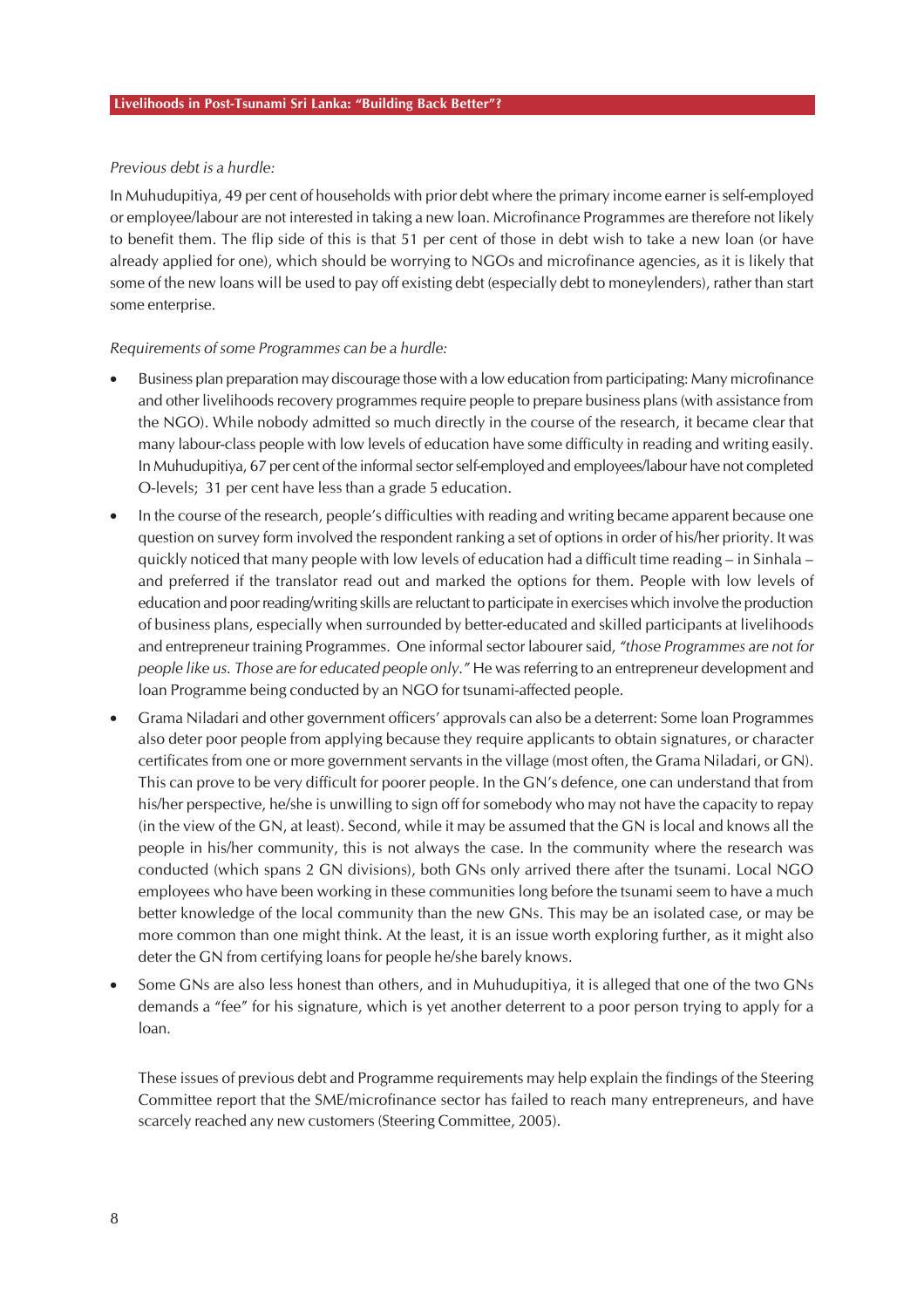*Previous debt is a hurdle:*

In Muhudupitiya, 49 per cent of households with prior debt where the primary income earner is self-employed or employee/labour are not interested in taking a new loan. Microfinance Programmes are therefore not likely to benefit them. The flip side of this is that 51 per cent of those in debt wish to take a new loan (or have already applied for one), which should be worrying to NGOs and microfinance agencies, as it is likely that some of the new loans will be used to pay off existing debt (especially debt to moneylenders), rather than start some enterprise.

*Requirements of some Programmes can be a hurdle:*

- Business plan preparation may discourage those with a low education from participating: Many microfinance and other livelihoods recovery programmes require people to prepare business plans (with assistance from the NGO). While nobody admitted so much directly in the course of the research, it became clear that many labour-class people with low levels of education have some difficulty in reading and writing easily. In Muhudupitiya, 67 per cent of the informal sector self-employed and employees/labour have not completed O-levels; 31 per cent have less than a grade 5 education.
- In the course of the research, people's difficulties with reading and writing became apparent because one question on survey form involved the respondent ranking a set of options in order of his/her priority. It was quickly noticed that many people with low levels of education had a difficult time reading – in Sinhala – and preferred if the translator read out and marked the options for them. People with low levels of education and poor reading/writing skills are reluctant to participate in exercises which involve the production of business plans, especially when surrounded by better-educated and skilled participants at livelihoods and entrepreneur training Programmes. One informal sector labourer said, *"those Programmes are not for people like us. Those are for educated people only."* He was referring to an entrepreneur development and loan Programme being conducted by an NGO for tsunami-affected people.
- Grama Niladari and other government officers' approvals can also be a deterrent: Some loan Programmes also deter poor people from applying because they require applicants to obtain signatures, or character certificates from one or more government servants in the village (most often, the Grama Niladari, or GN). This can prove to be very difficult for poorer people. In the GN's defence, one can understand that from his/her perspective, he/she is unwilling to sign off for somebody who may not have the capacity to repay (in the view of the GN, at least). Second, while it may be assumed that the GN is local and knows all the people in his/her community, this is not always the case. In the community where the research was conducted (which spans 2 GN divisions), both GNs only arrived there after the tsunami. Local NGO employees who have been working in these communities long before the tsunami seem to have a much better knowledge of the local community than the new GNs. This may be an isolated case, or may be more common than one might think. At the least, it is an issue worth exploring further, as it might also deter the GN from certifying loans for people he/she barely knows.
- Some GNs are also less honest than others, and in Muhudupitiya, it is alleged that one of the two GNs demands a "fee" for his signature, which is yet another deterrent to a poor person trying to apply for a loan.

These issues of previous debt and Programme requirements may help explain the findings of the Steering Committee report that the SME/microfinance sector has failed to reach many entrepreneurs, and have scarcely reached any new customers (Steering Committee, 2005).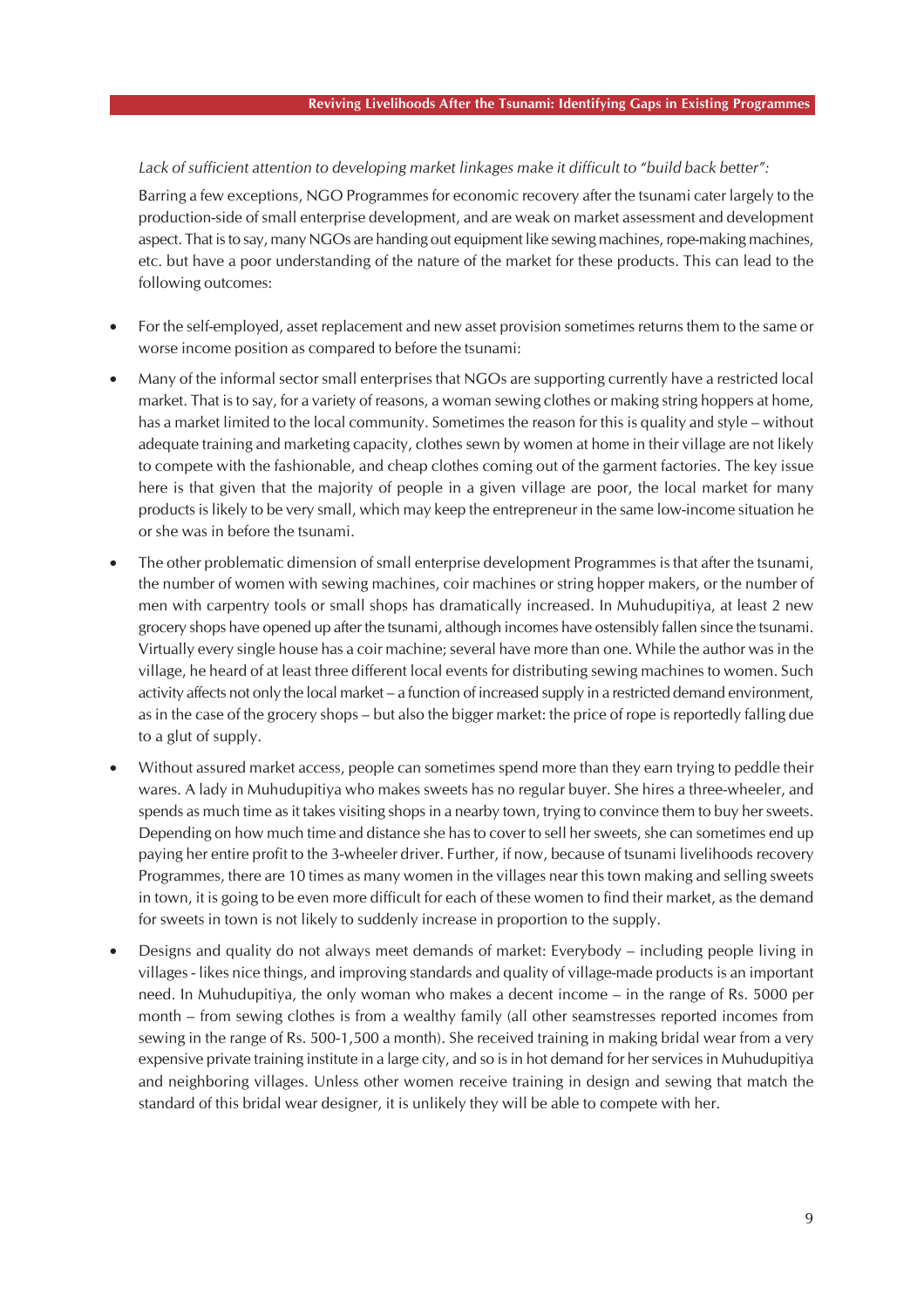*Lack of sufficient attention to developing market linkages make it difficult to "build back better":*

Barring a few exceptions, NGO Programmes for economic recovery after the tsunami cater largely to the production-side of small enterprise development, and are weak on market assessment and development aspect. That is to say, many NGOs are handing out equipment like sewing machines, rope-making machines, etc. but have a poor understanding of the nature of the market for these products. This can lead to the following outcomes:

- For the self-employed, asset replacement and new asset provision sometimes returns them to the same or worse income position as compared to before the tsunami:
- Many of the informal sector small enterprises that NGOs are supporting currently have a restricted local market. That is to say, for a variety of reasons, a woman sewing clothes or making string hoppers at home, has a market limited to the local community. Sometimes the reason for this is quality and style – without adequate training and marketing capacity, clothes sewn by women at home in their village are not likely to compete with the fashionable, and cheap clothes coming out of the garment factories. The key issue here is that given that the majority of people in a given village are poor, the local market for many products is likely to be very small, which may keep the entrepreneur in the same low-income situation he or she was in before the tsunami.
- The other problematic dimension of small enterprise development Programmes is that after the tsunami, the number of women with sewing machines, coir machines or string hopper makers, or the number of men with carpentry tools or small shops has dramatically increased. In Muhudupitiya, at least 2 new grocery shops have opened up after the tsunami, although incomes have ostensibly fallen since the tsunami. Virtually every single house has a coir machine; several have more than one. While the author was in the village, he heard of at least three different local events for distributing sewing machines to women. Such activity affects not only the local market – a function of increased supply in a restricted demand environment, as in the case of the grocery shops – but also the bigger market: the price of rope is reportedly falling due to a glut of supply.
- Without assured market access, people can sometimes spend more than they earn trying to peddle their wares. A lady in Muhudupitiya who makes sweets has no regular buyer. She hires a three-wheeler, and spends as much time as it takes visiting shops in a nearby town, trying to convince them to buy her sweets. Depending on how much time and distance she has to cover to sell her sweets, she can sometimes end up paying her entire profit to the 3-wheeler driver. Further, if now, because of tsunami livelihoods recovery Programmes, there are 10 times as many women in the villages near this town making and selling sweets in town, it is going to be even more difficult for each of these women to find their market, as the demand for sweets in town is not likely to suddenly increase in proportion to the supply.
- Designs and quality do not always meet demands of market: Everybody – including people living in villages - likes nice things, and improving standards and quality of village-made products is an important need. In Muhudupitiya, the only woman who makes a decent income – in the range of Rs. 5000 per month – from sewing clothes is from a wealthy family (all other seamstresses reported incomes from sewing in the range of Rs. 500-1,500 a month). She received training in making bridal wear from a very expensive private training institute in a large city, and so is in hot demand for her services in Muhudupitiya and neighboring villages. Unless other women receive training in design and sewing that match the standard of this bridal wear designer, it is unlikely they will be able to compete with her.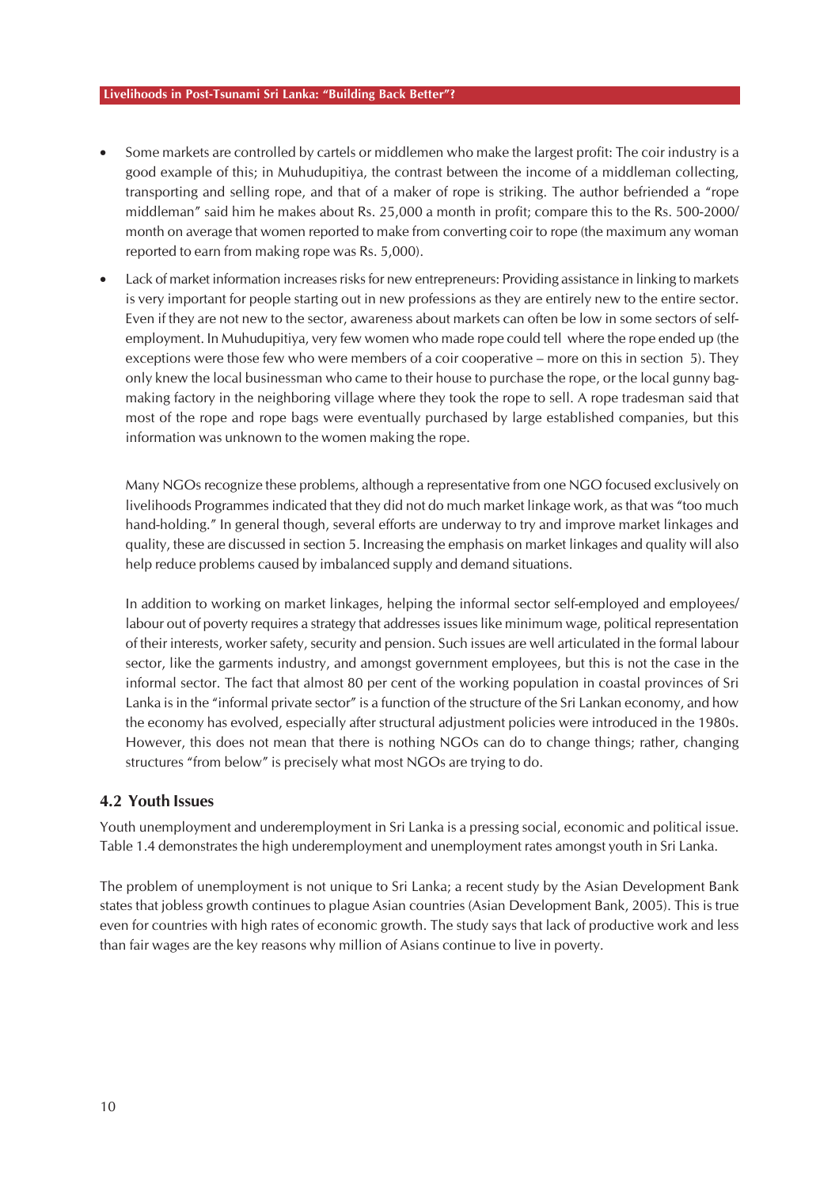- Some markets are controlled by cartels or middlemen who make the largest profit: The coir industry is a good example of this; in Muhudupitiya, the contrast between the income of a middleman collecting, transporting and selling rope, and that of a maker of rope is striking. The author befriended a "rope middleman" said him he makes about Rs. 25,000 a month in profit; compare this to the Rs. 500-2000/ month on average that women reported to make from converting coir to rope (the maximum any woman reported to earn from making rope was Rs. 5,000).

- Lack of market information increases risks for new entrepreneurs: Providing assistance in linking to markets is very important for people starting out in new professions as they are entirely new to the entire sector. Even if they are not new to the sector, awareness about markets can often be low in some sectors of self-employment. In Muhudupitiya, very few women who made rope could tell where the rope ended up (the exceptions were those few who were members of a coir cooperative – more on this in section 5). They only knew the local businessman who came to their house to purchase the rope, or the local gunny bag-making factory in the neighboring village where they took the rope to sell. A rope tradesman said that most of the rope and rope bags were eventually purchased by large established companies, but this information was unknown to the women making the rope.

  Many NGOs recognize these problems, although a representative from one NGO focused exclusively on livelihoods Programmes indicated that they did not do much market linkage work, as that was "too much hand-holding." In general though, several efforts are underway to try and improve market linkages and quality, these are discussed in section 5. Increasing the emphasis on market linkages and quality will also help reduce problems caused by imbalanced supply and demand situations.

  In addition to working on market linkages, helping the informal sector self-employed and employees/ labour out of poverty requires a strategy that addresses issues like minimum wage, political representation of their interests, worker safety, security and pension. Such issues are well articulated in the formal labour sector, like the garments industry, and amongst government employees, but this is not the case in the informal sector. The fact that almost 80 per cent of the working population in coastal provinces of Sri Lanka is in the "informal private sector" is a function of the structure of the Sri Lankan economy, and how the economy has evolved, especially after structural adjustment policies were introduced in the 1980s. However, this does not mean that there is nothing NGOs can do to change things; rather, changing structures "from below" is precisely what most NGOs are trying to do.

### 4.2 Youth Issues

Youth unemployment and underemployment in Sri Lanka is a pressing social, economic and political issue. Table 1.4 demonstrates the high underemployment and unemployment rates amongst youth in Sri Lanka.

The problem of unemployment is not unique to Sri Lanka; a recent study by the Asian Development Bank states that jobless growth continues to plague Asian countries (Asian Development Bank, 2005). This is true even for countries with high rates of economic growth. The study says that lack of productive work and less than fair wages are the key reasons why million of Asians continue to live in poverty.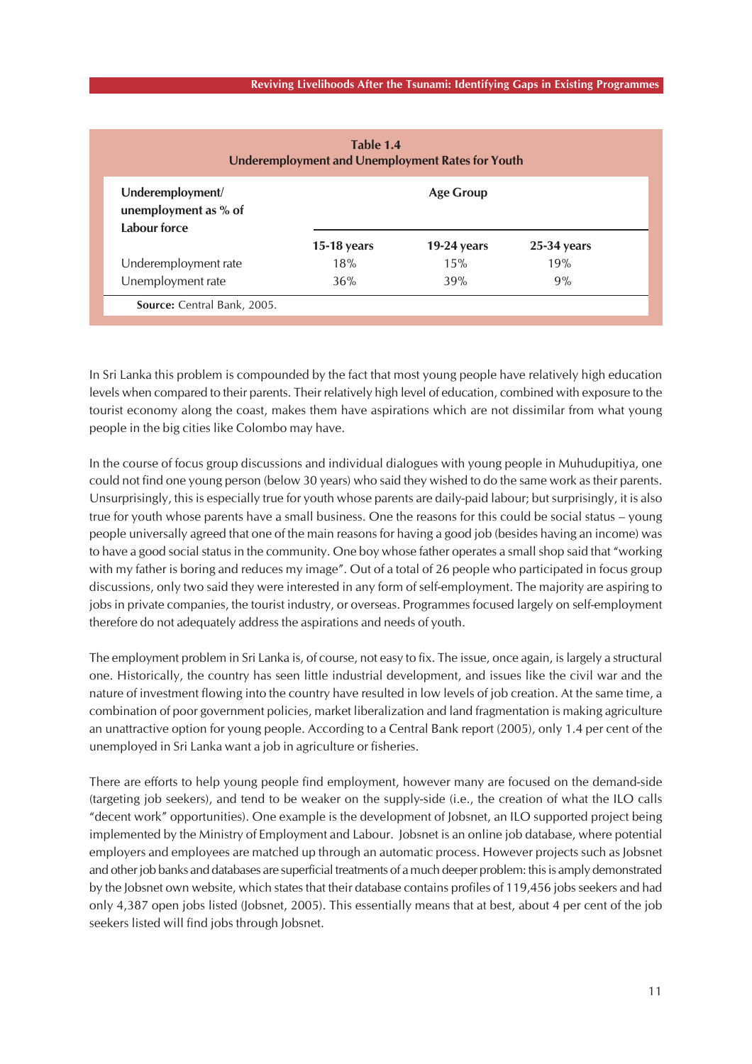**Table 1.4**
**Underemployment and Unemployment Rates for Youth**

| Underemployment/ unemployment as % of Labour force | Age Group | | |
|---|---|---|---|
| | 15-18 years | 19-24 years | 25-34 years |
| Underemployment rate | 18% | 15% | 19% |
| Unemployment rate | 36% | 39% | 9% |

**Source:** Central Bank, 2005.

In Sri Lanka this problem is compounded by the fact that most young people have relatively high education levels when compared to their parents. Their relatively high level of education, combined with exposure to the tourist economy along the coast, makes them have aspirations which are not dissimilar from what young people in the big cities like Colombo may have.

In the course of focus group discussions and individual dialogues with young people in Muhudupitiya, one could not find one young person (below 30 years) who said they wished to do the same work as their parents. Unsurprisingly, this is especially true for youth whose parents are daily-paid labour; but surprisingly, it is also true for youth whose parents have a small business. One the reasons for this could be social status – young people universally agreed that one of the main reasons for having a good job (besides having an income) was to have a good social status in the community. One boy whose father operates a small shop said that "working with my father is boring and reduces my image". Out of a total of 26 people who participated in focus group discussions, only two said they were interested in any form of self-employment. The majority are aspiring to jobs in private companies, the tourist industry, or overseas. Programmes focused largely on self-employment therefore do not adequately address the aspirations and needs of youth.

The employment problem in Sri Lanka is, of course, not easy to fix. The issue, once again, is largely a structural one. Historically, the country has seen little industrial development, and issues like the civil war and the nature of investment flowing into the country have resulted in low levels of job creation. At the same time, a combination of poor government policies, market liberalization and land fragmentation is making agriculture an unattractive option for young people. According to a Central Bank report (2005), only 1.4 per cent of the unemployed in Sri Lanka want a job in agriculture or fisheries.

There are efforts to help young people find employment, however many are focused on the demand-side (targeting job seekers), and tend to be weaker on the supply-side (i.e., the creation of what the ILO calls "decent work" opportunities). One example is the development of Jobsnet, an ILO supported project being implemented by the Ministry of Employment and Labour. Jobsnet is an online job database, where potential employers and employees are matched up through an automatic process. However projects such as Jobsnet and other job banks and databases are superficial treatments of a much deeper problem: this is amply demonstrated by the Jobsnet own website, which states that their database contains profiles of 119,456 jobs seekers and had only 4,387 open jobs listed (Jobsnet, 2005). This essentially means that at best, about 4 per cent of the job seekers listed will find jobs through Jobsnet.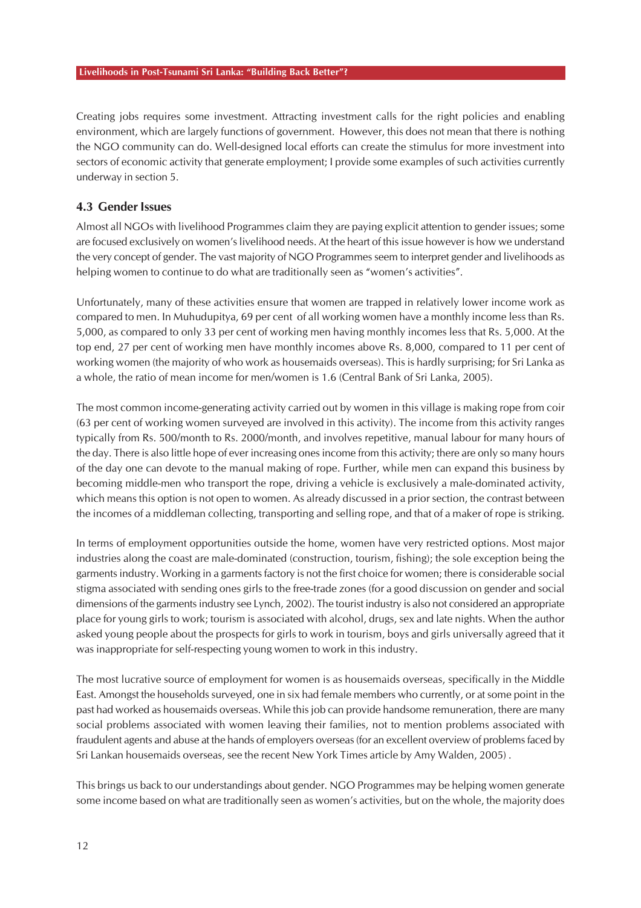Creating jobs requires some investment. Attracting investment calls for the right policies and enabling environment, which are largely functions of government. However, this does not mean that there is nothing the NGO community can do. Well-designed local efforts can create the stimulus for more investment into sectors of economic activity that generate employment; I provide some examples of such activities currently underway in section 5.

### 4.3 Gender Issues

Almost all NGOs with livelihood Programmes claim they are paying explicit attention to gender issues; some are focused exclusively on women's livelihood needs. At the heart of this issue however is how we understand the very concept of gender. The vast majority of NGO Programmes seem to interpret gender and livelihoods as helping women to continue to do what are traditionally seen as "women's activities".

Unfortunately, many of these activities ensure that women are trapped in relatively lower income work as compared to men. In Muhudupitya, 69 per cent of all working women have a monthly income less than Rs. 5,000, as compared to only 33 per cent of working men having monthly incomes less that Rs. 5,000. At the top end, 27 per cent of working men have monthly incomes above Rs. 8,000, compared to 11 per cent of working women (the majority of who work as housemaids overseas). This is hardly surprising; for Sri Lanka as a whole, the ratio of mean income for men/women is 1.6 (Central Bank of Sri Lanka, 2005).

The most common income-generating activity carried out by women in this village is making rope from coir (63 per cent of working women surveyed are involved in this activity). The income from this activity ranges typically from Rs. 500/month to Rs. 2000/month, and involves repetitive, manual labour for many hours of the day. There is also little hope of ever increasing ones income from this activity; there are only so many hours of the day one can devote to the manual making of rope. Further, while men can expand this business by becoming middle-men who transport the rope, driving a vehicle is exclusively a male-dominated activity, which means this option is not open to women. As already discussed in a prior section, the contrast between the incomes of a middleman collecting, transporting and selling rope, and that of a maker of rope is striking.

In terms of employment opportunities outside the home, women have very restricted options. Most major industries along the coast are male-dominated (construction, tourism, fishing); the sole exception being the garments industry. Working in a garments factory is not the first choice for women; there is considerable social stigma associated with sending ones girls to the free-trade zones (for a good discussion on gender and social dimensions of the garments industry see Lynch, 2002). The tourist industry is also not considered an appropriate place for young girls to work; tourism is associated with alcohol, drugs, sex and late nights. When the author asked young people about the prospects for girls to work in tourism, boys and girls universally agreed that it was inappropriate for self-respecting young women to work in this industry.

The most lucrative source of employment for women is as housemaids overseas, specifically in the Middle East. Amongst the households surveyed, one in six had female members who currently, or at some point in the past had worked as housemaids overseas. While this job can provide handsome remuneration, there are many social problems associated with women leaving their families, not to mention problems associated with fraudulent agents and abuse at the hands of employers overseas (for an excellent overview of problems faced by Sri Lankan housemaids overseas, see the recent New York Times article by Amy Walden, 2005) .

This brings us back to our understandings about gender. NGO Programmes may be helping women generate some income based on what are traditionally seen as women's activities, but on the whole, the majority does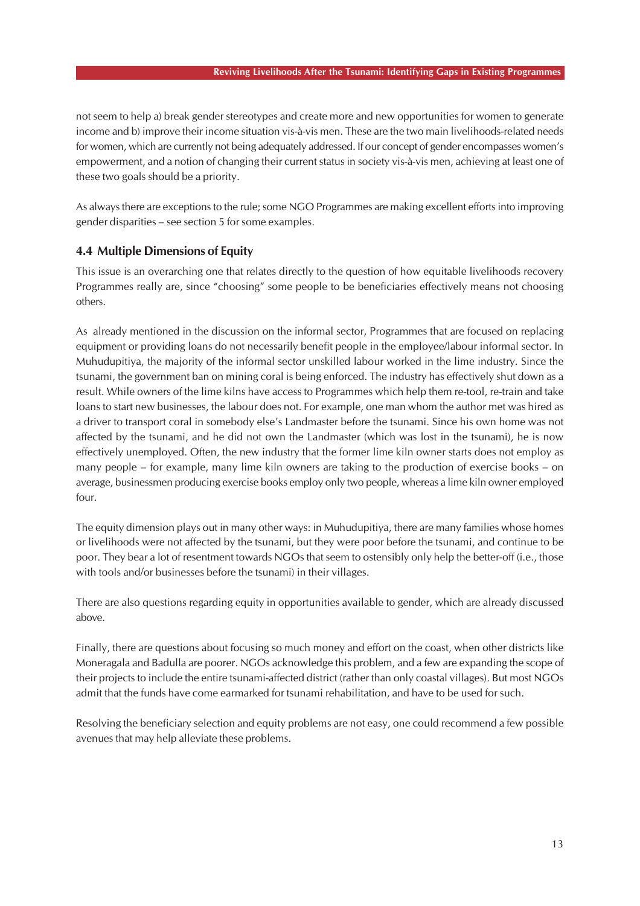not seem to help a) break gender stereotypes and create more and new opportunities for women to generate income and b) improve their income situation vis-à-vis men. These are the two main livelihoods-related needs for women, which are currently not being adequately addressed. If our concept of gender encompasses women's empowerment, and a notion of changing their current status in society vis-à-vis men, achieving at least one of these two goals should be a priority.

As always there are exceptions to the rule; some NGO Programmes are making excellent efforts into improving gender disparities – see section 5 for some examples.

### 4.4 Multiple Dimensions of Equity

This issue is an overarching one that relates directly to the question of how equitable livelihoods recovery Programmes really are, since "choosing" some people to be beneficiaries effectively means not choosing others.

As already mentioned in the discussion on the informal sector, Programmes that are focused on replacing equipment or providing loans do not necessarily benefit people in the employee/labour informal sector. In Muhudupitiya, the majority of the informal sector unskilled labour worked in the lime industry. Since the tsunami, the government ban on mining coral is being enforced. The industry has effectively shut down as a result. While owners of the lime kilns have access to Programmes which help them re-tool, re-train and take loans to start new businesses, the labour does not. For example, one man whom the author met was hired as a driver to transport coral in somebody else's Landmaster before the tsunami. Since his own home was not affected by the tsunami, and he did not own the Landmaster (which was lost in the tsunami), he is now effectively unemployed. Often, the new industry that the former lime kiln owner starts does not employ as many people – for example, many lime kiln owners are taking to the production of exercise books – on average, businessmen producing exercise books employ only two people, whereas a lime kiln owner employed four.

The equity dimension plays out in many other ways: in Muhudupitiya, there are many families whose homes or livelihoods were not affected by the tsunami, but they were poor before the tsunami, and continue to be poor. They bear a lot of resentment towards NGOs that seem to ostensibly only help the better-off (i.e., those with tools and/or businesses before the tsunami) in their villages.

There are also questions regarding equity in opportunities available to gender, which are already discussed above.

Finally, there are questions about focusing so much money and effort on the coast, when other districts like Moneragala and Badulla are poorer. NGOs acknowledge this problem, and a few are expanding the scope of their projects to include the entire tsunami-affected district (rather than only coastal villages). But most NGOs admit that the funds have come earmarked for tsunami rehabilitation, and have to be used for such.

Resolving the beneficiary selection and equity problems are not easy, one could recommend a few possible avenues that may help alleviate these problems.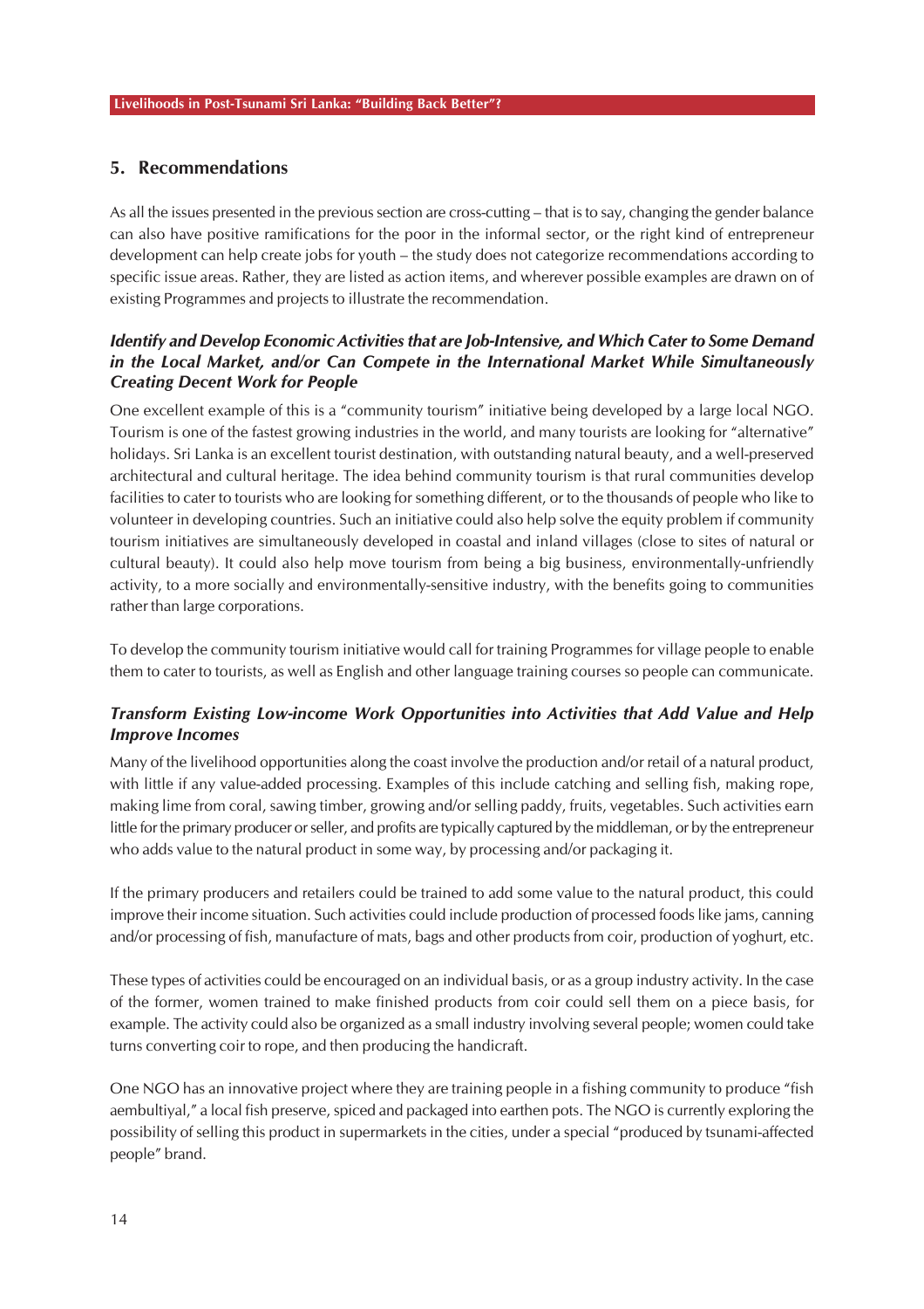## 5. Recommendations

As all the issues presented in the previous section are cross-cutting – that is to say, changing the gender balance can also have positive ramifications for the poor in the informal sector, or the right kind of entrepreneur development can help create jobs for youth – the study does not categorize recommendations according to specific issue areas. Rather, they are listed as action items, and wherever possible examples are drawn on of existing Programmes and projects to illustrate the recommendation.

### *Identify and Develop Economic Activities that are Job-Intensive, and Which Cater to Some Demand in the Local Market, and/or Can Compete in the International Market While Simultaneously Creating Decent Work for People*

One excellent example of this is a "community tourism" initiative being developed by a large local NGO. Tourism is one of the fastest growing industries in the world, and many tourists are looking for "alternative" holidays. Sri Lanka is an excellent tourist destination, with outstanding natural beauty, and a well-preserved architectural and cultural heritage. The idea behind community tourism is that rural communities develop facilities to cater to tourists who are looking for something different, or to the thousands of people who like to volunteer in developing countries. Such an initiative could also help solve the equity problem if community tourism initiatives are simultaneously developed in coastal and inland villages (close to sites of natural or cultural beauty). It could also help move tourism from being a big business, environmentally-unfriendly activity, to a more socially and environmentally-sensitive industry, with the benefits going to communities rather than large corporations.

To develop the community tourism initiative would call for training Programmes for village people to enable them to cater to tourists, as well as English and other language training courses so people can communicate.

### *Transform Existing Low-income Work Opportunities into Activities that Add Value and Help Improve Incomes*

Many of the livelihood opportunities along the coast involve the production and/or retail of a natural product, with little if any value-added processing. Examples of this include catching and selling fish, making rope, making lime from coral, sawing timber, growing and/or selling paddy, fruits, vegetables. Such activities earn little for the primary producer or seller, and profits are typically captured by the middleman, or by the entrepreneur who adds value to the natural product in some way, by processing and/or packaging it.

If the primary producers and retailers could be trained to add some value to the natural product, this could improve their income situation. Such activities could include production of processed foods like jams, canning and/or processing of fish, manufacture of mats, bags and other products from coir, production of yoghurt, etc.

These types of activities could be encouraged on an individual basis, or as a group industry activity. In the case of the former, women trained to make finished products from coir could sell them on a piece basis, for example. The activity could also be organized as a small industry involving several people; women could take turns converting coir to rope, and then producing the handicraft.

One NGO has an innovative project where they are training people in a fishing community to produce "fish aembultiyal," a local fish preserve, spiced and packaged into earthen pots. The NGO is currently exploring the possibility of selling this product in supermarkets in the cities, under a special "produced by tsunami-affected people" brand.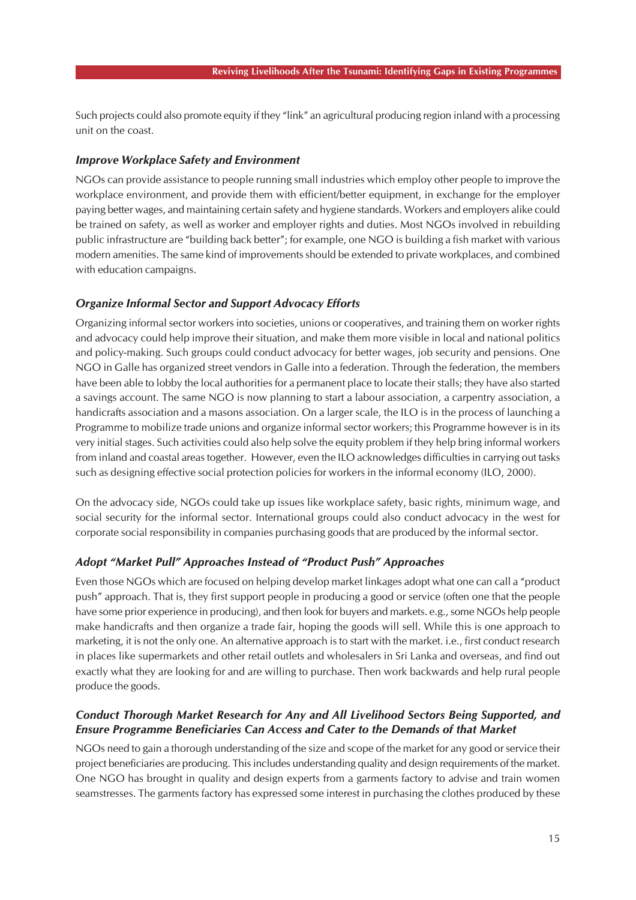Such projects could also promote equity if they "link" an agricultural producing region inland with a processing unit on the coast.

### *Improve Workplace Safety and Environment*

NGOs can provide assistance to people running small industries which employ other people to improve the workplace environment, and provide them with efficient/better equipment, in exchange for the employer paying better wages, and maintaining certain safety and hygiene standards. Workers and employers alike could be trained on safety, as well as worker and employer rights and duties. Most NGOs involved in rebuilding public infrastructure are "building back better"; for example, one NGO is building a fish market with various modern amenities. The same kind of improvements should be extended to private workplaces, and combined with education campaigns.

### *Organize Informal Sector and Support Advocacy Efforts*

Organizing informal sector workers into societies, unions or cooperatives, and training them on worker rights and advocacy could help improve their situation, and make them more visible in local and national politics and policy-making. Such groups could conduct advocacy for better wages, job security and pensions. One NGO in Galle has organized street vendors in Galle into a federation. Through the federation, the members have been able to lobby the local authorities for a permanent place to locate their stalls; they have also started a savings account. The same NGO is now planning to start a labour association, a carpentry association, a handicrafts association and a masons association. On a larger scale, the ILO is in the process of launching a Programme to mobilize trade unions and organize informal sector workers; this Programme however is in its very initial stages. Such activities could also help solve the equity problem if they help bring informal workers from inland and coastal areas together. However, even the ILO acknowledges difficulties in carrying out tasks such as designing effective social protection policies for workers in the informal economy (ILO, 2000).

On the advocacy side, NGOs could take up issues like workplace safety, basic rights, minimum wage, and social security for the informal sector. International groups could also conduct advocacy in the west for corporate social responsibility in companies purchasing goods that are produced by the informal sector.

### *Adopt "Market Pull" Approaches Instead of "Product Push" Approaches*

Even those NGOs which are focused on helping develop market linkages adopt what one can call a "product push" approach. That is, they first support people in producing a good or service (often one that the people have some prior experience in producing), and then look for buyers and markets. e.g., some NGOs help people make handicrafts and then organize a trade fair, hoping the goods will sell. While this is one approach to marketing, it is not the only one. An alternative approach is to start with the market. i.e., first conduct research in places like supermarkets and other retail outlets and wholesalers in Sri Lanka and overseas, and find out exactly what they are looking for and are willing to purchase. Then work backwards and help rural people produce the goods.

### *Conduct Thorough Market Research for Any and All Livelihood Sectors Being Supported, and Ensure Programme Beneficiaries Can Access and Cater to the Demands of that Market*

NGOs need to gain a thorough understanding of the size and scope of the market for any good or service their project beneficiaries are producing. This includes understanding quality and design requirements of the market. One NGO has brought in quality and design experts from a garments factory to advise and train women seamstresses. The garments factory has expressed some interest in purchasing the clothes produced by these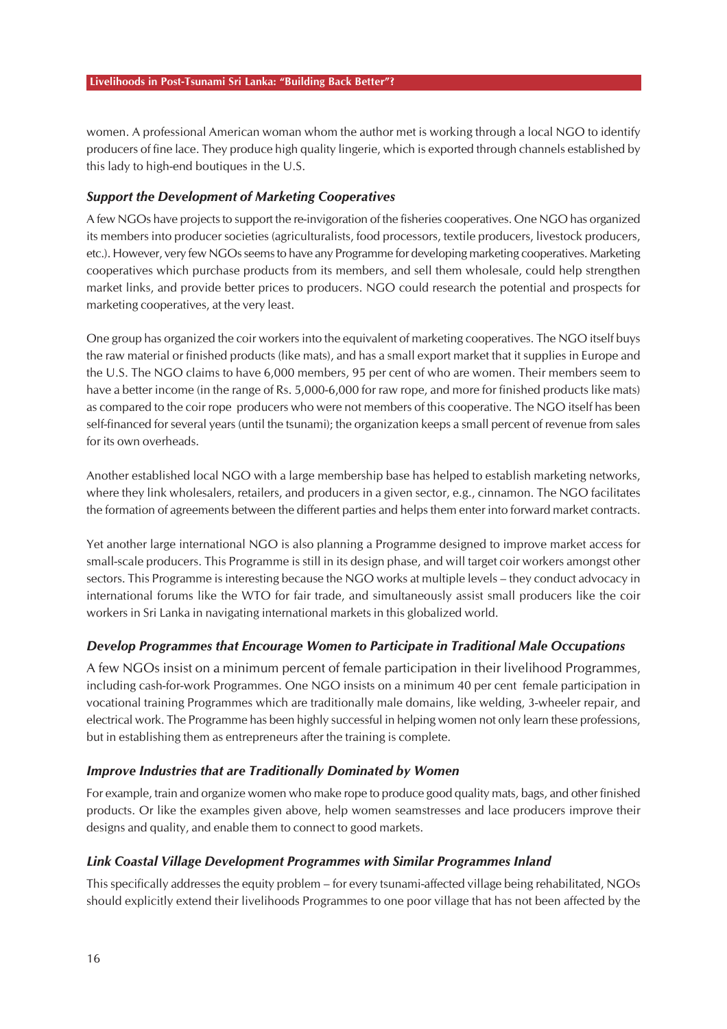women. A professional American woman whom the author met is working through a local NGO to identify producers of fine lace. They produce high quality lingerie, which is exported through channels established by this lady to high-end boutiques in the U.S.

### *Support the Development of Marketing Cooperatives*

A few NGOs have projects to support the re-invigoration of the fisheries cooperatives. One NGO has organized its members into producer societies (agriculturalists, food processors, textile producers, livestock producers, etc.). However, very few NGOs seems to have any Programme for developing marketing cooperatives. Marketing cooperatives which purchase products from its members, and sell them wholesale, could help strengthen market links, and provide better prices to producers. NGO could research the potential and prospects for marketing cooperatives, at the very least.

One group has organized the coir workers into the equivalent of marketing cooperatives. The NGO itself buys the raw material or finished products (like mats), and has a small export market that it supplies in Europe and the U.S. The NGO claims to have 6,000 members, 95 per cent of who are women. Their members seem to have a better income (in the range of Rs. 5,000-6,000 for raw rope, and more for finished products like mats) as compared to the coir rope producers who were not members of this cooperative. The NGO itself has been self-financed for several years (until the tsunami); the organization keeps a small percent of revenue from sales for its own overheads.

Another established local NGO with a large membership base has helped to establish marketing networks, where they link wholesalers, retailers, and producers in a given sector, e.g., cinnamon. The NGO facilitates the formation of agreements between the different parties and helps them enter into forward market contracts.

Yet another large international NGO is also planning a Programme designed to improve market access for small-scale producers. This Programme is still in its design phase, and will target coir workers amongst other sectors. This Programme is interesting because the NGO works at multiple levels – they conduct advocacy in international forums like the WTO for fair trade, and simultaneously assist small producers like the coir workers in Sri Lanka in navigating international markets in this globalized world.

### *Develop Programmes that Encourage Women to Participate in Traditional Male Occupations*

A few NGOs insist on a minimum percent of female participation in their livelihood Programmes, including cash-for-work Programmes. One NGO insists on a minimum 40 per cent female participation in vocational training Programmes which are traditionally male domains, like welding, 3-wheeler repair, and electrical work. The Programme has been highly successful in helping women not only learn these professions, but in establishing them as entrepreneurs after the training is complete.

### *Improve Industries that are Traditionally Dominated by Women*

For example, train and organize women who make rope to produce good quality mats, bags, and other finished products. Or like the examples given above, help women seamstresses and lace producers improve their designs and quality, and enable them to connect to good markets.

### *Link Coastal Village Development Programmes with Similar Programmes Inland*

This specifically addresses the equity problem – for every tsunami-affected village being rehabilitated, NGOs should explicitly extend their livelihoods Programmes to one poor village that has not been affected by the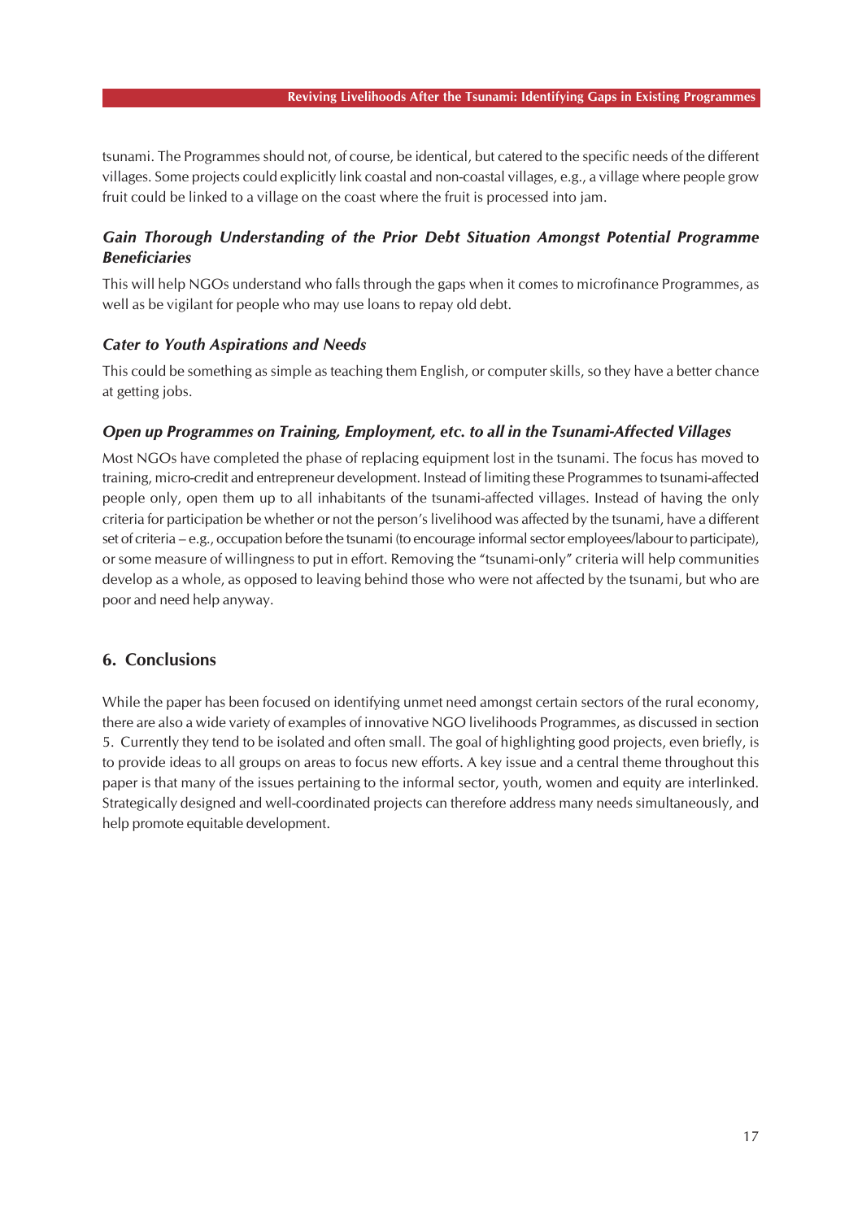tsunami. The Programmes should not, of course, be identical, but catered to the specific needs of the different villages. Some projects could explicitly link coastal and non-coastal villages, e.g., a village where people grow fruit could be linked to a village on the coast where the fruit is processed into jam.

### *Gain Thorough Understanding of the Prior Debt Situation Amongst Potential Programme Beneficiaries*

This will help NGOs understand who falls through the gaps when it comes to microfinance Programmes, as well as be vigilant for people who may use loans to repay old debt.

### *Cater to Youth Aspirations and Needs*

This could be something as simple as teaching them English, or computer skills, so they have a better chance at getting jobs.

### *Open up Programmes on Training, Employment, etc. to all in the Tsunami-Affected Villages*

Most NGOs have completed the phase of replacing equipment lost in the tsunami. The focus has moved to training, micro-credit and entrepreneur development. Instead of limiting these Programmes to tsunami-affected people only, open them up to all inhabitants of the tsunami-affected villages. Instead of having the only criteria for participation be whether or not the person's livelihood was affected by the tsunami, have a different set of criteria – e.g., occupation before the tsunami (to encourage informal sector employees/labour to participate), or some measure of willingness to put in effort. Removing the "tsunami-only" criteria will help communities develop as a whole, as opposed to leaving behind those who were not affected by the tsunami, but who are poor and need help anyway.

## 6. Conclusions

While the paper has been focused on identifying unmet need amongst certain sectors of the rural economy, there are also a wide variety of examples of innovative NGO livelihoods Programmes, as discussed in section 5. Currently they tend to be isolated and often small. The goal of highlighting good projects, even briefly, is to provide ideas to all groups on areas to focus new efforts. A key issue and a central theme throughout this paper is that many of the issues pertaining to the informal sector, youth, women and equity are interlinked. Strategically designed and well-coordinated projects can therefore address many needs simultaneously, and help promote equitable development.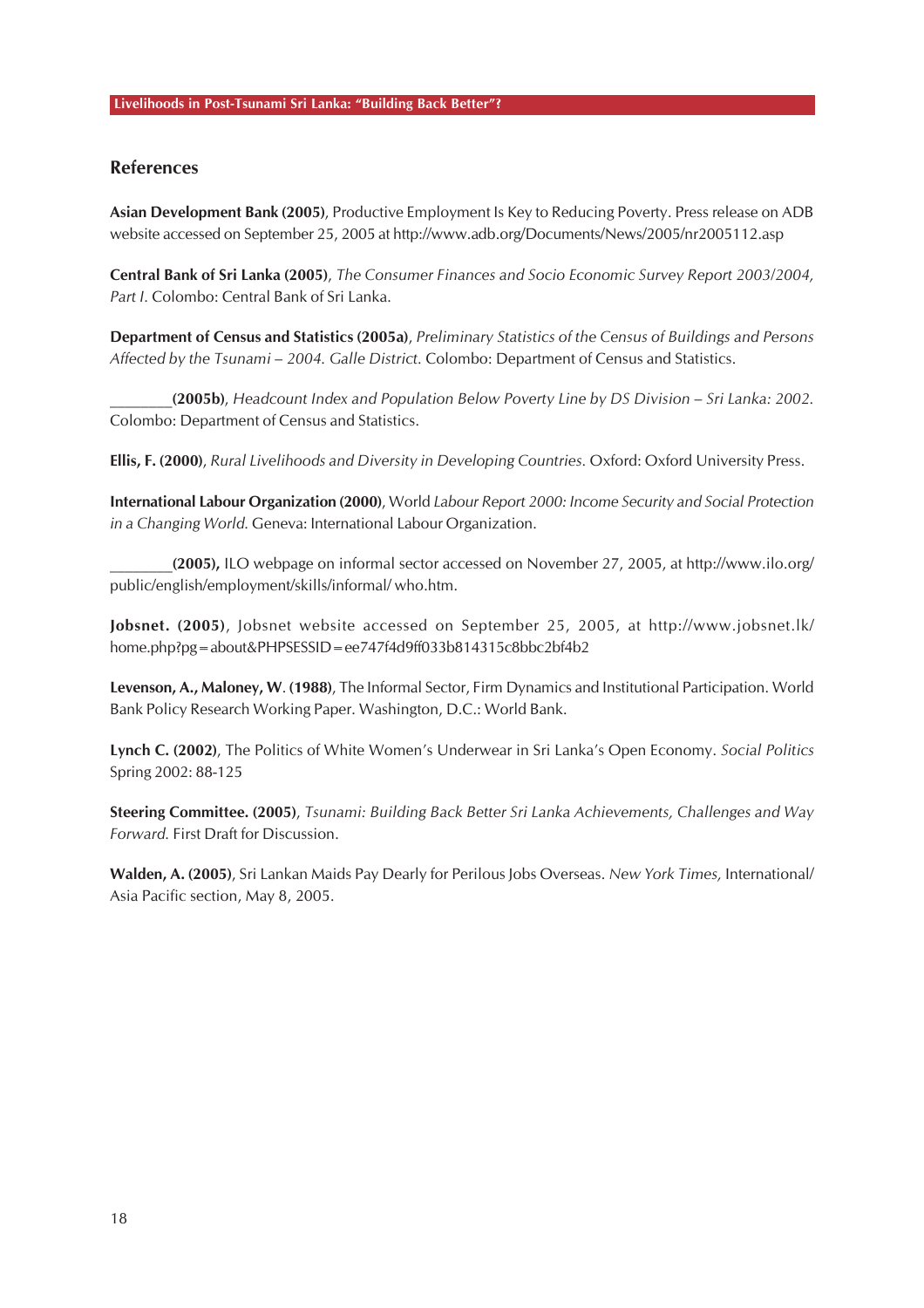## References

**Asian Development Bank (2005)**, Productive Employment Is Key to Reducing Poverty. Press release on ADB website accessed on September 25, 2005 at http://www.adb.org/Documents/News/2005/nr2005112.asp

**Central Bank of Sri Lanka (2005)**, *The Consumer Finances and Socio Economic Survey Report 2003/2004, Part I.* Colombo: Central Bank of Sri Lanka.

**Department of Census and Statistics (2005a)**, *Preliminary Statistics of the Census of Buildings and Persons Affected by the Tsunami – 2004. Galle District.* Colombo: Department of Census and Statistics.

________**(2005b)**, *Headcount Index and Population Below Poverty Line by DS Division – Sri Lanka: 2002.* Colombo: Department of Census and Statistics.

**Ellis, F. (2000)**, *Rural Livelihoods and Diversity in Developing Countries.* Oxford: Oxford University Press.

**International Labour Organization (2000)**, World *Labour Report 2000: Income Security and Social Protection in a Changing World.* Geneva: International Labour Organization.

________**(2005),** ILO webpage on informal sector accessed on November 27, 2005, at http://www.ilo.org/public/english/employment/skills/informal/ who.htm.

**Jobsnet. (2005)**, Jobsnet website accessed on September 25, 2005, at http://www.jobsnet.lk/home.php?pg=about&PHPSESSID=ee747f4d9ff033b814315c8bbc2bf4b2

**Levenson, A., Maloney, W. (1988)**, The Informal Sector, Firm Dynamics and Institutional Participation. World Bank Policy Research Working Paper. Washington, D.C.: World Bank.

**Lynch C. (2002)**, The Politics of White Women's Underwear in Sri Lanka's Open Economy. *Social Politics* Spring 2002: 88-125

**Steering Committee. (2005)**, *Tsunami: Building Back Better Sri Lanka Achievements, Challenges and Way Forward.* First Draft for Discussion.

**Walden, A. (2005)**, Sri Lankan Maids Pay Dearly for Perilous Jobs Overseas. *New York Times,* International/Asia Pacific section, May 8, 2005.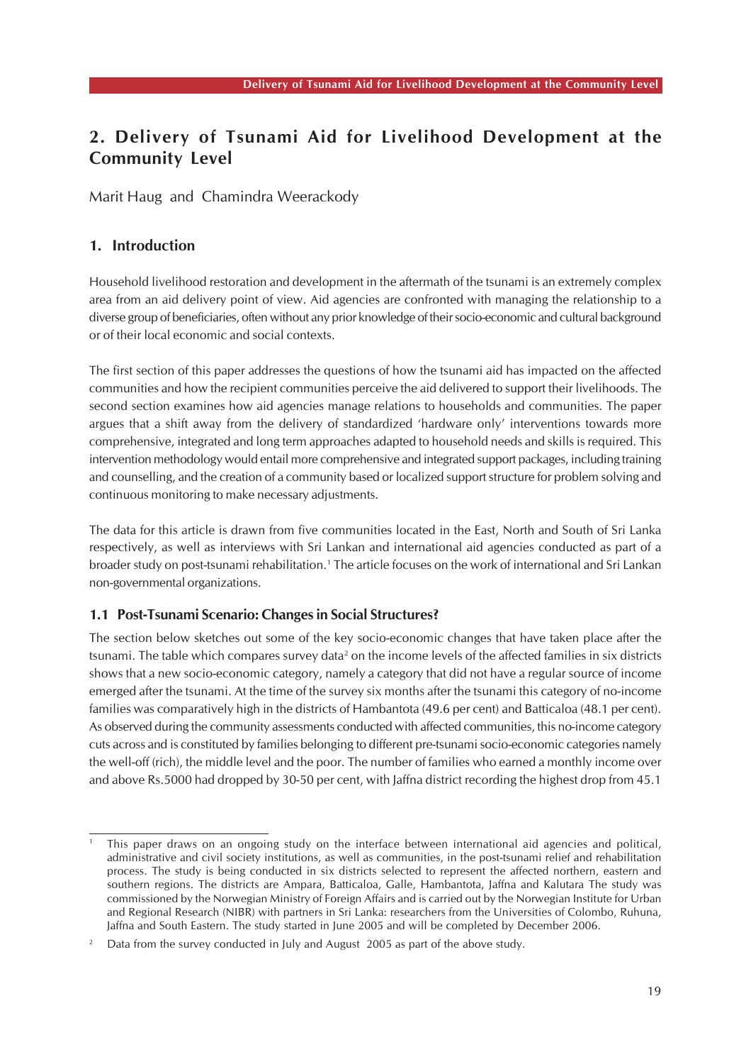# 2. Delivery of Tsunami Aid for Livelihood Development at the Community Level

Marit Haug and Chamindra Weerackody

## 1. Introduction

Household livelihood restoration and development in the aftermath of the tsunami is an extremely complex area from an aid delivery point of view. Aid agencies are confronted with managing the relationship to a diverse group of beneficiaries, often without any prior knowledge of their socio-economic and cultural background or of their local economic and social contexts.

The first section of this paper addresses the questions of how the tsunami aid has impacted on the affected communities and how the recipient communities perceive the aid delivered to support their livelihoods. The second section examines how aid agencies manage relations to households and communities. The paper argues that a shift away from the delivery of standardized 'hardware only' interventions towards more comprehensive, integrated and long term approaches adapted to household needs and skills is required. This intervention methodology would entail more comprehensive and integrated support packages, including training and counselling, and the creation of a community based or localized support structure for problem solving and continuous monitoring to make necessary adjustments.

The data for this article is drawn from five communities located in the East, North and South of Sri Lanka respectively, as well as interviews with Sri Lankan and international aid agencies conducted as part of a broader study on post-tsunami rehabilitation.[1] The article focuses on the work of international and Sri Lankan non-governmental organizations.

### 1.1 Post-Tsunami Scenario: Changes in Social Structures?

The section below sketches out some of the key socio-economic changes that have taken place after the tsunami. The table which compares survey data[2] on the income levels of the affected families in six districts shows that a new socio-economic category, namely a category that did not have a regular source of income emerged after the tsunami. At the time of the survey six months after the tsunami this category of no-income families was comparatively high in the districts of Hambantota (49.6 per cent) and Batticaloa (48.1 per cent). As observed during the community assessments conducted with affected communities, this no-income category cuts across and is constituted by families belonging to different pre-tsunami socio-economic categories namely the well-off (rich), the middle level and the poor. The number of families who earned a monthly income over and above Rs.5000 had dropped by 30-50 per cent, with Jaffna district recording the highest drop from 45.1

---

[1] This paper draws on an ongoing study on the interface between international aid agencies and political, administrative and civil society institutions, as well as communities, in the post-tsunami relief and rehabilitation process. The study is being conducted in six districts selected to represent the affected northern, eastern and southern regions. The districts are Ampara, Batticaloa, Galle, Hambantota, Jaffna and Kalutara The study was commissioned by the Norwegian Ministry of Foreign Affairs and is carried out by the Norwegian Institute for Urban and Regional Research (NIBR) with partners in Sri Lanka: researchers from the Universities of Colombo, Ruhuna, Jaffna and South Eastern. The study started in June 2005 and will be completed by December 2006.

[2] Data from the survey conducted in July and August 2005 as part of the above study.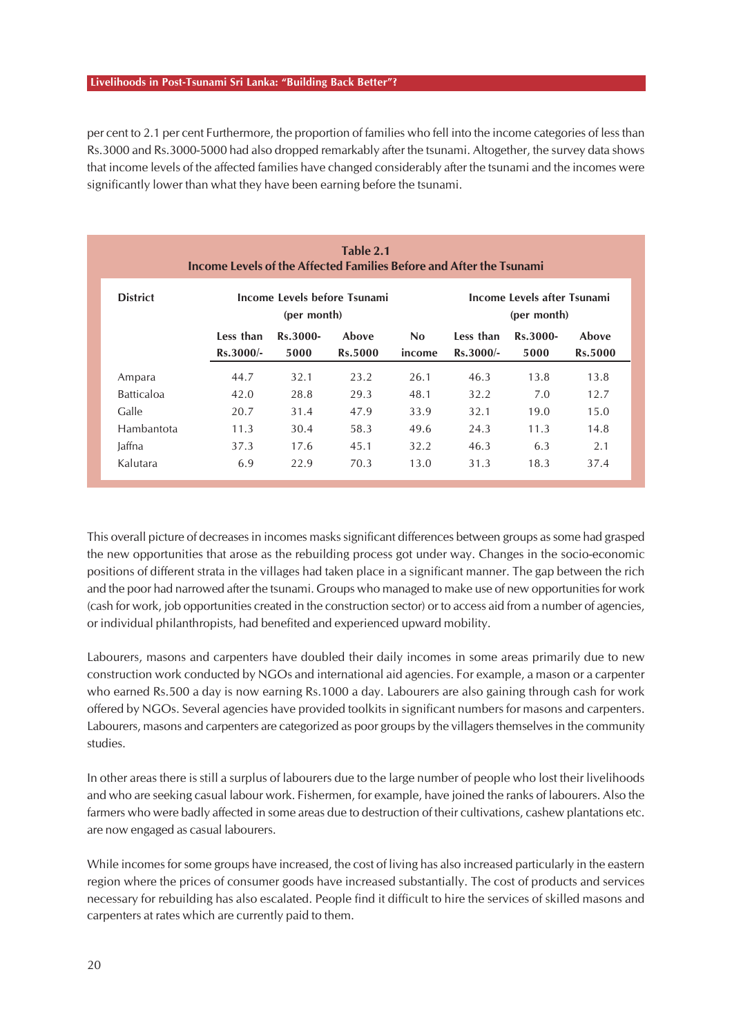per cent to 2.1 per cent Furthermore, the proportion of families who fell into the income categories of less than Rs.3000 and Rs.3000-5000 had also dropped remarkably after the tsunami. Altogether, the survey data shows that income levels of the affected families have changed considerably after the tsunami and the incomes were significantly lower than what they have been earning before the tsunami.

**Table 2.1**
**Income Levels of the Affected Families Before and After the Tsunami**

| District | Income Levels before Tsunami (per month) | | | Income Levels after Tsunami (per month) | | | |
|---|---|---|---|---|---|---|---|
| | Less than Rs.3000/- | Rs.3000-5000 | Above Rs.5000 | No income | Less than Rs.3000/- | Rs.3000-5000 | Above Rs.5000 |
| Ampara | 44.7 | 32.1 | 23.2 | 26.1 | 46.3 | 13.8 | 13.8 |
| Batticaloa | 42.0 | 28.8 | 29.3 | 48.1 | 32.2 | 7.0 | 12.7 |
| Galle | 20.7 | 31.4 | 47.9 | 33.9 | 32.1 | 19.0 | 15.0 |
| Hambantota | 11.3 | 30.4 | 58.3 | 49.6 | 24.3 | 11.3 | 14.8 |
| Jaffna | 37.3 | 17.6 | 45.1 | 32.2 | 46.3 | 6.3 | 2.1 |
| Kalutara | 6.9 | 22.9 | 70.3 | 13.0 | 31.3 | 18.3 | 37.4 |

This overall picture of decreases in incomes masks significant differences between groups as some had grasped the new opportunities that arose as the rebuilding process got under way. Changes in the socio-economic positions of different strata in the villages had taken place in a significant manner. The gap between the rich and the poor had narrowed after the tsunami. Groups who managed to make use of new opportunities for work (cash for work, job opportunities created in the construction sector) or to access aid from a number of agencies, or individual philanthropists, had benefited and experienced upward mobility.

Labourers, masons and carpenters have doubled their daily incomes in some areas primarily due to new construction work conducted by NGOs and international aid agencies. For example, a mason or a carpenter who earned Rs.500 a day is now earning Rs.1000 a day. Labourers are also gaining through cash for work offered by NGOs. Several agencies have provided toolkits in significant numbers for masons and carpenters. Labourers, masons and carpenters are categorized as poor groups by the villagers themselves in the community studies.

In other areas there is still a surplus of labourers due to the large number of people who lost their livelihoods and who are seeking casual labour work. Fishermen, for example, have joined the ranks of labourers. Also the farmers who were badly affected in some areas due to destruction of their cultivations, cashew plantations etc. are now engaged as casual labourers.

While incomes for some groups have increased, the cost of living has also increased particularly in the eastern region where the prices of consumer goods have increased substantially. The cost of products and services necessary for rebuilding has also escalated. People find it difficult to hire the services of skilled masons and carpenters at rates which are currently paid to them.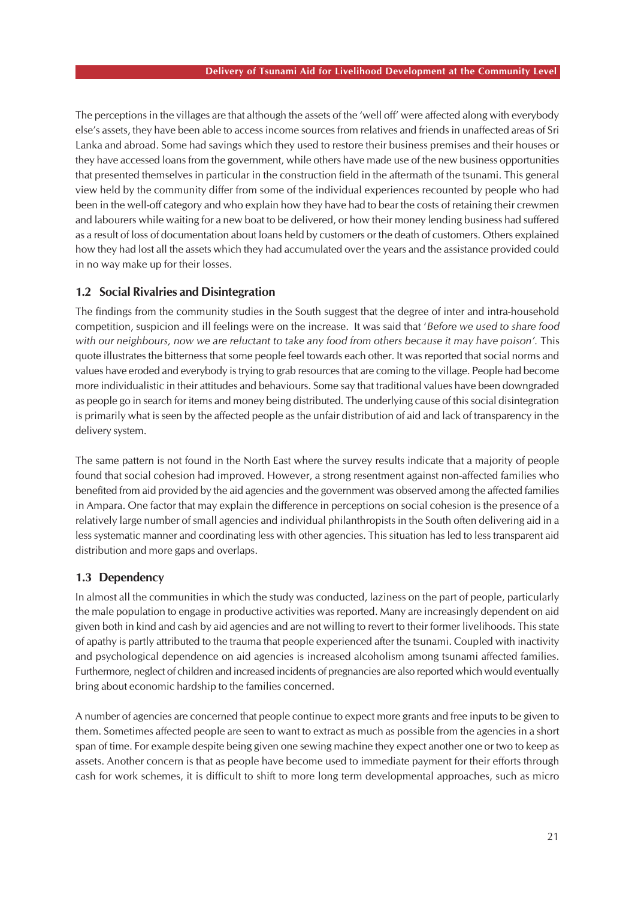The perceptions in the villages are that although the assets of the 'well off' were affected along with everybody else's assets, they have been able to access income sources from relatives and friends in unaffected areas of Sri Lanka and abroad. Some had savings which they used to restore their business premises and their houses or they have accessed loans from the government, while others have made use of the new business opportunities that presented themselves in particular in the construction field in the aftermath of the tsunami. This general view held by the community differ from some of the individual experiences recounted by people who had been in the well-off category and who explain how they have had to bear the costs of retaining their crewmen and labourers while waiting for a new boat to be delivered, or how their money lending business had suffered as a result of loss of documentation about loans held by customers or the death of customers. Others explained how they had lost all the assets which they had accumulated over the years and the assistance provided could in no way make up for their losses.

### 1.2 Social Rivalries and Disintegration

The findings from the community studies in the South suggest that the degree of inter and intra-household competition, suspicion and ill feelings were on the increase. It was said that '*Before we used to share food with our neighbours, now we are reluctant to take any food from others because it may have poison'.* This quote illustrates the bitterness that some people feel towards each other. It was reported that social norms and values have eroded and everybody is trying to grab resources that are coming to the village. People had become more individualistic in their attitudes and behaviours. Some say that traditional values have been downgraded as people go in search for items and money being distributed. The underlying cause of this social disintegration is primarily what is seen by the affected people as the unfair distribution of aid and lack of transparency in the delivery system.

The same pattern is not found in the North East where the survey results indicate that a majority of people found that social cohesion had improved. However, a strong resentment against non-affected families who benefited from aid provided by the aid agencies and the government was observed among the affected families in Ampara. One factor that may explain the difference in perceptions on social cohesion is the presence of a relatively large number of small agencies and individual philanthropists in the South often delivering aid in a less systematic manner and coordinating less with other agencies. This situation has led to less transparent aid distribution and more gaps and overlaps.

### 1.3 Dependency

In almost all the communities in which the study was conducted, laziness on the part of people, particularly the male population to engage in productive activities was reported. Many are increasingly dependent on aid given both in kind and cash by aid agencies and are not willing to revert to their former livelihoods. This state of apathy is partly attributed to the trauma that people experienced after the tsunami. Coupled with inactivity and psychological dependence on aid agencies is increased alcoholism among tsunami affected families. Furthermore, neglect of children and increased incidents of pregnancies are also reported which would eventually bring about economic hardship to the families concerned.

A number of agencies are concerned that people continue to expect more grants and free inputs to be given to them. Sometimes affected people are seen to want to extract as much as possible from the agencies in a short span of time. For example despite being given one sewing machine they expect another one or two to keep as assets. Another concern is that as people have become used to immediate payment for their efforts through cash for work schemes, it is difficult to shift to more long term developmental approaches, such as micro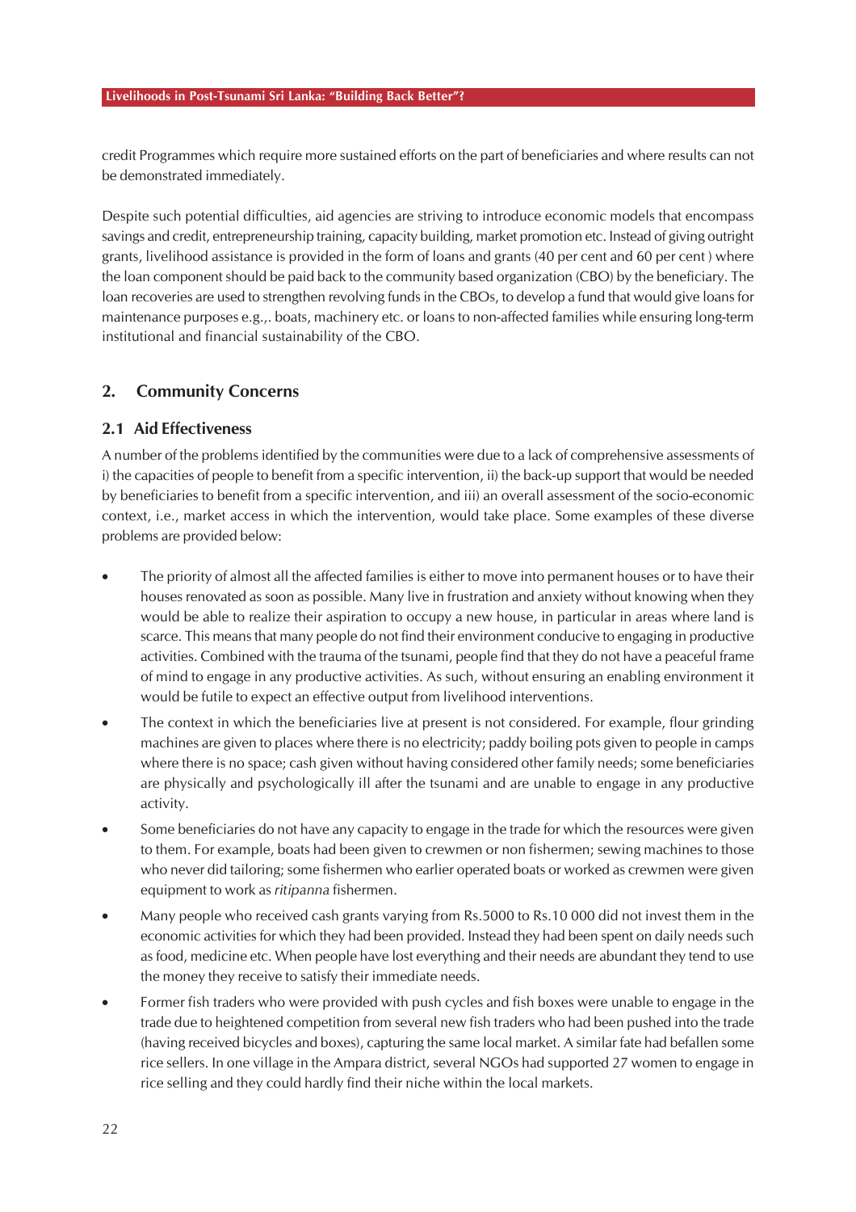credit Programmes which require more sustained efforts on the part of beneficiaries and where results can not be demonstrated immediately.

Despite such potential difficulties, aid agencies are striving to introduce economic models that encompass savings and credit, entrepreneurship training, capacity building, market promotion etc. Instead of giving outright grants, livelihood assistance is provided in the form of loans and grants (40 per cent and 60 per cent ) where the loan component should be paid back to the community based organization (CBO) by the beneficiary. The loan recoveries are used to strengthen revolving funds in the CBOs, to develop a fund that would give loans for maintenance purposes e.g.,. boats, machinery etc. or loans to non-affected families while ensuring long-term institutional and financial sustainability of the CBO.

## 2. Community Concerns

### 2.1 Aid Effectiveness

A number of the problems identified by the communities were due to a lack of comprehensive assessments of i) the capacities of people to benefit from a specific intervention, ii) the back-up support that would be needed by beneficiaries to benefit from a specific intervention, and iii) an overall assessment of the socio-economic context, i.e., market access in which the intervention, would take place. Some examples of these diverse problems are provided below:

- The priority of almost all the affected families is either to move into permanent houses or to have their houses renovated as soon as possible. Many live in frustration and anxiety without knowing when they would be able to realize their aspiration to occupy a new house, in particular in areas where land is scarce. This means that many people do not find their environment conducive to engaging in productive activities. Combined with the trauma of the tsunami, people find that they do not have a peaceful frame of mind to engage in any productive activities. As such, without ensuring an enabling environment it would be futile to expect an effective output from livelihood interventions.
- The context in which the beneficiaries live at present is not considered. For example, flour grinding machines are given to places where there is no electricity; paddy boiling pots given to people in camps where there is no space; cash given without having considered other family needs; some beneficiaries are physically and psychologically ill after the tsunami and are unable to engage in any productive activity.
- Some beneficiaries do not have any capacity to engage in the trade for which the resources were given to them. For example, boats had been given to crewmen or non fishermen; sewing machines to those who never did tailoring; some fishermen who earlier operated boats or worked as crewmen were given equipment to work as *ritipanna* fishermen.
- Many people who received cash grants varying from Rs.5000 to Rs.10 000 did not invest them in the economic activities for which they had been provided. Instead they had been spent on daily needs such as food, medicine etc. When people have lost everything and their needs are abundant they tend to use the money they receive to satisfy their immediate needs.
- Former fish traders who were provided with push cycles and fish boxes were unable to engage in the trade due to heightened competition from several new fish traders who had been pushed into the trade (having received bicycles and boxes), capturing the same local market. A similar fate had befallen some rice sellers. In one village in the Ampara district, several NGOs had supported 27 women to engage in rice selling and they could hardly find their niche within the local markets.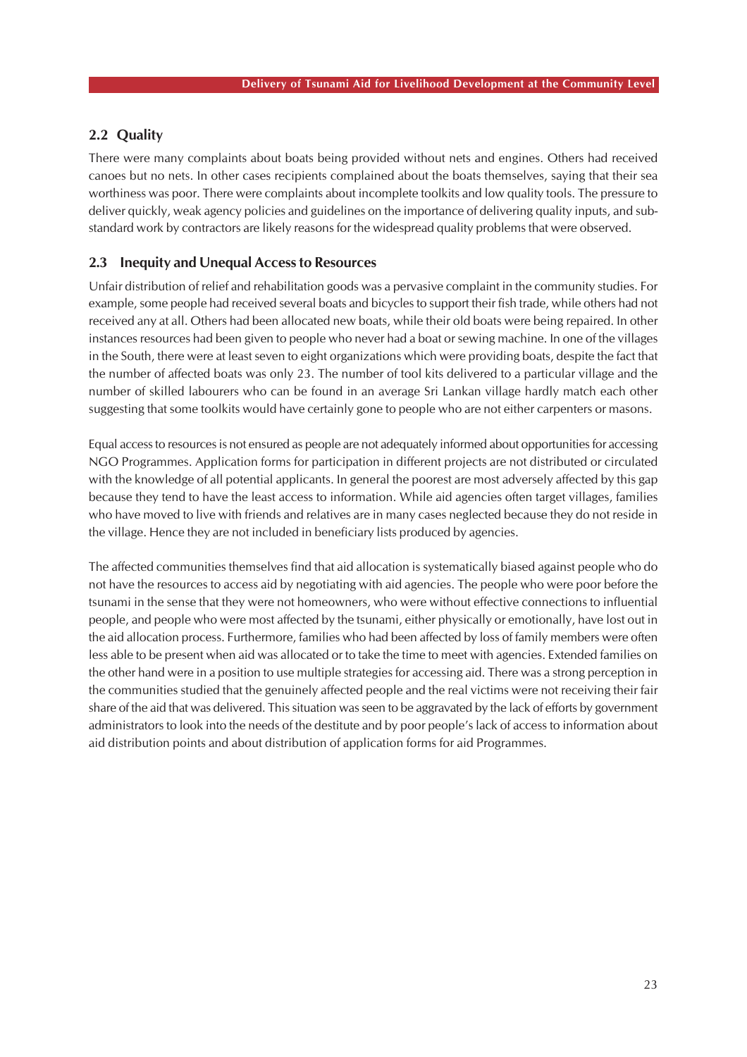## 2.2 Quality

There were many complaints about boats being provided without nets and engines. Others had received canoes but no nets. In other cases recipients complained about the boats themselves, saying that their sea worthiness was poor. There were complaints about incomplete toolkits and low quality tools. The pressure to deliver quickly, weak agency policies and guidelines on the importance of delivering quality inputs, and sub-standard work by contractors are likely reasons for the widespread quality problems that were observed.

## 2.3 Inequity and Unequal Access to Resources

Unfair distribution of relief and rehabilitation goods was a pervasive complaint in the community studies. For example, some people had received several boats and bicycles to support their fish trade, while others had not received any at all. Others had been allocated new boats, while their old boats were being repaired. In other instances resources had been given to people who never had a boat or sewing machine. In one of the villages in the South, there were at least seven to eight organizations which were providing boats, despite the fact that the number of affected boats was only 23. The number of tool kits delivered to a particular village and the number of skilled labourers who can be found in an average Sri Lankan village hardly match each other suggesting that some toolkits would have certainly gone to people who are not either carpenters or masons.

Equal access to resources is not ensured as people are not adequately informed about opportunities for accessing NGO Programmes. Application forms for participation in different projects are not distributed or circulated with the knowledge of all potential applicants. In general the poorest are most adversely affected by this gap because they tend to have the least access to information. While aid agencies often target villages, families who have moved to live with friends and relatives are in many cases neglected because they do not reside in the village. Hence they are not included in beneficiary lists produced by agencies.

The affected communities themselves find that aid allocation is systematically biased against people who do not have the resources to access aid by negotiating with aid agencies. The people who were poor before the tsunami in the sense that they were not homeowners, who were without effective connections to influential people, and people who were most affected by the tsunami, either physically or emotionally, have lost out in the aid allocation process. Furthermore, families who had been affected by loss of family members were often less able to be present when aid was allocated or to take the time to meet with agencies. Extended families on the other hand were in a position to use multiple strategies for accessing aid. There was a strong perception in the communities studied that the genuinely affected people and the real victims were not receiving their fair share of the aid that was delivered. This situation was seen to be aggravated by the lack of efforts by government administrators to look into the needs of the destitute and by poor people's lack of access to information about aid distribution points and about distribution of application forms for aid Programmes.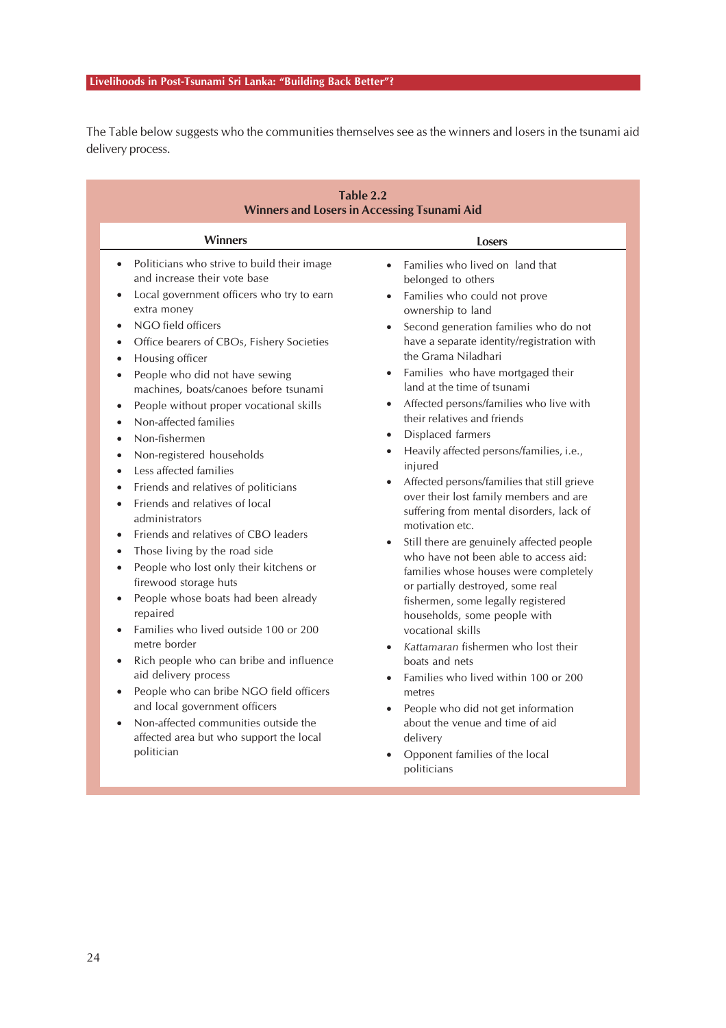The Table below suggests who the communities themselves see as the winners and losers in the tsunami aid delivery process.

**Table 2.2**
**Winners and Losers in Accessing Tsunami Aid**

| Winners | Losers |
|---|---|
| • Politicians who strive to build their image and increase their vote base<br>• Local government officers who try to earn extra money<br>• NGO field officers<br>• Office bearers of CBOs, Fishery Societies<br>• Housing officer<br>• People who did not have sewing machines, boats/canoes before tsunami<br>• People without proper vocational skills<br>• Non-affected families<br>• Non-fishermen<br>• Non-registered households<br>• Less affected families<br>• Friends and relatives of politicians<br>• Friends and relatives of local administrators<br>• Friends and relatives of CBO leaders<br>• Those living by the road side<br>• People who lost only their kitchens or firewood storage huts<br>• People whose boats had been already repaired<br>• Families who lived outside 100 or 200 metre border<br>• Rich people who can bribe and influence aid delivery process<br>• People who can bribe NGO field officers and local government officers<br>• Non-affected communities outside the affected area but who support the local politician | • Families who lived on land that belonged to others<br>• Families who could not prove ownership to land<br>• Second generation families who do not have a separate identity/registration with the Grama Niladhari<br>• Families who have mortgaged their land at the time of tsunami<br>• Affected persons/families who live with their relatives and friends<br>• Displaced farmers<br>• Heavily affected persons/families, i.e., injured<br>• Affected persons/families that still grieve over their lost family members and are suffering from mental disorders, lack of motivation etc.<br>• Still there are genuinely affected people who have not been able to access aid: families whose houses were completely or partially destroyed, some real fishermen, some legally registered households, some people with vocational skills<br>• *Kattamaran* fishermen who lost their boats and nets<br>• Families who lived within 100 or 200 metres<br>• People who did not get information about the venue and time of aid delivery<br>• Opponent families of the local politicians |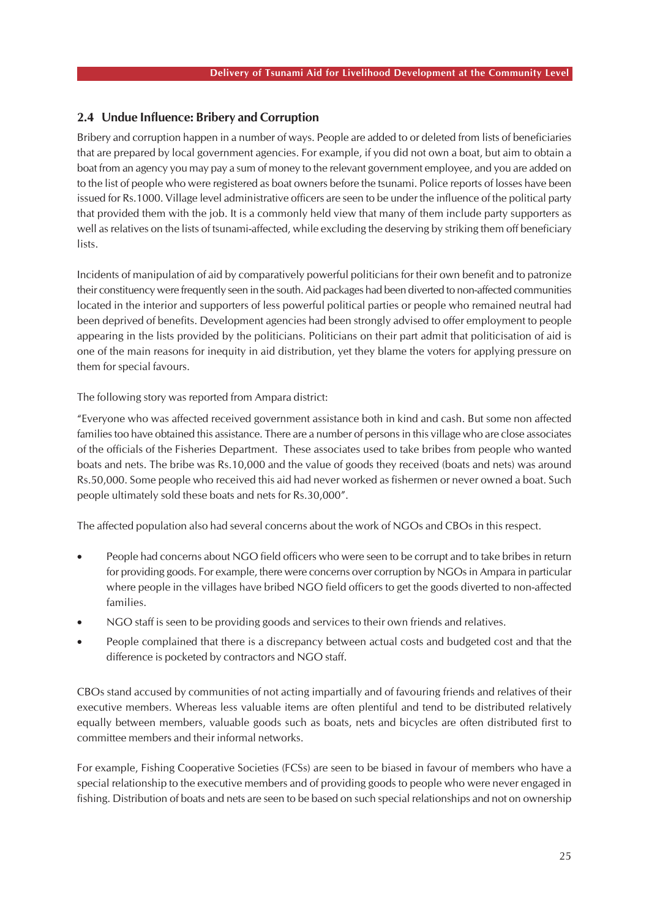## 2.4 Undue Influence: Bribery and Corruption

Bribery and corruption happen in a number of ways. People are added to or deleted from lists of beneficiaries that are prepared by local government agencies. For example, if you did not own a boat, but aim to obtain a boat from an agency you may pay a sum of money to the relevant government employee, and you are added on to the list of people who were registered as boat owners before the tsunami. Police reports of losses have been issued for Rs.1000. Village level administrative officers are seen to be under the influence of the political party that provided them with the job. It is a commonly held view that many of them include party supporters as well as relatives on the lists of tsunami-affected, while excluding the deserving by striking them off beneficiary lists.

Incidents of manipulation of aid by comparatively powerful politicians for their own benefit and to patronize their constituency were frequently seen in the south. Aid packages had been diverted to non-affected communities located in the interior and supporters of less powerful political parties or people who remained neutral had been deprived of benefits. Development agencies had been strongly advised to offer employment to people appearing in the lists provided by the politicians. Politicians on their part admit that politicisation of aid is one of the main reasons for inequity in aid distribution, yet they blame the voters for applying pressure on them for special favours.

The following story was reported from Ampara district:

"Everyone who was affected received government assistance both in kind and cash. But some non affected families too have obtained this assistance. There are a number of persons in this village who are close associates of the officials of the Fisheries Department. These associates used to take bribes from people who wanted boats and nets. The bribe was Rs.10,000 and the value of goods they received (boats and nets) was around Rs.50,000. Some people who received this aid had never worked as fishermen or never owned a boat. Such people ultimately sold these boats and nets for Rs.30,000".

The affected population also had several concerns about the work of NGOs and CBOs in this respect.

- People had concerns about NGO field officers who were seen to be corrupt and to take bribes in return for providing goods. For example, there were concerns over corruption by NGOs in Ampara in particular where people in the villages have bribed NGO field officers to get the goods diverted to non-affected families.
- NGO staff is seen to be providing goods and services to their own friends and relatives.
- People complained that there is a discrepancy between actual costs and budgeted cost and that the difference is pocketed by contractors and NGO staff.

CBOs stand accused by communities of not acting impartially and of favouring friends and relatives of their executive members. Whereas less valuable items are often plentiful and tend to be distributed relatively equally between members, valuable goods such as boats, nets and bicycles are often distributed first to committee members and their informal networks.

For example, Fishing Cooperative Societies (FCSs) are seen to be biased in favour of members who have a special relationship to the executive members and of providing goods to people who were never engaged in fishing. Distribution of boats and nets are seen to be based on such special relationships and not on ownership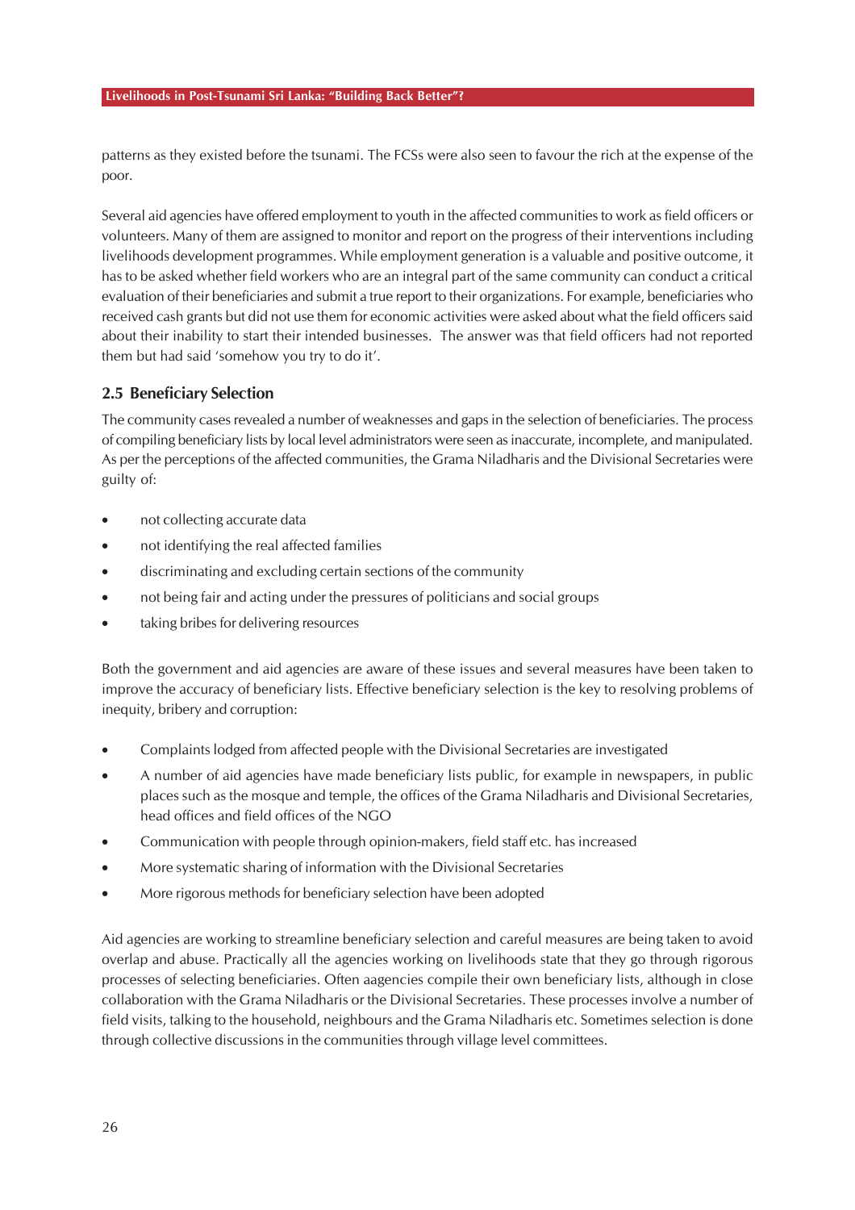patterns as they existed before the tsunami. The FCSs were also seen to favour the rich at the expense of the poor.

Several aid agencies have offered employment to youth in the affected communities to work as field officers or volunteers. Many of them are assigned to monitor and report on the progress of their interventions including livelihoods development programmes. While employment generation is a valuable and positive outcome, it has to be asked whether field workers who are an integral part of the same community can conduct a critical evaluation of their beneficiaries and submit a true report to their organizations. For example, beneficiaries who received cash grants but did not use them for economic activities were asked about what the field officers said about their inability to start their intended businesses. The answer was that field officers had not reported them but had said 'somehow you try to do it'.

### 2.5 Beneficiary Selection

The community cases revealed a number of weaknesses and gaps in the selection of beneficiaries. The process of compiling beneficiary lists by local level administrators were seen as inaccurate, incomplete, and manipulated. As per the perceptions of the affected communities, the Grama Niladharis and the Divisional Secretaries were guilty of:

- not collecting accurate data
- not identifying the real affected families
- discriminating and excluding certain sections of the community
- not being fair and acting under the pressures of politicians and social groups
- taking bribes for delivering resources

Both the government and aid agencies are aware of these issues and several measures have been taken to improve the accuracy of beneficiary lists. Effective beneficiary selection is the key to resolving problems of inequity, bribery and corruption:

- Complaints lodged from affected people with the Divisional Secretaries are investigated
- A number of aid agencies have made beneficiary lists public, for example in newspapers, in public places such as the mosque and temple, the offices of the Grama Niladharis and Divisional Secretaries, head offices and field offices of the NGO
- Communication with people through opinion-makers, field staff etc. has increased
- More systematic sharing of information with the Divisional Secretaries
- More rigorous methods for beneficiary selection have been adopted

Aid agencies are working to streamline beneficiary selection and careful measures are being taken to avoid overlap and abuse. Practically all the agencies working on livelihoods state that they go through rigorous processes of selecting beneficiaries. Often aagencies compile their own beneficiary lists, although in close collaboration with the Grama Niladharis or the Divisional Secretaries. These processes involve a number of field visits, talking to the household, neighbours and the Grama Niladharis etc. Sometimes selection is done through collective discussions in the communities through village level committees.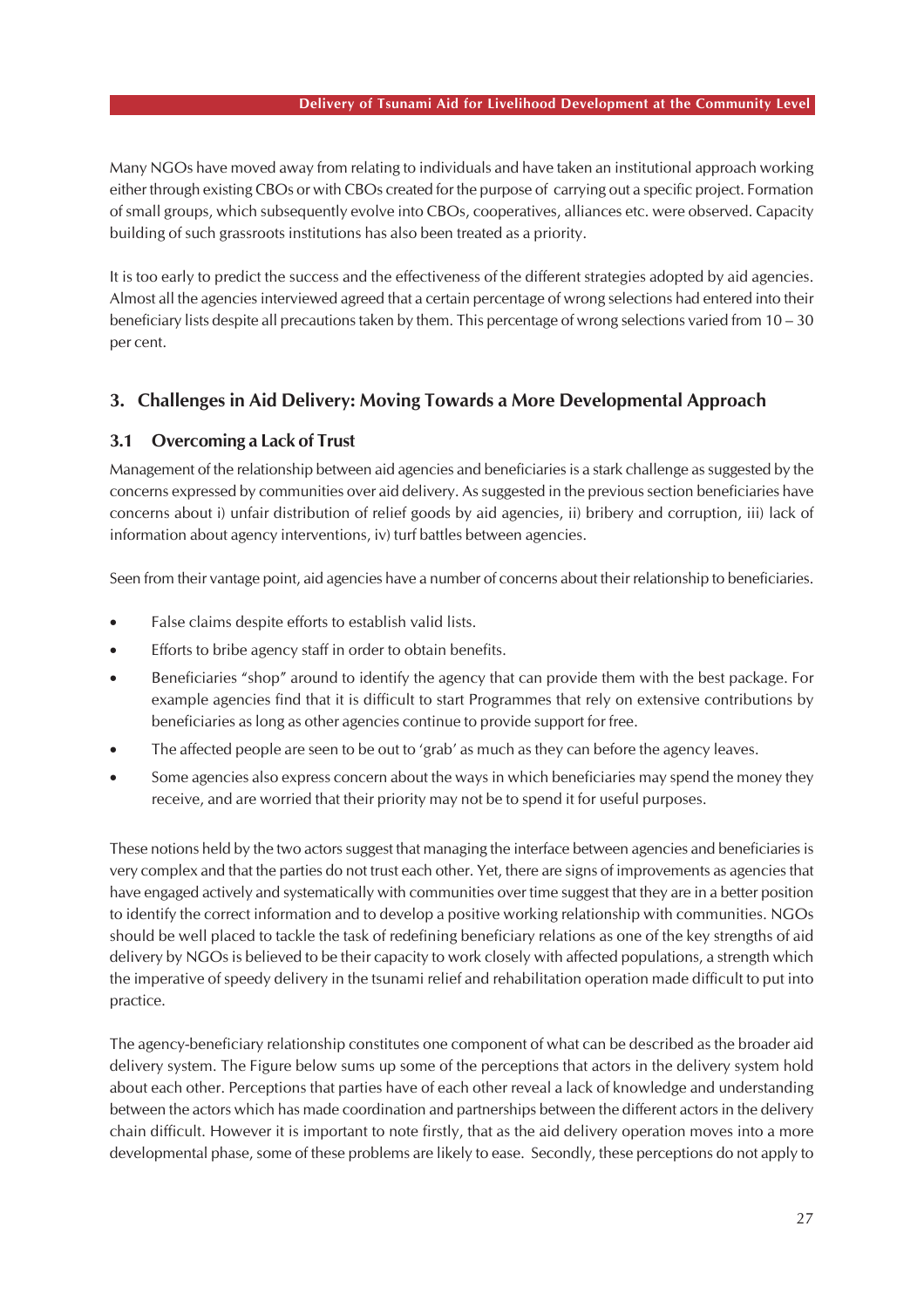Many NGOs have moved away from relating to individuals and have taken an institutional approach working either through existing CBOs or with CBOs created for the purpose of carrying out a specific project. Formation of small groups, which subsequently evolve into CBOs, cooperatives, alliances etc. were observed. Capacity building of such grassroots institutions has also been treated as a priority.

It is too early to predict the success and the effectiveness of the different strategies adopted by aid agencies. Almost all the agencies interviewed agreed that a certain percentage of wrong selections had entered into their beneficiary lists despite all precautions taken by them. This percentage of wrong selections varied from 10 – 30 per cent.

## 3. Challenges in Aid Delivery: Moving Towards a More Developmental Approach

### 3.1 Overcoming a Lack of Trust

Management of the relationship between aid agencies and beneficiaries is a stark challenge as suggested by the concerns expressed by communities over aid delivery. As suggested in the previous section beneficiaries have concerns about i) unfair distribution of relief goods by aid agencies, ii) bribery and corruption, iii) lack of information about agency interventions, iv) turf battles between agencies.

Seen from their vantage point, aid agencies have a number of concerns about their relationship to beneficiaries.

- False claims despite efforts to establish valid lists.
- Efforts to bribe agency staff in order to obtain benefits.
- Beneficiaries "shop" around to identify the agency that can provide them with the best package. For example agencies find that it is difficult to start Programmes that rely on extensive contributions by beneficiaries as long as other agencies continue to provide support for free.
- The affected people are seen to be out to 'grab' as much as they can before the agency leaves.
- Some agencies also express concern about the ways in which beneficiaries may spend the money they receive, and are worried that their priority may not be to spend it for useful purposes.

These notions held by the two actors suggest that managing the interface between agencies and beneficiaries is very complex and that the parties do not trust each other. Yet, there are signs of improvements as agencies that have engaged actively and systematically with communities over time suggest that they are in a better position to identify the correct information and to develop a positive working relationship with communities. NGOs should be well placed to tackle the task of redefining beneficiary relations as one of the key strengths of aid delivery by NGOs is believed to be their capacity to work closely with affected populations, a strength which the imperative of speedy delivery in the tsunami relief and rehabilitation operation made difficult to put into practice.

The agency-beneficiary relationship constitutes one component of what can be described as the broader aid delivery system. The Figure below sums up some of the perceptions that actors in the delivery system hold about each other. Perceptions that parties have of each other reveal a lack of knowledge and understanding between the actors which has made coordination and partnerships between the different actors in the delivery chain difficult. However it is important to note firstly, that as the aid delivery operation moves into a more developmental phase, some of these problems are likely to ease. Secondly, these perceptions do not apply to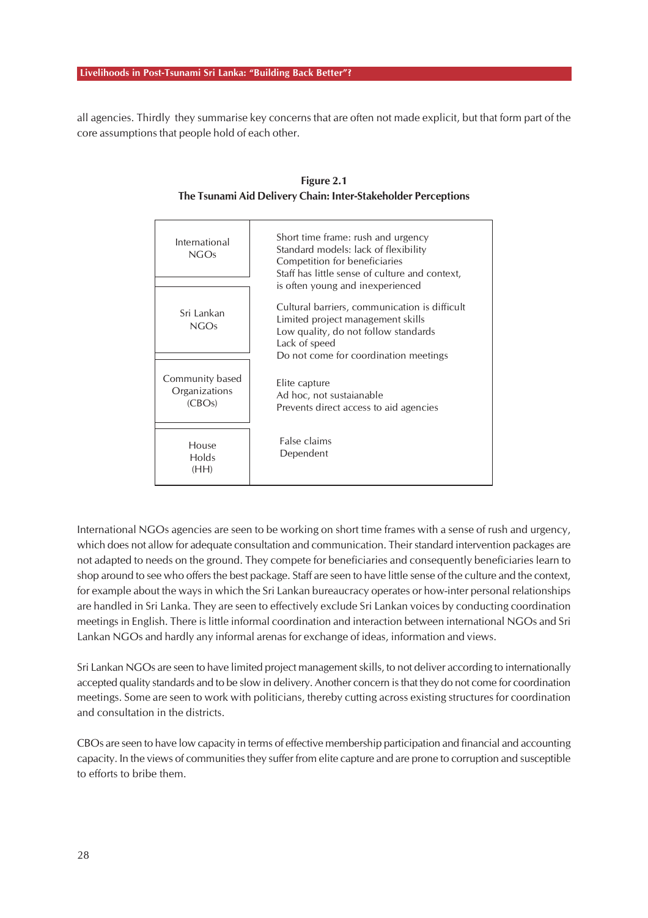all agencies. Thirdly they summarise key concerns that are often not made explicit, but that form part of the core assumptions that people hold of each other.

**Figure 2.1**
**The Tsunami Aid Delivery Chain: Inter-Stakeholder Perceptions**

| | |
|---|---|
| International NGOs | Short time frame: rush and urgency<br>Standard models: lack of flexibility<br>Competition for beneficiaries<br>Staff has little sense of culture and context, is often young and inexperienced |
| Sri Lankan NGOs | Cultural barriers, communication is difficult<br>Limited project management skills<br>Low quality, do not follow standards<br>Lack of speed<br>Do not come for coordination meetings |
| Community based Organizations (CBOs) | Elite capture<br>Ad hoc, not sustainable<br>Prevents direct access to aid agencies |
| House Holds (HH) | False claims<br>Dependent |

International NGOs agencies are seen to be working on short time frames with a sense of rush and urgency, which does not allow for adequate consultation and communication. Their standard intervention packages are not adapted to needs on the ground. They compete for beneficiaries and consequently beneficiaries learn to shop around to see who offers the best package. Staff are seen to have little sense of the culture and the context, for example about the ways in which the Sri Lankan bureaucracy operates or how-inter personal relationships are handled in Sri Lanka. They are seen to effectively exclude Sri Lankan voices by conducting coordination meetings in English. There is little informal coordination and interaction between international NGOs and Sri Lankan NGOs and hardly any informal arenas for exchange of ideas, information and views.

Sri Lankan NGOs are seen to have limited project management skills, to not deliver according to internationally accepted quality standards and to be slow in delivery. Another concern is that they do not come for coordination meetings. Some are seen to work with politicians, thereby cutting across existing structures for coordination and consultation in the districts.

CBOs are seen to have low capacity in terms of effective membership participation and financial and accounting capacity. In the views of communities they suffer from elite capture and are prone to corruption and susceptible to efforts to bribe them.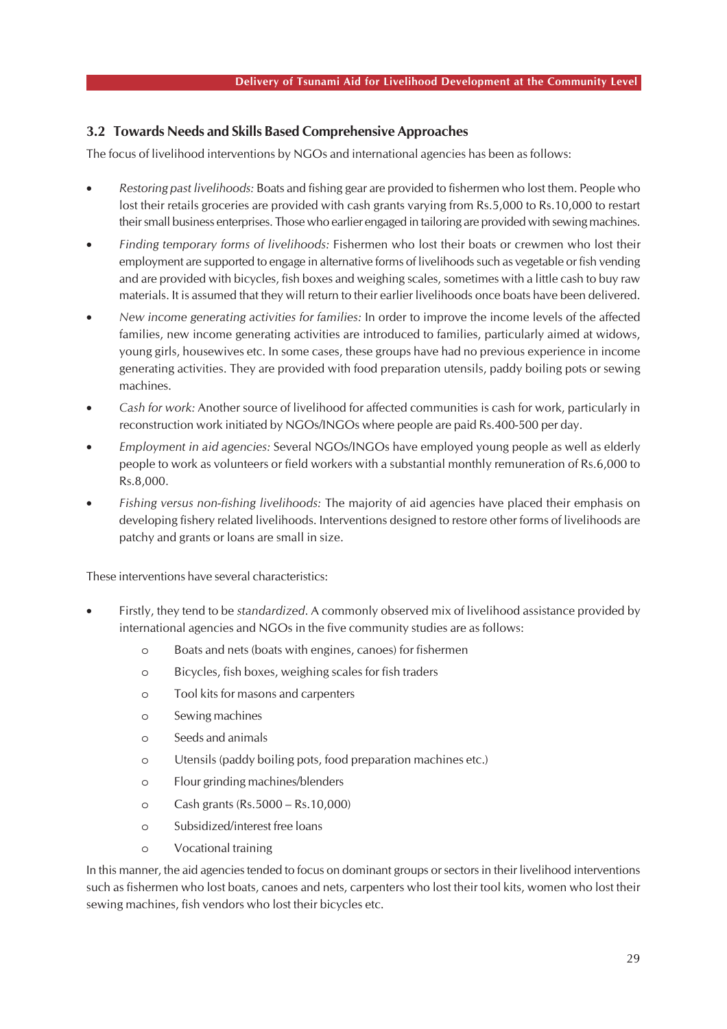## 3.2 Towards Needs and Skills Based Comprehensive Approaches

The focus of livelihood interventions by NGOs and international agencies has been as follows:

- *Restoring past livelihoods:* Boats and fishing gear are provided to fishermen who lost them. People who lost their retails groceries are provided with cash grants varying from Rs.5,000 to Rs.10,000 to restart their small business enterprises. Those who earlier engaged in tailoring are provided with sewing machines.
- *Finding temporary forms of livelihoods:* Fishermen who lost their boats or crewmen who lost their employment are supported to engage in alternative forms of livelihoods such as vegetable or fish vending and are provided with bicycles, fish boxes and weighing scales, sometimes with a little cash to buy raw materials. It is assumed that they will return to their earlier livelihoods once boats have been delivered.
- *New income generating activities for families:* In order to improve the income levels of the affected families, new income generating activities are introduced to families, particularly aimed at widows, young girls, housewives etc. In some cases, these groups have had no previous experience in income generating activities. They are provided with food preparation utensils, paddy boiling pots or sewing machines.
- *Cash for work:* Another source of livelihood for affected communities is cash for work, particularly in reconstruction work initiated by NGOs/INGOs where people are paid Rs.400-500 per day.
- *Employment in aid agencies:* Several NGOs/INGOs have employed young people as well as elderly people to work as volunteers or field workers with a substantial monthly remuneration of Rs.6,000 to Rs.8,000.
- *Fishing versus non-fishing livelihoods:* The majority of aid agencies have placed their emphasis on developing fishery related livelihoods. Interventions designed to restore other forms of livelihoods are patchy and grants or loans are small in size.

These interventions have several characteristics:

- Firstly, they tend to be *standardized*. A commonly observed mix of livelihood assistance provided by international agencies and NGOs in the five community studies are as follows:
  - Boats and nets (boats with engines, canoes) for fishermen
  - Bicycles, fish boxes, weighing scales for fish traders
  - Tool kits for masons and carpenters
  - Sewing machines
  - Seeds and animals
  - Utensils (paddy boiling pots, food preparation machines etc.)
  - Flour grinding machines/blenders
  - Cash grants (Rs.5000 – Rs.10,000)
  - Subsidized/interest free loans
  - Vocational training

In this manner, the aid agencies tended to focus on dominant groups or sectors in their livelihood interventions such as fishermen who lost boats, canoes and nets, carpenters who lost their tool kits, women who lost their sewing machines, fish vendors who lost their bicycles etc.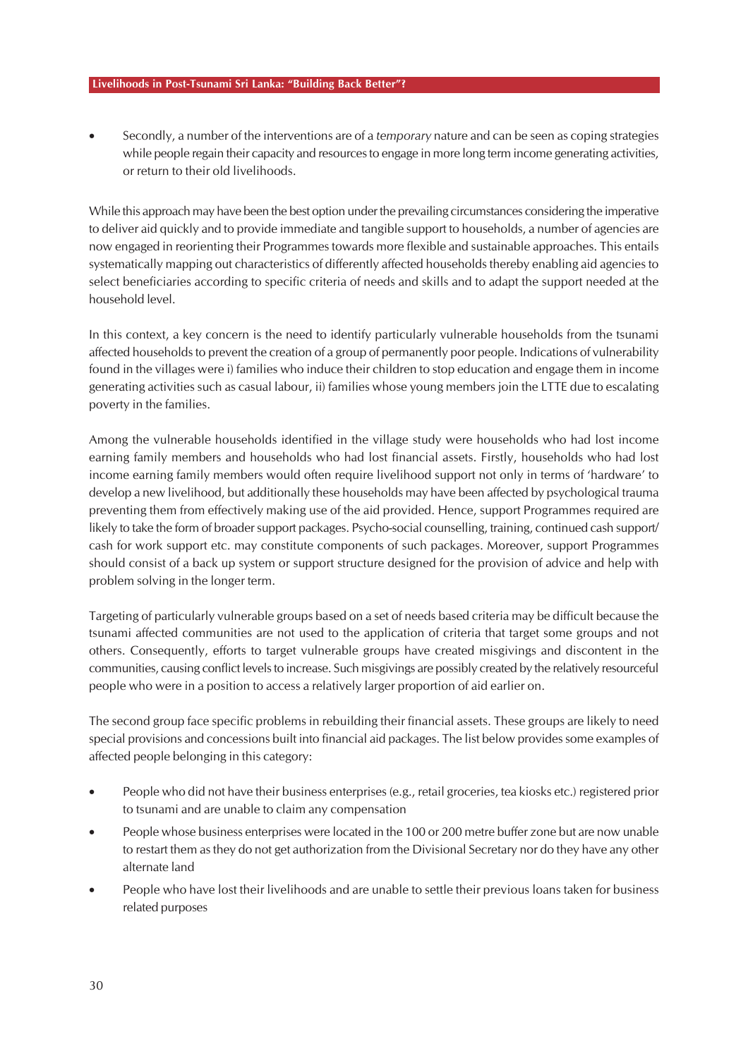- Secondly, a number of the interventions are of a *temporary* nature and can be seen as coping strategies while people regain their capacity and resources to engage in more long term income generating activities, or return to their old livelihoods.

While this approach may have been the best option under the prevailing circumstances considering the imperative to deliver aid quickly and to provide immediate and tangible support to households, a number of agencies are now engaged in reorienting their Programmes towards more flexible and sustainable approaches. This entails systematically mapping out characteristics of differently affected households thereby enabling aid agencies to select beneficiaries according to specific criteria of needs and skills and to adapt the support needed at the household level.

In this context, a key concern is the need to identify particularly vulnerable households from the tsunami affected households to prevent the creation of a group of permanently poor people. Indications of vulnerability found in the villages were i) families who induce their children to stop education and engage them in income generating activities such as casual labour, ii) families whose young members join the LTTE due to escalating poverty in the families.

Among the vulnerable households identified in the village study were households who had lost income earning family members and households who had lost financial assets. Firstly, households who had lost income earning family members would often require livelihood support not only in terms of 'hardware' to develop a new livelihood, but additionally these households may have been affected by psychological trauma preventing them from effectively making use of the aid provided. Hence, support Programmes required are likely to take the form of broader support packages. Psycho-social counselling, training, continued cash support/ cash for work support etc. may constitute components of such packages. Moreover, support Programmes should consist of a back up system or support structure designed for the provision of advice and help with problem solving in the longer term.

Targeting of particularly vulnerable groups based on a set of needs based criteria may be difficult because the tsunami affected communities are not used to the application of criteria that target some groups and not others. Consequently, efforts to target vulnerable groups have created misgivings and discontent in the communities, causing conflict levels to increase. Such misgivings are possibly created by the relatively resourceful people who were in a position to access a relatively larger proportion of aid earlier on.

The second group face specific problems in rebuilding their financial assets. These groups are likely to need special provisions and concessions built into financial aid packages. The list below provides some examples of affected people belonging in this category:

- People who did not have their business enterprises (e.g., retail groceries, tea kiosks etc.) registered prior to tsunami and are unable to claim any compensation
- People whose business enterprises were located in the 100 or 200 metre buffer zone but are now unable to restart them as they do not get authorization from the Divisional Secretary nor do they have any other alternate land
- People who have lost their livelihoods and are unable to settle their previous loans taken for business related purposes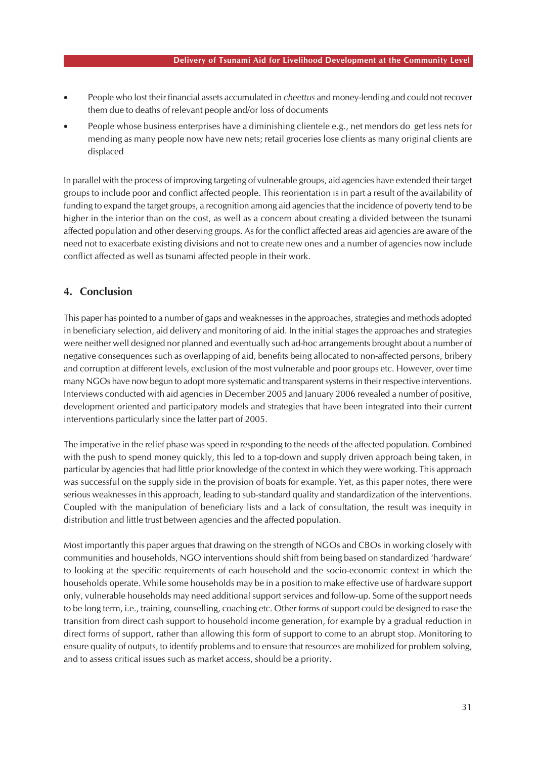- People who lost their financial assets accumulated in *cheettus* and money-lending and could not recover them due to deaths of relevant people and/or loss of documents
- People whose business enterprises have a diminishing clientele e.g., net mendors do get less nets for mending as many people now have new nets; retail groceries lose clients as many original clients are displaced

In parallel with the process of improving targeting of vulnerable groups, aid agencies have extended their target groups to include poor and conflict affected people. This reorientation is in part a result of the availability of funding to expand the target groups, a recognition among aid agencies that the incidence of poverty tend to be higher in the interior than on the cost, as well as a concern about creating a divided between the tsunami affected population and other deserving groups. As for the conflict affected areas aid agencies are aware of the need not to exacerbate existing divisions and not to create new ones and a number of agencies now include conflict affected as well as tsunami affected people in their work.

## 4. Conclusion

This paper has pointed to a number of gaps and weaknesses in the approaches, strategies and methods adopted in beneficiary selection, aid delivery and monitoring of aid. In the initial stages the approaches and strategies were neither well designed nor planned and eventually such ad-hoc arrangements brought about a number of negative consequences such as overlapping of aid, benefits being allocated to non-affected persons, bribery and corruption at different levels, exclusion of the most vulnerable and poor groups etc. However, over time many NGOs have now begun to adopt more systematic and transparent systems in their respective interventions. Interviews conducted with aid agencies in December 2005 and January 2006 revealed a number of positive, development oriented and participatory models and strategies that have been integrated into their current interventions particularly since the latter part of 2005.

The imperative in the relief phase was speed in responding to the needs of the affected population. Combined with the push to spend money quickly, this led to a top-down and supply driven approach being taken, in particular by agencies that had little prior knowledge of the context in which they were working. This approach was successful on the supply side in the provision of boats for example. Yet, as this paper notes, there were serious weaknesses in this approach, leading to sub-standard quality and standardization of the interventions. Coupled with the manipulation of beneficiary lists and a lack of consultation, the result was inequity in distribution and little trust between agencies and the affected population.

Most importantly this paper argues that drawing on the strength of NGOs and CBOs in working closely with communities and households, NGO interventions should shift from being based on standardized 'hardware' to looking at the specific requirements of each household and the socio-economic context in which the households operate. While some households may be in a position to make effective use of hardware support only, vulnerable households may need additional support services and follow-up. Some of the support needs to be long term, i.e., training, counselling, coaching etc. Other forms of support could be designed to ease the transition from direct cash support to household income generation, for example by a gradual reduction in direct forms of support, rather than allowing this form of support to come to an abrupt stop. Monitoring to ensure quality of outputs, to identify problems and to ensure that resources are mobilized for problem solving, and to assess critical issues such as market access, should be a priority.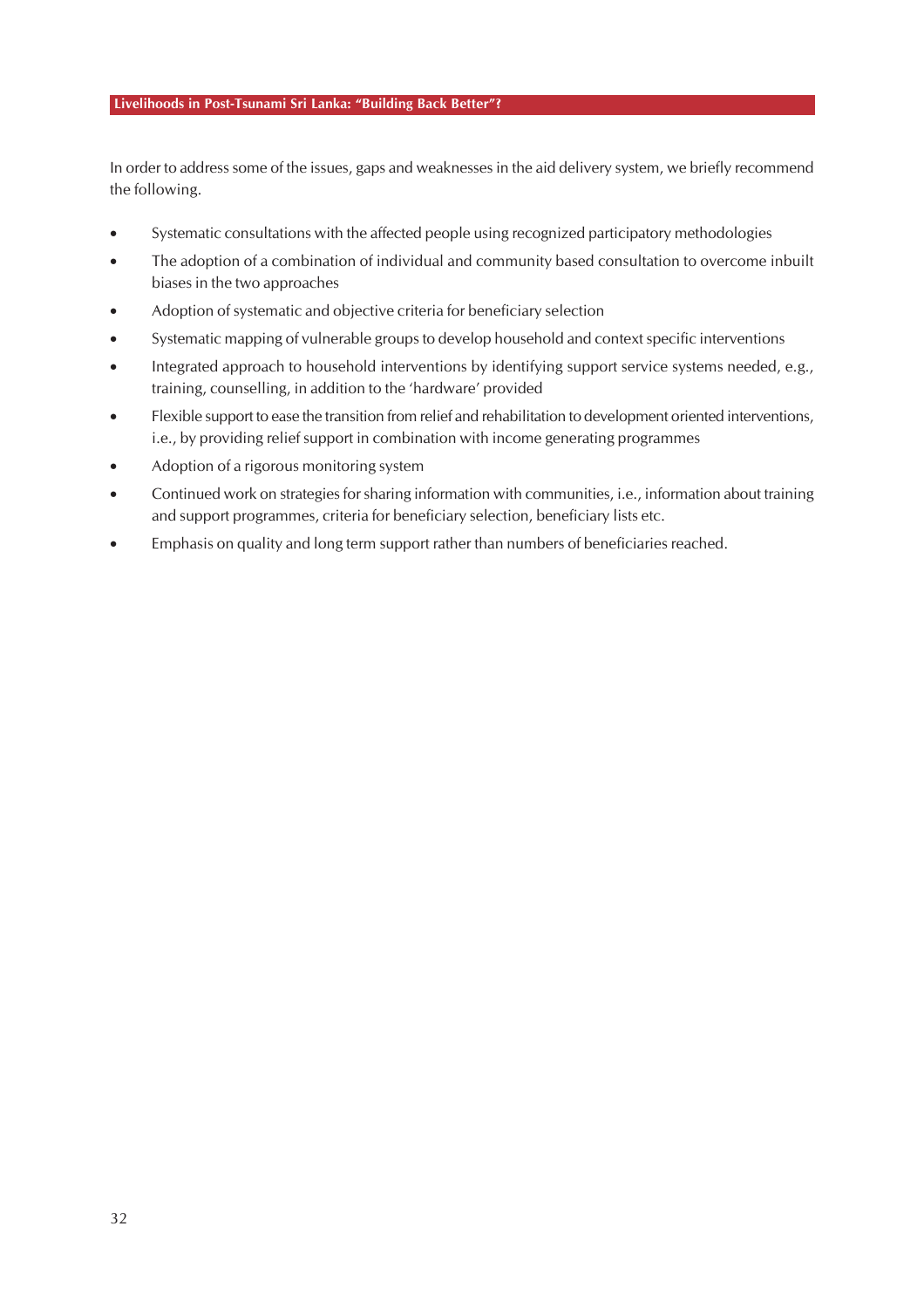In order to address some of the issues, gaps and weaknesses in the aid delivery system, we briefly recommend the following.

- Systematic consultations with the affected people using recognized participatory methodologies
- The adoption of a combination of individual and community based consultation to overcome inbuilt biases in the two approaches
- Adoption of systematic and objective criteria for beneficiary selection
- Systematic mapping of vulnerable groups to develop household and context specific interventions
- Integrated approach to household interventions by identifying support service systems needed, e.g., training, counselling, in addition to the 'hardware' provided
- Flexible support to ease the transition from relief and rehabilitation to development oriented interventions, i.e., by providing relief support in combination with income generating programmes
- Adoption of a rigorous monitoring system
- Continued work on strategies for sharing information with communities, i.e., information about training and support programmes, criteria for beneficiary selection, beneficiary lists etc.
- Emphasis on quality and long term support rather than numbers of beneficiaries reached.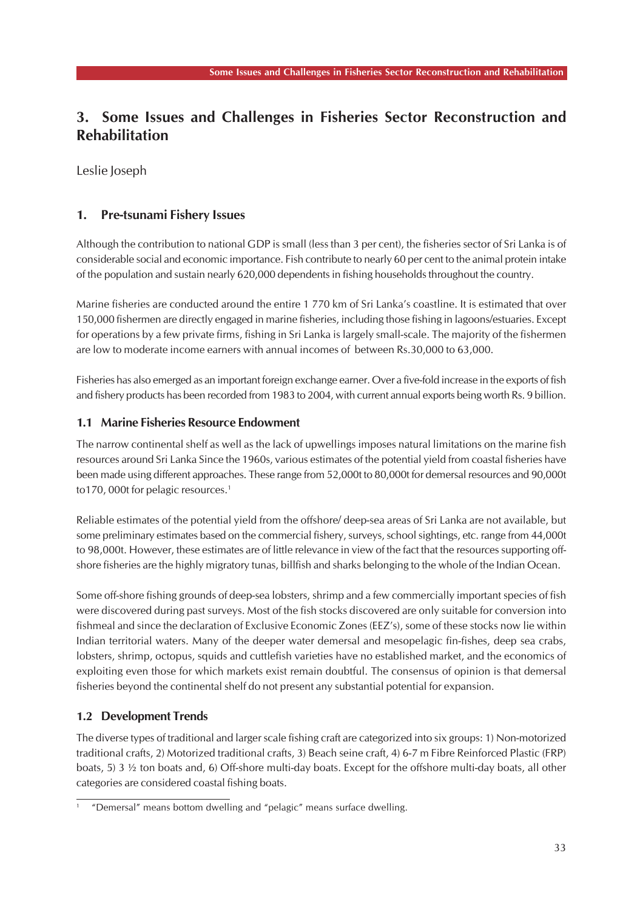# 3. Some Issues and Challenges in Fisheries Sector Reconstruction and Rehabilitation

Leslie Joseph

## 1. Pre-tsunami Fishery Issues

Although the contribution to national GDP is small (less than 3 per cent), the fisheries sector of Sri Lanka is of considerable social and economic importance. Fish contribute to nearly 60 per cent to the animal protein intake of the population and sustain nearly 620,000 dependents in fishing households throughout the country.

Marine fisheries are conducted around the entire 1 770 km of Sri Lanka's coastline. It is estimated that over 150,000 fishermen are directly engaged in marine fisheries, including those fishing in lagoons/estuaries. Except for operations by a few private firms, fishing in Sri Lanka is largely small-scale. The majority of the fishermen are low to moderate income earners with annual incomes of between Rs.30,000 to 63,000.

Fisheries has also emerged as an important foreign exchange earner. Over a five-fold increase in the exports of fish and fishery products has been recorded from 1983 to 2004, with current annual exports being worth Rs. 9 billion.

### 1.1 Marine Fisheries Resource Endowment

The narrow continental shelf as well as the lack of upwellings imposes natural limitations on the marine fish resources around Sri Lanka Since the 1960s, various estimates of the potential yield from coastal fisheries have been made using different approaches. These range from 52,000t to 80,000t for demersal resources and 90,000t to170, 000t for pelagic resources.[1]

Reliable estimates of the potential yield from the offshore/ deep-sea areas of Sri Lanka are not available, but some preliminary estimates based on the commercial fishery, surveys, school sightings, etc. range from 44,000t to 98,000t. However, these estimates are of little relevance in view of the fact that the resources supporting off-shore fisheries are the highly migratory tunas, billfish and sharks belonging to the whole of the Indian Ocean.

Some off-shore fishing grounds of deep-sea lobsters, shrimp and a few commercially important species of fish were discovered during past surveys. Most of the fish stocks discovered are only suitable for conversion into fishmeal and since the declaration of Exclusive Economic Zones (EEZ's), some of these stocks now lie within Indian territorial waters. Many of the deeper water demersal and mesopelagic fin-fishes, deep sea crabs, lobsters, shrimp, octopus, squids and cuttlefish varieties have no established market, and the economics of exploiting even those for which markets exist remain doubtful. The consensus of opinion is that demersal fisheries beyond the continental shelf do not present any substantial potential for expansion.

### 1.2 Development Trends

The diverse types of traditional and larger scale fishing craft are categorized into six groups: 1) Non-motorized traditional crafts, 2) Motorized traditional crafts, 3) Beach seine craft, 4) 6-7 m Fibre Reinforced Plastic (FRP) boats, 5) 3 ½ ton boats and, 6) Off-shore multi-day boats. Except for the offshore multi-day boats, all other categories are considered coastal fishing boats.

[1] "Demersal" means bottom dwelling and "pelagic" means surface dwelling.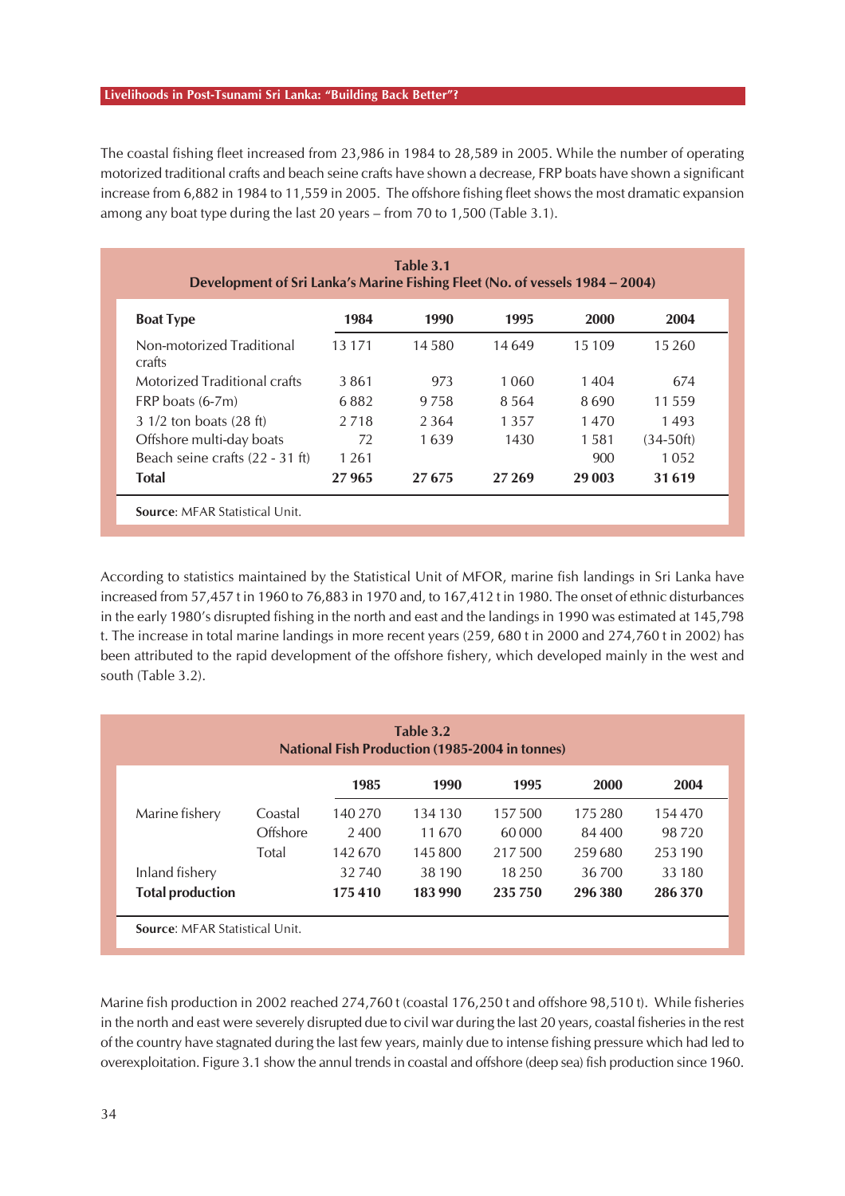The coastal fishing fleet increased from 23,986 in 1984 to 28,589 in 2005. While the number of operating motorized traditional crafts and beach seine crafts have shown a decrease, FRP boats have shown a significant increase from 6,882 in 1984 to 11,559 in 2005. The offshore fishing fleet shows the most dramatic expansion among any boat type during the last 20 years – from 70 to 1,500 (Table 3.1).

**Table 3.1**
**Development of Sri Lanka's Marine Fishing Fleet (No. of vessels 1984 – 2004)**

| Boat Type | 1984 | 1990 | 1995 | 2000 | 2004 |
|---|---|---|---|---|---|
| Non-motorized Traditional crafts | 13 171 | 14 580 | 14 649 | 15 109 | 15 260 |
| Motorized Traditional crafts | 3 861 | 973 | 1 060 | 1 404 | 674 |
| FRP boats (6-7m) | 6 882 | 9 758 | 8 564 | 8 690 | 11 559 |
| 3 1/2 ton boats (28 ft) | 2 718 | 2 364 | 1 357 | 1 470 | 1 493 |
| Offshore multi-day boats | 72 | 1 639 | 1430 | 1 581 | (34-50ft) |
| Beach seine crafts (22 - 31 ft) | 1 261 | | | 900 | 1 052 |
| **Total** | **27 965** | **27 675** | **27 269** | **29 003** | **31 619** |

**Source**: MFAR Statistical Unit.

According to statistics maintained by the Statistical Unit of MFOR, marine fish landings in Sri Lanka have increased from 57,457 t in 1960 to 76,883 in 1970 and, to 167,412 t in 1980. The onset of ethnic disturbances in the early 1980's disrupted fishing in the north and east and the landings in 1990 was estimated at 145,798 t. The increase in total marine landings in more recent years (259, 680 t in 2000 and 274,760 t in 2002) has been attributed to the rapid development of the offshore fishery, which developed mainly in the west and south (Table 3.2).

**Table 3.2**
**National Fish Production (1985-2004 in tonnes)**

| | | 1985 | 1990 | 1995 | 2000 | 2004 |
|---|---|---|---|---|---|---|
| Marine fishery | Coastal | 140 270 | 134 130 | 157 500 | 175 280 | 154 470 |
| | Offshore | 2 400 | 11 670 | 60 000 | 84 400 | 98 720 |
| | Total | 142 670 | 145 800 | 217 500 | 259 680 | 253 190 |
| Inland fishery | | 32 740 | 38 190 | 18 250 | 36 700 | 33 180 |
| **Total production** | | **175 410** | **183 990** | **235 750** | **296 380** | **286 370** |

**Source**: MFAR Statistical Unit.

Marine fish production in 2002 reached 274,760 t (coastal 176,250 t and offshore 98,510 t). While fisheries in the north and east were severely disrupted due to civil war during the last 20 years, coastal fisheries in the rest of the country have stagnated during the last few years, mainly due to intense fishing pressure which had led to overexploitation. Figure 3.1 show the annul trends in coastal and offshore (deep sea) fish production since 1960.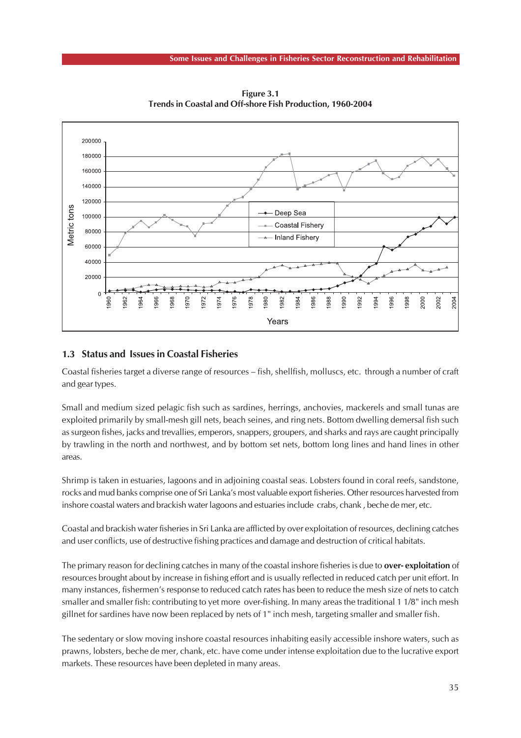**Figure 3.1**
**Trends in Coastal and Off-shore Fish Production, 1960-2004**

## 1.3 Status and Issues in Coastal Fisheries

Coastal fisheries target a diverse range of resources – fish, shellfish, molluscs, etc. through a number of craft and gear types.

Small and medium sized pelagic fish such as sardines, herrings, anchovies, mackerels and small tunas are exploited primarily by small-mesh gill nets, beach seines, and ring nets. Bottom dwelling demersal fish such as surgeon fishes, jacks and trevallies, emperors, snappers, groupers, and sharks and rays are caught principally by trawling in the north and northwest, and by bottom set nets, bottom long lines and hand lines in other areas.

Shrimp is taken in estuaries, lagoons and in adjoining coastal seas. Lobsters found in coral reefs, sandstone, rocks and mud banks comprise one of Sri Lanka's most valuable export fisheries. Other resources harvested from inshore coastal waters and brackish water lagoons and estuaries include crabs, chank , beche de mer, etc.

Coastal and brackish water fisheries in Sri Lanka are afflicted by over exploitation of resources, declining catches and user conflicts, use of destructive fishing practices and damage and destruction of critical habitats.

The primary reason for declining catches in many of the coastal inshore fisheries is due to **over- exploitation** of resources brought about by increase in fishing effort and is usually reflected in reduced catch per unit effort. In many instances, fishermen's response to reduced catch rates has been to reduce the mesh size of nets to catch smaller and smaller fish: contributing to yet more over-fishing. In many areas the traditional 1 1/8" inch mesh gillnet for sardines have now been replaced by nets of 1" inch mesh, targeting smaller and smaller fish.

The sedentary or slow moving inshore coastal resources inhabiting easily accessible inshore waters, such as prawns, lobsters, beche de mer, chank, etc. have come under intense exploitation due to the lucrative export markets. These resources have been depleted in many areas.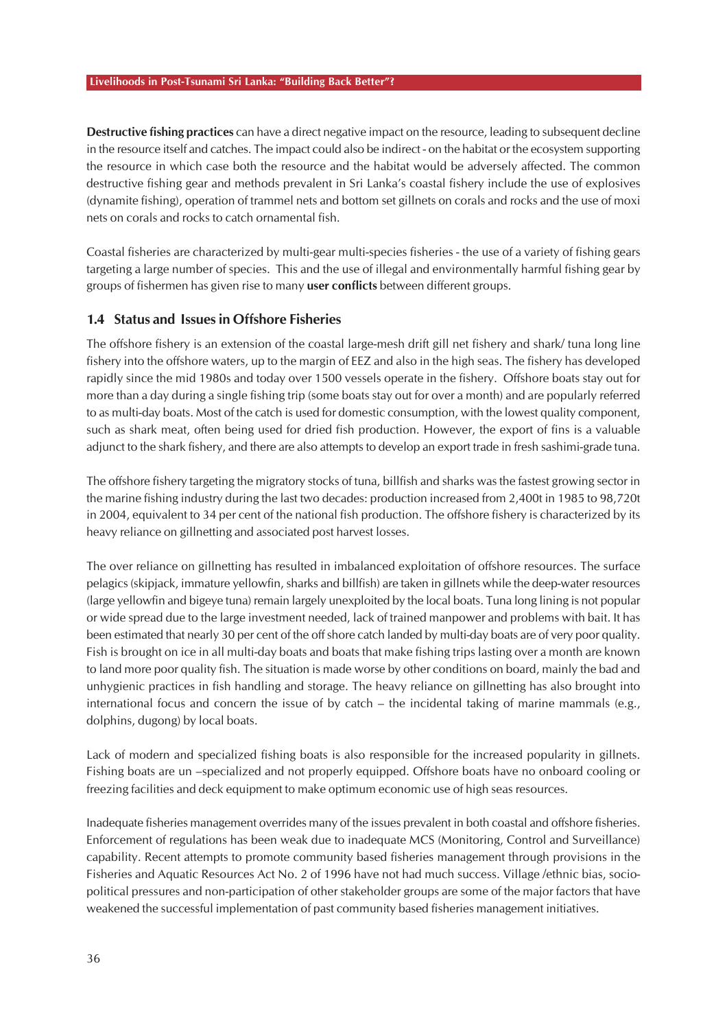**Destructive fishing practices** can have a direct negative impact on the resource, leading to subsequent decline in the resource itself and catches. The impact could also be indirect - on the habitat or the ecosystem supporting the resource in which case both the resource and the habitat would be adversely affected. The common destructive fishing gear and methods prevalent in Sri Lanka's coastal fishery include the use of explosives (dynamite fishing), operation of trammel nets and bottom set gillnets on corals and rocks and the use of moxi nets on corals and rocks to catch ornamental fish.

Coastal fisheries are characterized by multi-gear multi-species fisheries - the use of a variety of fishing gears targeting a large number of species. This and the use of illegal and environmentally harmful fishing gear by groups of fishermen has given rise to many **user conflicts** between different groups.

### 1.4 Status and Issues in Offshore Fisheries

The offshore fishery is an extension of the coastal large-mesh drift gill net fishery and shark/ tuna long line fishery into the offshore waters, up to the margin of EEZ and also in the high seas. The fishery has developed rapidly since the mid 1980s and today over 1500 vessels operate in the fishery. Offshore boats stay out for more than a day during a single fishing trip (some boats stay out for over a month) and are popularly referred to as multi-day boats. Most of the catch is used for domestic consumption, with the lowest quality component, such as shark meat, often being used for dried fish production. However, the export of fins is a valuable adjunct to the shark fishery, and there are also attempts to develop an export trade in fresh sashimi-grade tuna.

The offshore fishery targeting the migratory stocks of tuna, billfish and sharks was the fastest growing sector in the marine fishing industry during the last two decades: production increased from 2,400t in 1985 to 98,720t in 2004, equivalent to 34 per cent of the national fish production. The offshore fishery is characterized by its heavy reliance on gillnetting and associated post harvest losses.

The over reliance on gillnetting has resulted in imbalanced exploitation of offshore resources. The surface pelagics (skipjack, immature yellowfin, sharks and billfish) are taken in gillnets while the deep-water resources (large yellowfin and bigeye tuna) remain largely unexploited by the local boats. Tuna long lining is not popular or wide spread due to the large investment needed, lack of trained manpower and problems with bait. It has been estimated that nearly 30 per cent of the off shore catch landed by multi-day boats are of very poor quality. Fish is brought on ice in all multi-day boats and boats that make fishing trips lasting over a month are known to land more poor quality fish. The situation is made worse by other conditions on board, mainly the bad and unhygienic practices in fish handling and storage. The heavy reliance on gillnetting has also brought into international focus and concern the issue of by catch – the incidental taking of marine mammals (e.g., dolphins, dugong) by local boats.

Lack of modern and specialized fishing boats is also responsible for the increased popularity in gillnets. Fishing boats are un –specialized and not properly equipped. Offshore boats have no onboard cooling or freezing facilities and deck equipment to make optimum economic use of high seas resources.

Inadequate fisheries management overrides many of the issues prevalent in both coastal and offshore fisheries. Enforcement of regulations has been weak due to inadequate MCS (Monitoring, Control and Surveillance) capability. Recent attempts to promote community based fisheries management through provisions in the Fisheries and Aquatic Resources Act No. 2 of 1996 have not had much success. Village /ethnic bias, socio-political pressures and non-participation of other stakeholder groups are some of the major factors that have weakened the successful implementation of past community based fisheries management initiatives.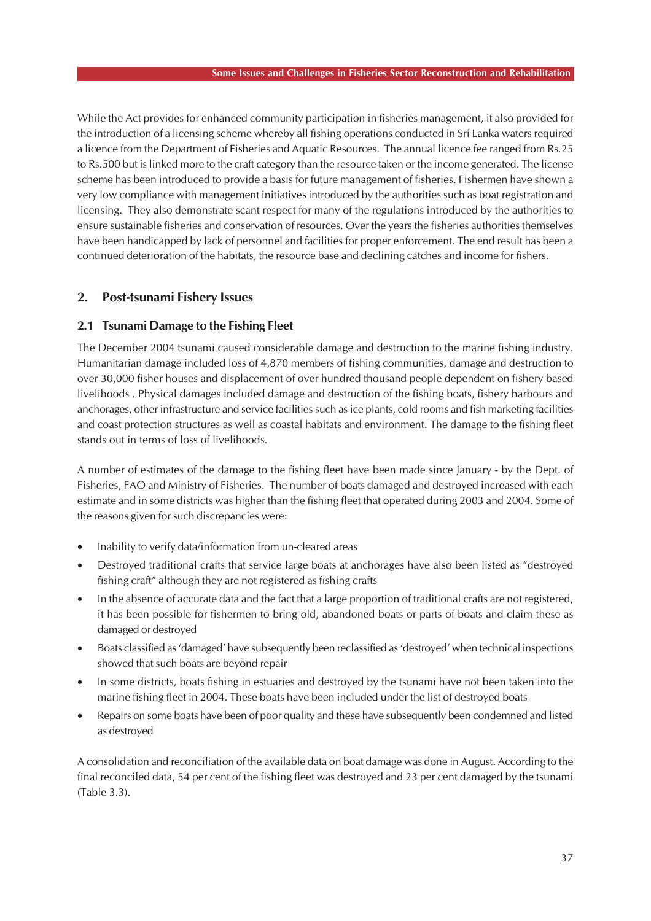While the Act provides for enhanced community participation in fisheries management, it also provided for the introduction of a licensing scheme whereby all fishing operations conducted in Sri Lanka waters required a licence from the Department of Fisheries and Aquatic Resources. The annual licence fee ranged from Rs.25 to Rs.500 but is linked more to the craft category than the resource taken or the income generated. The license scheme has been introduced to provide a basis for future management of fisheries. Fishermen have shown a very low compliance with management initiatives introduced by the authorities such as boat registration and licensing. They also demonstrate scant respect for many of the regulations introduced by the authorities to ensure sustainable fisheries and conservation of resources. Over the years the fisheries authorities themselves have been handicapped by lack of personnel and facilities for proper enforcement. The end result has been a continued deterioration of the habitats, the resource base and declining catches and income for fishers.

## 2. Post-tsunami Fishery Issues

### 2.1 Tsunami Damage to the Fishing Fleet

The December 2004 tsunami caused considerable damage and destruction to the marine fishing industry. Humanitarian damage included loss of 4,870 members of fishing communities, damage and destruction to over 30,000 fisher houses and displacement of over hundred thousand people dependent on fishery based livelihoods . Physical damages included damage and destruction of the fishing boats, fishery harbours and anchorages, other infrastructure and service facilities such as ice plants, cold rooms and fish marketing facilities and coast protection structures as well as coastal habitats and environment. The damage to the fishing fleet stands out in terms of loss of livelihoods.

A number of estimates of the damage to the fishing fleet have been made since January - by the Dept. of Fisheries, FAO and Ministry of Fisheries. The number of boats damaged and destroyed increased with each estimate and in some districts was higher than the fishing fleet that operated during 2003 and 2004. Some of the reasons given for such discrepancies were:

- Inability to verify data/information from un-cleared areas
- Destroyed traditional crafts that service large boats at anchorages have also been listed as "destroyed fishing craft" although they are not registered as fishing crafts
- In the absence of accurate data and the fact that a large proportion of traditional crafts are not registered, it has been possible for fishermen to bring old, abandoned boats or parts of boats and claim these as damaged or destroyed
- Boats classified as 'damaged' have subsequently been reclassified as 'destroyed' when technical inspections showed that such boats are beyond repair
- In some districts, boats fishing in estuaries and destroyed by the tsunami have not been taken into the marine fishing fleet in 2004. These boats have been included under the list of destroyed boats
- Repairs on some boats have been of poor quality and these have subsequently been condemned and listed as destroyed

A consolidation and reconciliation of the available data on boat damage was done in August. According to the final reconciled data, 54 per cent of the fishing fleet was destroyed and 23 per cent damaged by the tsunami (Table 3.3).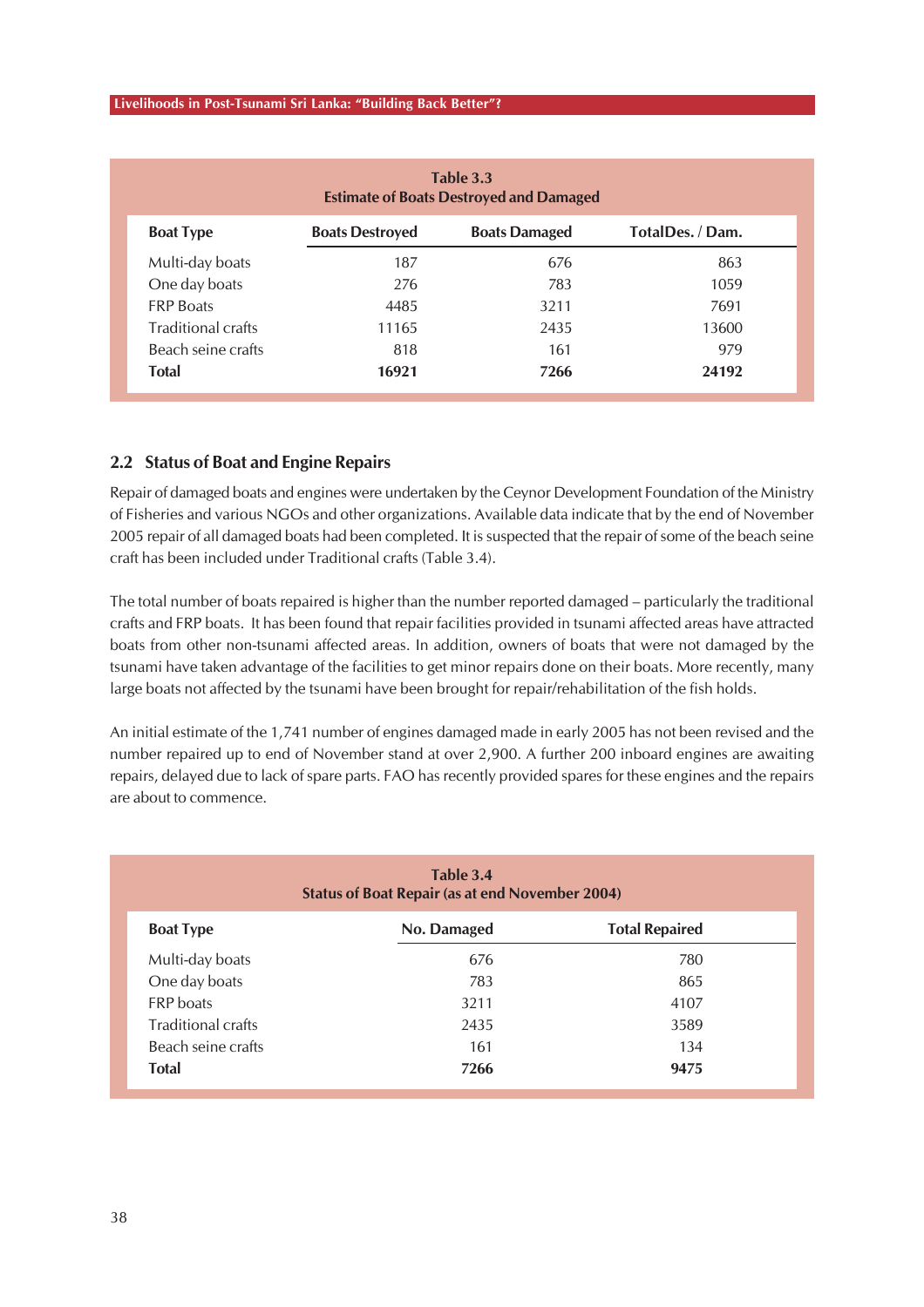**Table 3.3**
**Estimate of Boats Destroyed and Damaged**

| Boat Type | Boats Destroyed | Boats Damaged | TotalDes. / Dam. |
|---|---|---|---|
| Multi-day boats | 187 | 676 | 863 |
| One day boats | 276 | 783 | 1059 |
| FRP Boats | 4485 | 3211 | 7691 |
| Traditional crafts | 11165 | 2435 | 13600 |
| Beach seine crafts | 818 | 161 | 979 |
| **Total** | **16921** | **7266** | **24192** |

## 2.2 Status of Boat and Engine Repairs

Repair of damaged boats and engines were undertaken by the Ceynor Development Foundation of the Ministry of Fisheries and various NGOs and other organizations. Available data indicate that by the end of November 2005 repair of all damaged boats had been completed. It is suspected that the repair of some of the beach seine craft has been included under Traditional crafts (Table 3.4).

The total number of boats repaired is higher than the number reported damaged – particularly the traditional crafts and FRP boats. It has been found that repair facilities provided in tsunami affected areas have attracted boats from other non-tsunami affected areas. In addition, owners of boats that were not damaged by the tsunami have taken advantage of the facilities to get minor repairs done on their boats. More recently, many large boats not affected by the tsunami have been brought for repair/rehabilitation of the fish holds.

An initial estimate of the 1,741 number of engines damaged made in early 2005 has not been revised and the number repaired up to end of November stand at over 2,900. A further 200 inboard engines are awaiting repairs, delayed due to lack of spare parts. FAO has recently provided spares for these engines and the repairs are about to commence.

**Table 3.4**
**Status of Boat Repair (as at end November 2004)**

| Boat Type | No. Damaged | Total Repaired |
|---|---|---|
| Multi-day boats | 676 | 780 |
| One day boats | 783 | 865 |
| FRP boats | 3211 | 4107 |
| Traditional crafts | 2435 | 3589 |
| Beach seine crafts | 161 | 134 |
| **Total** | **7266** | **9475** |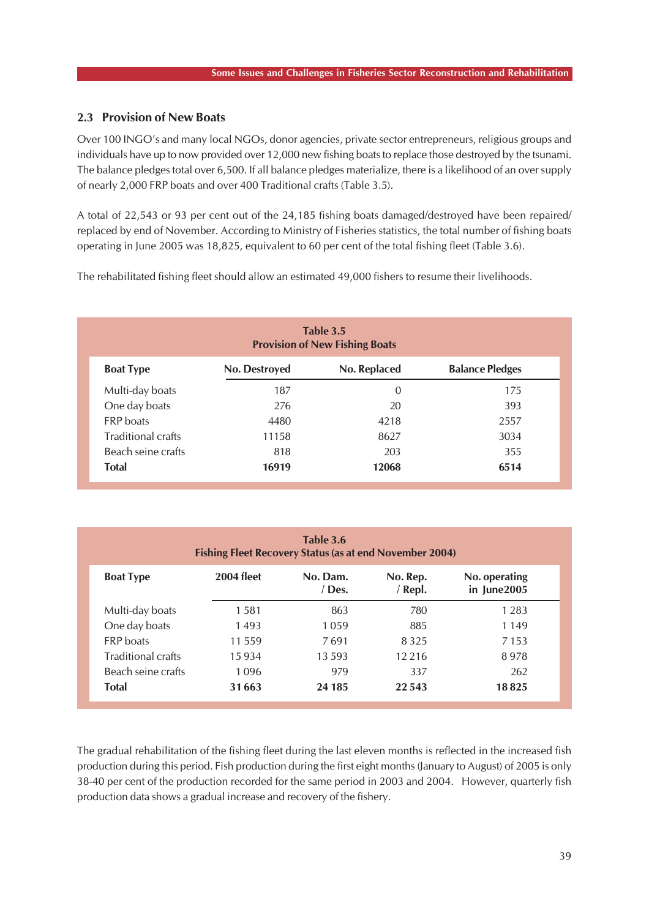## 2.3 Provision of New Boats

Over 100 INGO's and many local NGOs, donor agencies, private sector entrepreneurs, religious groups and individuals have up to now provided over 12,000 new fishing boats to replace those destroyed by the tsunami. The balance pledges total over 6,500. If all balance pledges materialize, there is a likelihood of an over supply of nearly 2,000 FRP boats and over 400 Traditional crafts (Table 3.5).

A total of 22,543 or 93 per cent out of the 24,185 fishing boats damaged/destroyed have been repaired/ replaced by end of November. According to Ministry of Fisheries statistics, the total number of fishing boats operating in June 2005 was 18,825, equivalent to 60 per cent of the total fishing fleet (Table 3.6).

The rehabilitated fishing fleet should allow an estimated 49,000 fishers to resume their livelihoods.

**Table 3.5**
**Provision of New Fishing Boats**

| Boat Type | No. Destroyed | No. Replaced | Balance Pledges |
|---|---|---|---|
| Multi-day boats | 187 | 0 | 175 |
| One day boats | 276 | 20 | 393 |
| FRP boats | 4480 | 4218 | 2557 |
| Traditional crafts | 11158 | 8627 | 3034 |
| Beach seine crafts | 818 | 203 | 355 |
| **Total** | **16919** | **12068** | **6514** |

**Table 3.6**
**Fishing Fleet Recovery Status (as at end November 2004)**

| Boat Type | 2004 fleet | No. Dam. / Des. | No. Rep. / Repl. | No. operating in June2005 |
|---|---|---|---|---|
| Multi-day boats | 1 581 | 863 | 780 | 1 283 |
| One day boats | 1 493 | 1 059 | 885 | 1 149 |
| FRP boats | 11 559 | 7 691 | 8 325 | 7 153 |
| Traditional crafts | 15 934 | 13 593 | 12 216 | 8 978 |
| Beach seine crafts | 1 096 | 979 | 337 | 262 |
| **Total** | **31 663** | **24 185** | **22 543** | **18 825** |

The gradual rehabilitation of the fishing fleet during the last eleven months is reflected in the increased fish production during this period. Fish production during the first eight months (January to August) of 2005 is only 38-40 per cent of the production recorded for the same period in 2003 and 2004. However, quarterly fish production data shows a gradual increase and recovery of the fishery.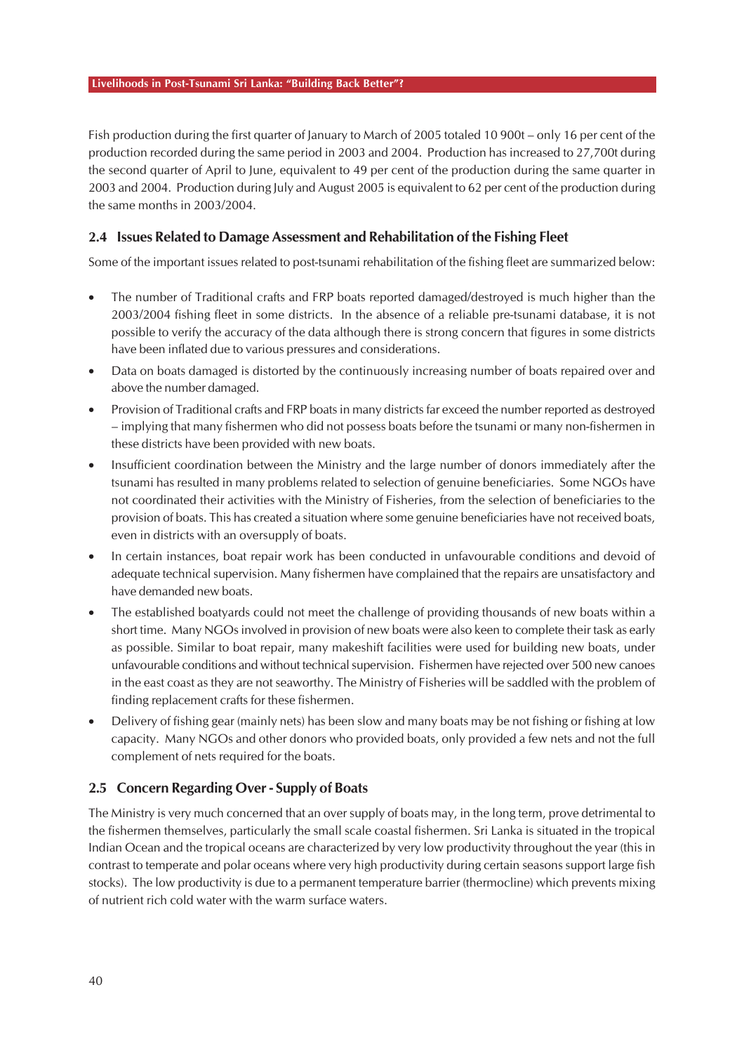Fish production during the first quarter of January to March of 2005 totaled 10 900t – only 16 per cent of the production recorded during the same period in 2003 and 2004. Production has increased to 27,700t during the second quarter of April to June, equivalent to 49 per cent of the production during the same quarter in 2003 and 2004. Production during July and August 2005 is equivalent to 62 per cent of the production during the same months in 2003/2004.

### 2.4 Issues Related to Damage Assessment and Rehabilitation of the Fishing Fleet

Some of the important issues related to post-tsunami rehabilitation of the fishing fleet are summarized below:

- The number of Traditional crafts and FRP boats reported damaged/destroyed is much higher than the 2003/2004 fishing fleet in some districts. In the absence of a reliable pre-tsunami database, it is not possible to verify the accuracy of the data although there is strong concern that figures in some districts have been inflated due to various pressures and considerations.
- Data on boats damaged is distorted by the continuously increasing number of boats repaired over and above the number damaged.
- Provision of Traditional crafts and FRP boats in many districts far exceed the number reported as destroyed – implying that many fishermen who did not possess boats before the tsunami or many non-fishermen in these districts have been provided with new boats.
- Insufficient coordination between the Ministry and the large number of donors immediately after the tsunami has resulted in many problems related to selection of genuine beneficiaries. Some NGOs have not coordinated their activities with the Ministry of Fisheries, from the selection of beneficiaries to the provision of boats. This has created a situation where some genuine beneficiaries have not received boats, even in districts with an oversupply of boats.
- In certain instances, boat repair work has been conducted in unfavourable conditions and devoid of adequate technical supervision. Many fishermen have complained that the repairs are unsatisfactory and have demanded new boats.
- The established boatyards could not meet the challenge of providing thousands of new boats within a short time. Many NGOs involved in provision of new boats were also keen to complete their task as early as possible. Similar to boat repair, many makeshift facilities were used for building new boats, under unfavourable conditions and without technical supervision. Fishermen have rejected over 500 new canoes in the east coast as they are not seaworthy. The Ministry of Fisheries will be saddled with the problem of finding replacement crafts for these fishermen.
- Delivery of fishing gear (mainly nets) has been slow and many boats may be not fishing or fishing at low capacity. Many NGOs and other donors who provided boats, only provided a few nets and not the full complement of nets required for the boats.

### 2.5 Concern Regarding Over - Supply of Boats

The Ministry is very much concerned that an over supply of boats may, in the long term, prove detrimental to the fishermen themselves, particularly the small scale coastal fishermen. Sri Lanka is situated in the tropical Indian Ocean and the tropical oceans are characterized by very low productivity throughout the year (this in contrast to temperate and polar oceans where very high productivity during certain seasons support large fish stocks). The low productivity is due to a permanent temperature barrier (thermocline) which prevents mixing of nutrient rich cold water with the warm surface waters.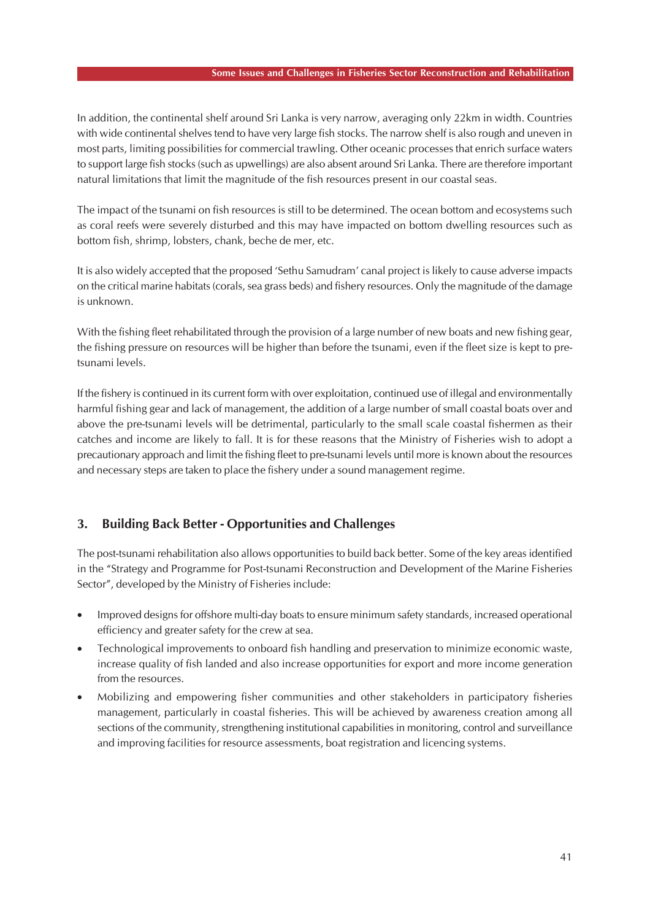In addition, the continental shelf around Sri Lanka is very narrow, averaging only 22km in width. Countries with wide continental shelves tend to have very large fish stocks. The narrow shelf is also rough and uneven in most parts, limiting possibilities for commercial trawling. Other oceanic processes that enrich surface waters to support large fish stocks (such as upwellings) are also absent around Sri Lanka. There are therefore important natural limitations that limit the magnitude of the fish resources present in our coastal seas.

The impact of the tsunami on fish resources is still to be determined. The ocean bottom and ecosystems such as coral reefs were severely disturbed and this may have impacted on bottom dwelling resources such as bottom fish, shrimp, lobsters, chank, beche de mer, etc.

It is also widely accepted that the proposed 'Sethu Samudram' canal project is likely to cause adverse impacts on the critical marine habitats (corals, sea grass beds) and fishery resources. Only the magnitude of the damage is unknown.

With the fishing fleet rehabilitated through the provision of a large number of new boats and new fishing gear, the fishing pressure on resources will be higher than before the tsunami, even if the fleet size is kept to pre-tsunami levels.

If the fishery is continued in its current form with over exploitation, continued use of illegal and environmentally harmful fishing gear and lack of management, the addition of a large number of small coastal boats over and above the pre-tsunami levels will be detrimental, particularly to the small scale coastal fishermen as their catches and income are likely to fall. It is for these reasons that the Ministry of Fisheries wish to adopt a precautionary approach and limit the fishing fleet to pre-tsunami levels until more is known about the resources and necessary steps are taken to place the fishery under a sound management regime.

## 3. Building Back Better - Opportunities and Challenges

The post-tsunami rehabilitation also allows opportunities to build back better. Some of the key areas identified in the "Strategy and Programme for Post-tsunami Reconstruction and Development of the Marine Fisheries Sector", developed by the Ministry of Fisheries include:

- Improved designs for offshore multi-day boats to ensure minimum safety standards, increased operational efficiency and greater safety for the crew at sea.
- Technological improvements to onboard fish handling and preservation to minimize economic waste, increase quality of fish landed and also increase opportunities for export and more income generation from the resources.
- Mobilizing and empowering fisher communities and other stakeholders in participatory fisheries management, particularly in coastal fisheries. This will be achieved by awareness creation among all sections of the community, strengthening institutional capabilities in monitoring, control and surveillance and improving facilities for resource assessments, boat registration and licencing systems.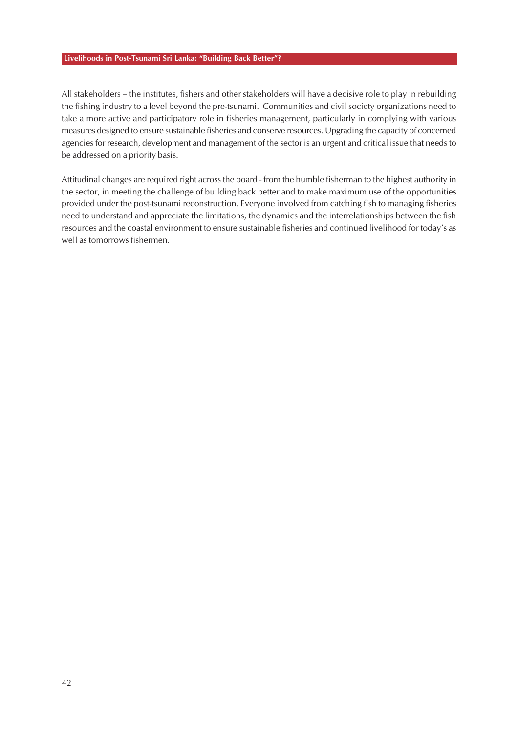All stakeholders – the institutes, fishers and other stakeholders will have a decisive role to play in rebuilding the fishing industry to a level beyond the pre-tsunami. Communities and civil society organizations need to take a more active and participatory role in fisheries management, particularly in complying with various measures designed to ensure sustainable fisheries and conserve resources. Upgrading the capacity of concerned agencies for research, development and management of the sector is an urgent and critical issue that needs to be addressed on a priority basis.

Attitudinal changes are required right across the board - from the humble fisherman to the highest authority in the sector, in meeting the challenge of building back better and to make maximum use of the opportunities provided under the post-tsunami reconstruction. Everyone involved from catching fish to managing fisheries need to understand and appreciate the limitations, the dynamics and the interrelationships between the fish resources and the coastal environment to ensure sustainable fisheries and continued livelihood for today's as well as tomorrows fishermen.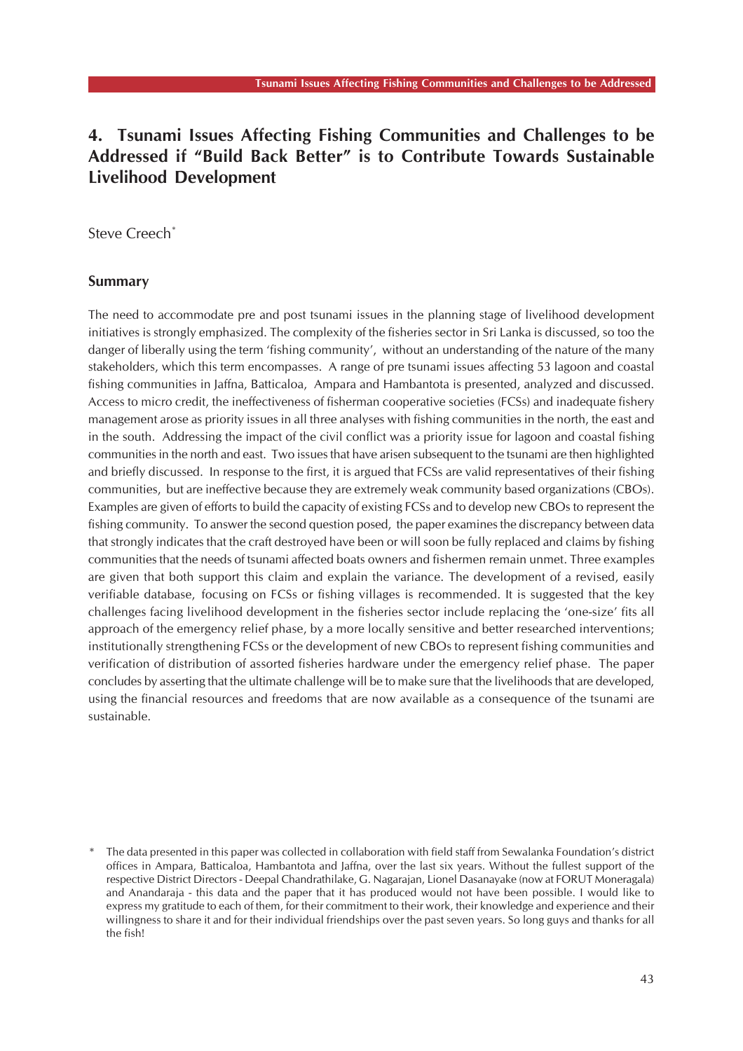# 4. Tsunami Issues Affecting Fishing Communities and Challenges to be Addressed if "Build Back Better" is to Contribute Towards Sustainable Livelihood Development

Steve Creech*

## Summary

The need to accommodate pre and post tsunami issues in the planning stage of livelihood development initiatives is strongly emphasized. The complexity of the fisheries sector in Sri Lanka is discussed, so too the danger of liberally using the term 'fishing community', without an understanding of the nature of the many stakeholders, which this term encompasses. A range of pre tsunami issues affecting 53 lagoon and coastal fishing communities in Jaffna, Batticaloa, Ampara and Hambantota is presented, analyzed and discussed. Access to micro credit, the ineffectiveness of fisherman cooperative societies (FCSs) and inadequate fishery management arose as priority issues in all three analyses with fishing communities in the north, the east and in the south. Addressing the impact of the civil conflict was a priority issue for lagoon and coastal fishing communities in the north and east. Two issues that have arisen subsequent to the tsunami are then highlighted and briefly discussed. In response to the first, it is argued that FCSs are valid representatives of their fishing communities, but are ineffective because they are extremely weak community based organizations (CBOs). Examples are given of efforts to build the capacity of existing FCSs and to develop new CBOs to represent the fishing community. To answer the second question posed, the paper examines the discrepancy between data that strongly indicates that the craft destroyed have been or will soon be fully replaced and claims by fishing communities that the needs of tsunami affected boats owners and fishermen remain unmet. Three examples are given that both support this claim and explain the variance. The development of a revised, easily verifiable database, focusing on FCSs or fishing villages is recommended. It is suggested that the key challenges facing livelihood development in the fisheries sector include replacing the 'one-size' fits all approach of the emergency relief phase, by a more locally sensitive and better researched interventions; institutionally strengthening FCSs or the development of new CBOs to represent fishing communities and verification of distribution of assorted fisheries hardware under the emergency relief phase. The paper concludes by asserting that the ultimate challenge will be to make sure that the livelihoods that are developed, using the financial resources and freedoms that are now available as a consequence of the tsunami are sustainable.

* The data presented in this paper was collected in collaboration with field staff from Sewalanka Foundation's district offices in Ampara, Batticaloa, Hambantota and Jaffna, over the last six years. Without the fullest support of the respective District Directors - Deepal Chandrathilake, G. Nagarajan, Lionel Dasanayake (now at FORUT Moneragala) and Anandaraja - this data and the paper that it has produced would not have been possible. I would like to express my gratitude to each of them, for their commitment to their work, their knowledge and experience and their willingness to share it and for their individual friendships over the past seven years. So long guys and thanks for all the fish!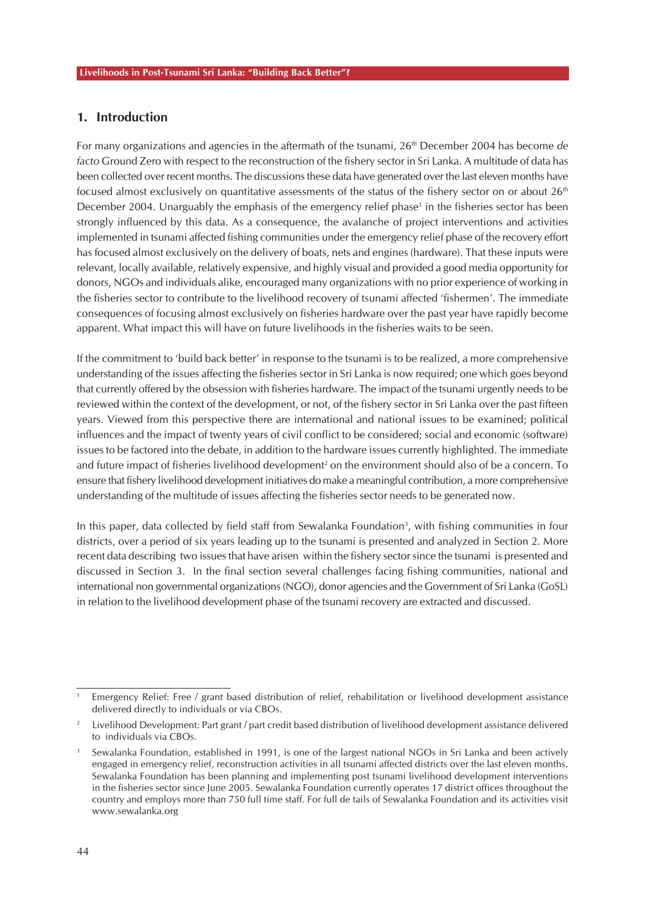## 1. Introduction

For many organizations and agencies in the aftermath of the tsunami, 26th December 2004 has become *de facto* Ground Zero with respect to the reconstruction of the fishery sector in Sri Lanka. A multitude of data has been collected over recent months. The discussions these data have generated over the last eleven months have focused almost exclusively on quantitative assessments of the status of the fishery sector on or about 26th December 2004. Unarguably the emphasis of the emergency relief phase[1] in the fisheries sector has been strongly influenced by this data. As a consequence, the avalanche of project interventions and activities implemented in tsunami affected fishing communities under the emergency relief phase of the recovery effort has focused almost exclusively on the delivery of boats, nets and engines (hardware). That these inputs were relevant, locally available, relatively expensive, and highly visual and provided a good media opportunity for donors, NGOs and individuals alike, encouraged many organizations with no prior experience of working in the fisheries sector to contribute to the livelihood recovery of tsunami affected 'fishermen'. The immediate consequences of focusing almost exclusively on fisheries hardware over the past year have rapidly become apparent. What impact this will have on future livelihoods in the fisheries waits to be seen.

If the commitment to 'build back better' in response to the tsunami is to be realized, a more comprehensive understanding of the issues affecting the fisheries sector in Sri Lanka is now required; one which goes beyond that currently offered by the obsession with fisheries hardware. The impact of the tsunami urgently needs to be reviewed within the context of the development, or not, of the fishery sector in Sri Lanka over the past fifteen years. Viewed from this perspective there are international and national issues to be examined; political influences and the impact of twenty years of civil conflict to be considered; social and economic (software) issues to be factored into the debate, in addition to the hardware issues currently highlighted. The immediate and future impact of fisheries livelihood development[2] on the environment should also of be a concern. To ensure that fishery livelihood development initiatives do make a meaningful contribution, a more comprehensive understanding of the multitude of issues affecting the fisheries sector needs to be generated now.

In this paper, data collected by field staff from Sewalanka Foundation[3], with fishing communities in four districts, over a period of six years leading up to the tsunami is presented and analyzed in Section 2. More recent data describing two issues that have arisen within the fishery sector since the tsunami is presented and discussed in Section 3. In the final section several challenges facing fishing communities, national and international non governmental organizations (NGO), donor agencies and the Government of Sri Lanka (GoSL) in relation to the livelihood development phase of the tsunami recovery are extracted and discussed.

---

[1] Emergency Relief: Free / grant based distribution of relief, rehabilitation or livelihood development assistance delivered directly to individuals or via CBOs.

[2] Livelihood Development: Part grant / part credit based distribution of livelihood development assistance delivered to individuals via CBOs.

[3] Sewalanka Foundation, established in 1991, is one of the largest national NGOs in Sri Lanka and been actively engaged in emergency relief, reconstruction activities in all tsunami affected districts over the last eleven months. Sewalanka Foundation has been planning and implementing post tsunami livelihood development interventions in the fisheries sector since June 2005. Sewalanka Foundation currently operates 17 district offices throughout the country and employs more than 750 full time staff. For full de tails of Sewalanka Foundation and its activities visit www.sewalanka.org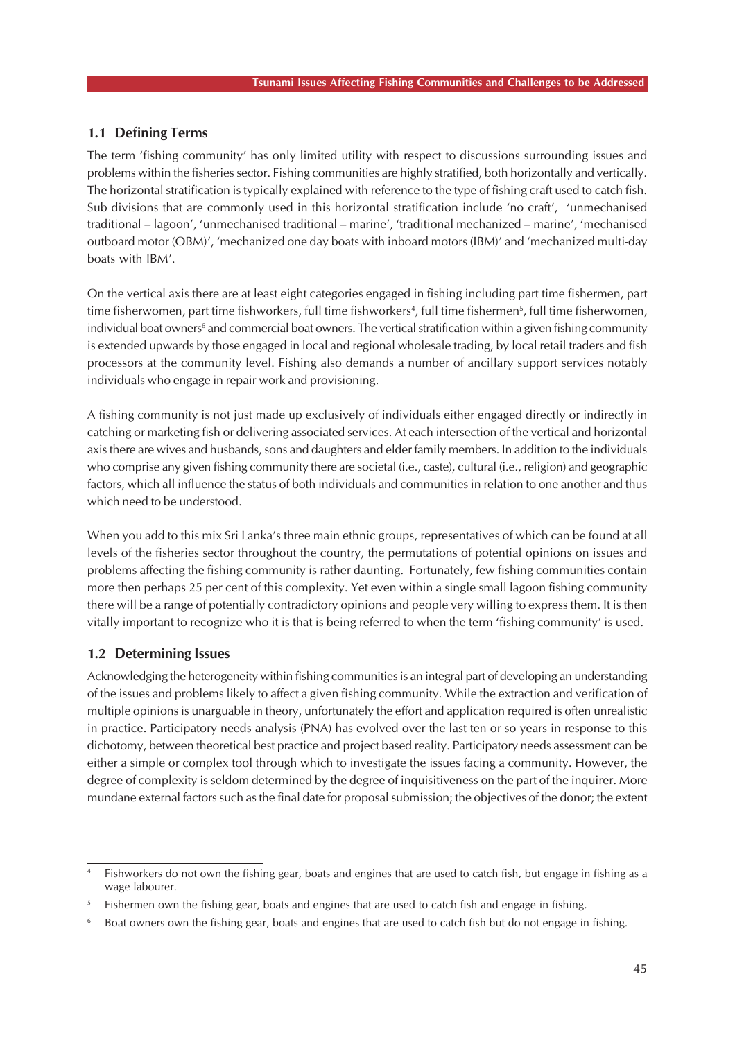## 1.1 Defining Terms

The term 'fishing community' has only limited utility with respect to discussions surrounding issues and problems within the fisheries sector. Fishing communities are highly stratified, both horizontally and vertically. The horizontal stratification is typically explained with reference to the type of fishing craft used to catch fish. Sub divisions that are commonly used in this horizontal stratification include 'no craft', 'unmechanised traditional – lagoon', 'unmechanised traditional – marine', 'traditional mechanized – marine', 'mechanised outboard motor (OBM)', 'mechanized one day boats with inboard motors (IBM)' and 'mechanized multi-day boats with IBM'.

On the vertical axis there are at least eight categories engaged in fishing including part time fishermen, part time fisherwomen, part time fishworkers, full time fishworkers[4], full time fishermen[5], full time fisherwomen, individual boat owners[6] and commercial boat owners. The vertical stratification within a given fishing community is extended upwards by those engaged in local and regional wholesale trading, by local retail traders and fish processors at the community level. Fishing also demands a number of ancillary support services notably individuals who engage in repair work and provisioning.

A fishing community is not just made up exclusively of individuals either engaged directly or indirectly in catching or marketing fish or delivering associated services. At each intersection of the vertical and horizontal axis there are wives and husbands, sons and daughters and elder family members. In addition to the individuals who comprise any given fishing community there are societal (i.e., caste), cultural (i.e., religion) and geographic factors, which all influence the status of both individuals and communities in relation to one another and thus which need to be understood.

When you add to this mix Sri Lanka's three main ethnic groups, representatives of which can be found at all levels of the fisheries sector throughout the country, the permutations of potential opinions on issues and problems affecting the fishing community is rather daunting. Fortunately, few fishing communities contain more then perhaps 25 per cent of this complexity. Yet even within a single small lagoon fishing community there will be a range of potentially contradictory opinions and people very willing to express them. It is then vitally important to recognize who it is that is being referred to when the term 'fishing community' is used.

## 1.2 Determining Issues

Acknowledging the heterogeneity within fishing communities is an integral part of developing an understanding of the issues and problems likely to affect a given fishing community. While the extraction and verification of multiple opinions is unarguable in theory, unfortunately the effort and application required is often unrealistic in practice. Participatory needs analysis (PNA) has evolved over the last ten or so years in response to this dichotomy, between theoretical best practice and project based reality. Participatory needs assessment can be either a simple or complex tool through which to investigate the issues facing a community. However, the degree of complexity is seldom determined by the degree of inquisitiveness on the part of the inquirer. More mundane external factors such as the final date for proposal submission; the objectives of the donor; the extent

---

[4] Fishworkers do not own the fishing gear, boats and engines that are used to catch fish, but engage in fishing as a wage labourer.

[5] Fishermen own the fishing gear, boats and engines that are used to catch fish and engage in fishing.

[6] Boat owners own the fishing gear, boats and engines that are used to catch fish but do not engage in fishing.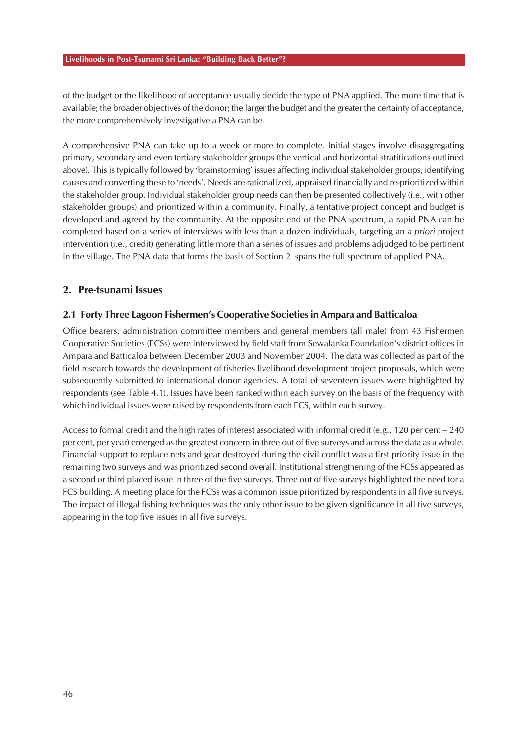of the budget or the likelihood of acceptance usually decide the type of PNA applied. The more time that is available; the broader objectives of the donor; the larger the budget and the greater the certainty of acceptance, the more comprehensively investigative a PNA can be.

A comprehensive PNA can take up to a week or more to complete. Initial stages involve disaggregating primary, secondary and even tertiary stakeholder groups (the vertical and horizontal stratifications outlined above). This is typically followed by 'brainstorming' issues affecting individual stakeholder groups, identifying causes and converting these to 'needs'. Needs are rationalized, appraised financially and re-prioritized within the stakeholder group. Individual stakeholder group needs can then be presented collectively (i.e., with other stakeholder groups) and prioritized within a community. Finally, a tentative project concept and budget is developed and agreed by the community. At the opposite end of the PNA spectrum, a rapid PNA can be completed based on a series of interviews with less than a dozen individuals, targeting an *a priori* project intervention (i.e., credit) generating little more than a series of issues and problems adjudged to be pertinent in the village. The PNA data that forms the basis of Section 2 spans the full spectrum of applied PNA.

## 2. Pre-tsunami Issues

### 2.1 Forty Three Lagoon Fishermen's Cooperative Societies in Ampara and Batticaloa

Office bearers, administration committee members and general members (all male) from 43 Fishermen Cooperative Societies (FCSs) were interviewed by field staff from Sewalanka Foundation's district offices in Ampara and Batticaloa between December 2003 and November 2004. The data was collected as part of the field research towards the development of fisheries livelihood development project proposals, which were subsequently submitted to international donor agencies. A total of seventeen issues were highlighted by respondents (see Table 4.1). Issues have been ranked within each survey on the basis of the frequency with which individual issues were raised by respondents from each FCS, within each survey.

Access to formal credit and the high rates of interest associated with informal credit (e.g., 120 per cent – 240 per cent, per year) emerged as the greatest concern in three out of five surveys and across the data as a whole. Financial support to replace nets and gear destroyed during the civil conflict was a first priority issue in the remaining two surveys and was prioritized second overall. Institutional strengthening of the FCSs appeared as a second or third placed issue in three of the five surveys. Three out of five surveys highlighted the need for a FCS building. A meeting place for the FCSs was a common issue prioritized by respondents in all five surveys. The impact of illegal fishing techniques was the only other issue to be given significance in all five surveys, appearing in the top five issues in all five surveys.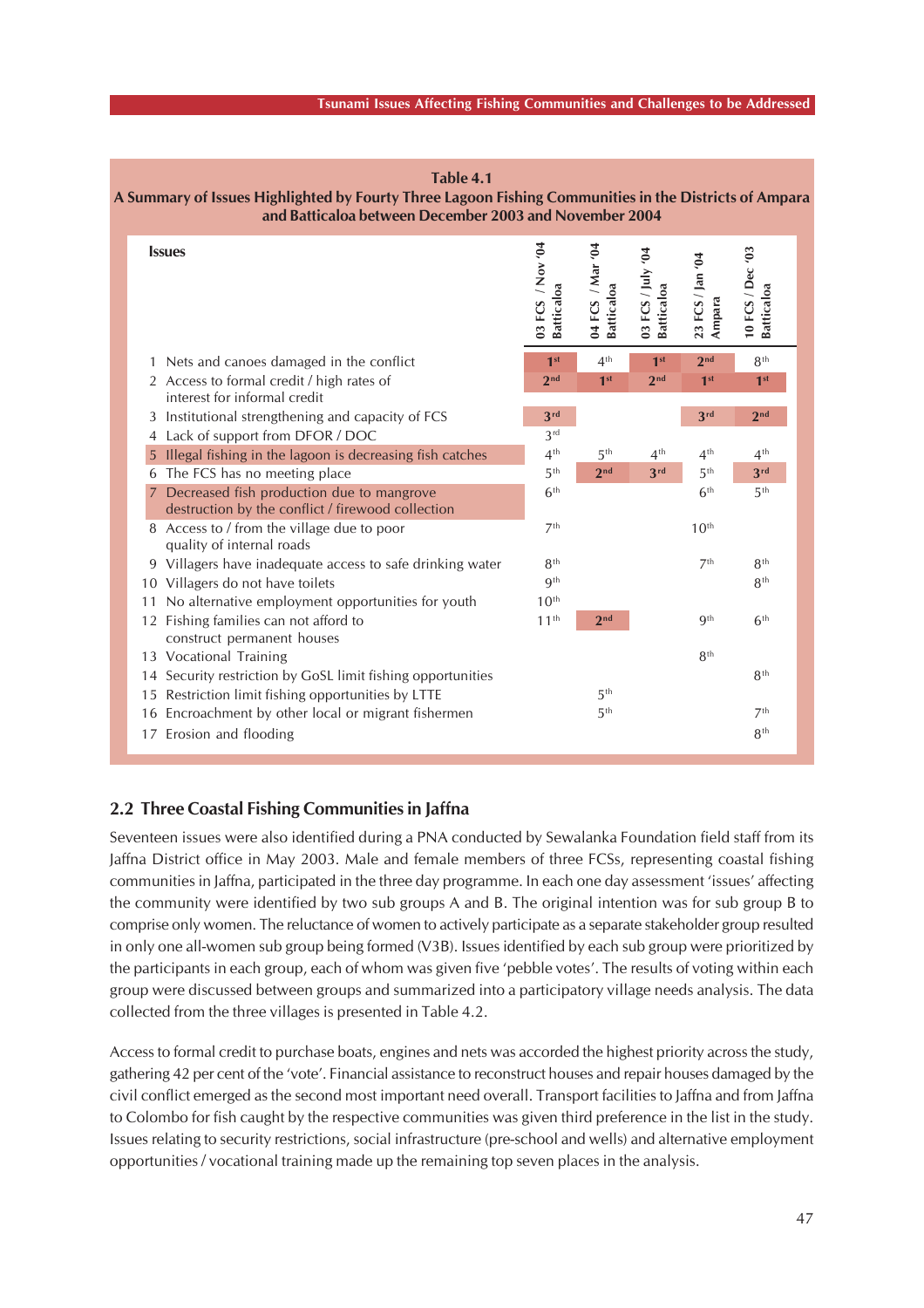**Table 4.1**

**A Summary of Issues Highlighted by Fourty Three Lagoon Fishing Communities in the Districts of Ampara and Batticaloa between December 2003 and November 2004**

| Issues | 03 FCS / Nov '04 Batticaloa | 04 FCS / Mar '04 Batticaloa | 03 FCS / July '04 Batticaloa | 23 FCS / Jan '04 Ampara | 10 FCS / Dec '03 Batticaloa |
|---|---|---|---|---|---|
| 1 Nets and canoes damaged in the conflict | 1st | 4th | 1st | 2nd | 8th |
| 2 Access to formal credit / high rates of interest for informal credit | 2nd | 1st | 2nd | 1st | 1st |
| 3 Institutional strengthening and capacity of FCS | 3rd | | | 3rd | 2nd |
| 4 Lack of support from DFOR / DOC | 3rd | | | | |
| 5 Illegal fishing in the lagoon is decreasing fish catches | 4th | 5th | 4th | 4th | 4th |
| 6 The FCS has no meeting place | 5th | 2nd | 3rd | 5th | 3rd |
| 7 Decreased fish production due to mangrove destruction by the conflict / firewood collection | 6th | | | 6th | 5th |
| 8 Access to / from the village due to poor quality of internal roads | 7th | | | 10th | |
| 9 Villagers have inadequate access to safe drinking water | 8th | | | 7th | 8th |
| 10 Villagers do not have toilets | 9th | | | | 8th |
| 11 No alternative employment opportunities for youth | 10th | | | | |
| 12 Fishing families can not afford to construct permanent houses | 11th | 2nd | | 9th | 6th |
| 13 Vocational Training | | | | 8th | |
| 14 Security restriction by GoSL limit fishing opportunities | | | | | 8th |
| 15 Restriction limit fishing opportunities by LTTE | | 5th | | | |
| 16 Encroachment by other local or migrant fishermen | | 5th | | | 7th |
| 17 Erosion and flooding | | | | | 8th |

## 2.2 Three Coastal Fishing Communities in Jaffna

Seventeen issues were also identified during a PNA conducted by Sewalanka Foundation field staff from its Jaffna District office in May 2003. Male and female members of three FCSs, representing coastal fishing communities in Jaffna, participated in the three day programme. In each one day assessment 'issues' affecting the community were identified by two sub groups A and B. The original intention was for sub group B to comprise only women. The reluctance of women to actively participate as a separate stakeholder group resulted in only one all-women sub group being formed (V3B). Issues identified by each sub group were prioritized by the participants in each group, each of whom was given five 'pebble votes'. The results of voting within each group were discussed between groups and summarized into a participatory village needs analysis. The data collected from the three villages is presented in Table 4.2.

Access to formal credit to purchase boats, engines and nets was accorded the highest priority across the study, gathering 42 per cent of the 'vote'. Financial assistance to reconstruct houses and repair houses damaged by the civil conflict emerged as the second most important need overall. Transport facilities to Jaffna and from Jaffna to Colombo for fish caught by the respective communities was given third preference in the list in the study. Issues relating to security restrictions, social infrastructure (pre-school and wells) and alternative employment opportunities / vocational training made up the remaining top seven places in the analysis.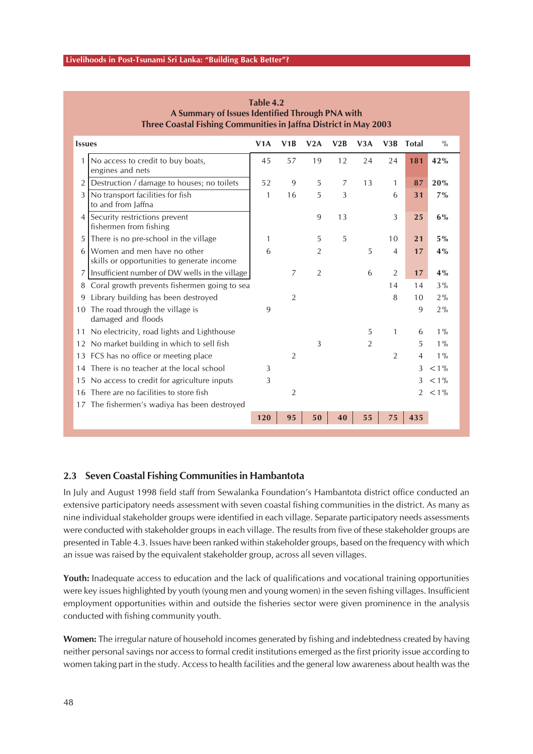**Table 4.2**
**A Summary of Issues Identified Through PNA with Three Coastal Fishing Communities in Jaffna District in May 2003**

| | Issues | V1A | V1B | V2A | V2B | V3A | V3B | Total | % |
|---|---|---|---|---|---|---|---|---|---|
| 1 | No access to credit to buy boats, engines and nets | 45 | 57 | 19 | 12 | 24 | 24 | **181** | **42%** |
| 2 | Destruction / damage to houses; no toilets | 52 | 9 | 5 | 7 | 13 | 1 | **87** | **20%** |
| 3 | No transport facilities for fish to and from Jaffna | 1 | 16 | 5 | 3 | | 6 | **31** | **7%** |
| 4 | Security restrictions prevent fishermen from fishing | | | 9 | 13 | | 3 | **25** | **6%** |
| 5 | There is no pre-school in the village | 1 | | 5 | 5 | | 10 | **21** | **5%** |
| 6 | Women and men have no other skills or opportunities to generate income | 6 | | 2 | | 5 | 4 | **17** | **4%** |
| 7 | Insufficient number of DW wells in the village | | 7 | 2 | | 6 | 2 | **17** | **4%** |
| 8 | Coral growth prevents fishermen going to sea | | | | | | 14 | 14 | 3% |
| 9 | Library building has been destroyed | | 2 | | | | 8 | 10 | 2% |
| 10 | The road through the village is damaged and floods | 9 | | | | | | 9 | 2% |
| 11 | No electricity, road lights and Lighthouse | | | | | 5 | 1 | 6 | 1% |
| 12 | No market building in which to sell fish | | | 3 | | 2 | | 5 | 1% |
| 13 | FCS has no office or meeting place | | 2 | | | | 2 | 4 | 1% |
| 14 | There is no teacher at the local school | 3 | | | | | | 3 | <1% |
| 15 | No access to credit for agriculture inputs | 3 | | | | | | 3 | <1% |
| 16 | There are no facilities to store fish | | 2 | | | | | 2 | <1% |
| 17 | The fishermen's wadiya has been destroyed | | | | | | | | |
| | | **120** | **95** | **50** | **40** | **55** | **75** | **435** | |

## 2.3 Seven Coastal Fishing Communities in Hambantota

In July and August 1998 field staff from Sewalanka Foundation's Hambantota district office conducted an extensive participatory needs assessment with seven coastal fishing communities in the district. As many as nine individual stakeholder groups were identified in each village. Separate participatory needs assessments were conducted with stakeholder groups in each village. The results from five of these stakeholder groups are presented in Table 4.3. Issues have been ranked within stakeholder groups, based on the frequency with which an issue was raised by the equivalent stakeholder group, across all seven villages.

**Youth:** Inadequate access to education and the lack of qualifications and vocational training opportunities were key issues highlighted by youth (young men and young women) in the seven fishing villages. Insufficient employment opportunities within and outside the fisheries sector were given prominence in the analysis conducted with fishing community youth.

**Women:** The irregular nature of household incomes generated by fishing and indebtedness created by having neither personal savings nor access to formal credit institutions emerged as the first priority issue according to women taking part in the study. Access to health facilities and the general low awareness about health was the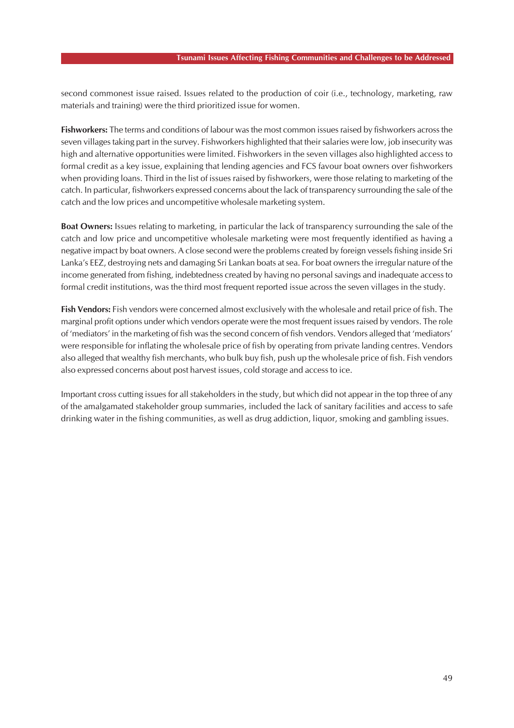second commonest issue raised. Issues related to the production of coir (i.e., technology, marketing, raw materials and training) were the third prioritized issue for women.

**Fishworkers:** The terms and conditions of labour was the most common issues raised by fishworkers across the seven villages taking part in the survey. Fishworkers highlighted that their salaries were low, job insecurity was high and alternative opportunities were limited. Fishworkers in the seven villages also highlighted access to formal credit as a key issue, explaining that lending agencies and FCS favour boat owners over fishworkers when providing loans. Third in the list of issues raised by fishworkers, were those relating to marketing of the catch. In particular, fishworkers expressed concerns about the lack of transparency surrounding the sale of the catch and the low prices and uncompetitive wholesale marketing system.

**Boat Owners:** Issues relating to marketing, in particular the lack of transparency surrounding the sale of the catch and low price and uncompetitive wholesale marketing were most frequently identified as having a negative impact by boat owners. A close second were the problems created by foreign vessels fishing inside Sri Lanka's EEZ, destroying nets and damaging Sri Lankan boats at sea. For boat owners the irregular nature of the income generated from fishing, indebtedness created by having no personal savings and inadequate access to formal credit institutions, was the third most frequent reported issue across the seven villages in the study.

**Fish Vendors:** Fish vendors were concerned almost exclusively with the wholesale and retail price of fish. The marginal profit options under which vendors operate were the most frequent issues raised by vendors. The role of 'mediators' in the marketing of fish was the second concern of fish vendors. Vendors alleged that 'mediators' were responsible for inflating the wholesale price of fish by operating from private landing centres. Vendors also alleged that wealthy fish merchants, who bulk buy fish, push up the wholesale price of fish. Fish vendors also expressed concerns about post harvest issues, cold storage and access to ice.

Important cross cutting issues for all stakeholders in the study, but which did not appear in the top three of any of the amalgamated stakeholder group summaries, included the lack of sanitary facilities and access to safe drinking water in the fishing communities, as well as drug addiction, liquor, smoking and gambling issues.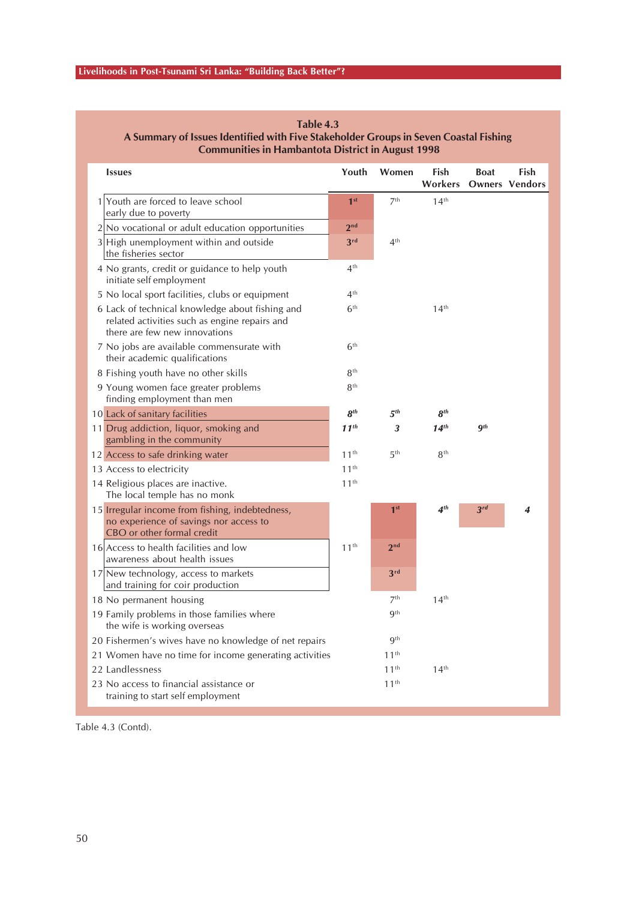**Table 4.3**
**A Summary of Issues Identified with Five Stakeholder Groups in Seven Coastal Fishing Communities in Hambantota District in August 1998**

| | Issues | Youth | Women | Fish Workers | Boat Owners | Fish Vendors |
|---|---|---|---|---|---|---|
| 1 | Youth are forced to leave school early due to poverty | 1st | 7th | 14th | | |
| 2 | No vocational or adult education opportunities | 2nd | | | | |
| 3 | High unemployment within and outside the fisheries sector | 3rd | 4th | | | |
| 4 | No grants, credit or guidance to help youth initiate self employment | 4th | | | | |
| 5 | No local sport facilities, clubs or equipment | 4th | | | | |
| 6 | Lack of technical knowledge about fishing and related activities such as engine repairs and there are few new innovations | 6th | | 14th | | |
| 7 | No jobs are available commensurate with their academic qualifications | 6th | | | | |
| 8 | Fishing youth have no other skills | 8th | | | | |
| 9 | Young women face greater problems finding employment than men | 8th | | | | |
| 10 | Lack of sanitary facilities | *8th* | *5th* | *8th* | | |
| 11 | Drug addiction, liquor, smoking and gambling in the community | *11th* | *3* | *14th* | *9th* | |
| 12 | Access to safe drinking water | 11th | 5th | 8th | | |
| 13 | Access to electricity | 11th | | | | |
| 14 | Religious places are inactive. The local temple has no monk | 11th | | | | |
| 15 | Irregular income from fishing, indebtedness, no experience of savings nor access to CBO or other formal credit | | 1st | *4th* | *3rd* | *4* |
| 16 | Access to health facilities and low awareness about health issues | 11th | 2nd | | | |
| 17 | New technology, access to markets and training for coir production | | 3rd | | | |
| 18 | No permanent housing | | 7th | 14th | | |
| 19 | Family problems in those families where the wife is working overseas | | 9th | | | |
| 20 | Fishermen's wives have no knowledge of net repairs | | 9th | | | |
| 21 | Women have no time for income generating activities | | 11th | | | |
| 22 | Landlessness | | 11th | 14th | | |
| 23 | No access to financial assistance or training to start self employment | | 11th | | | |

Table 4.3 (Contd).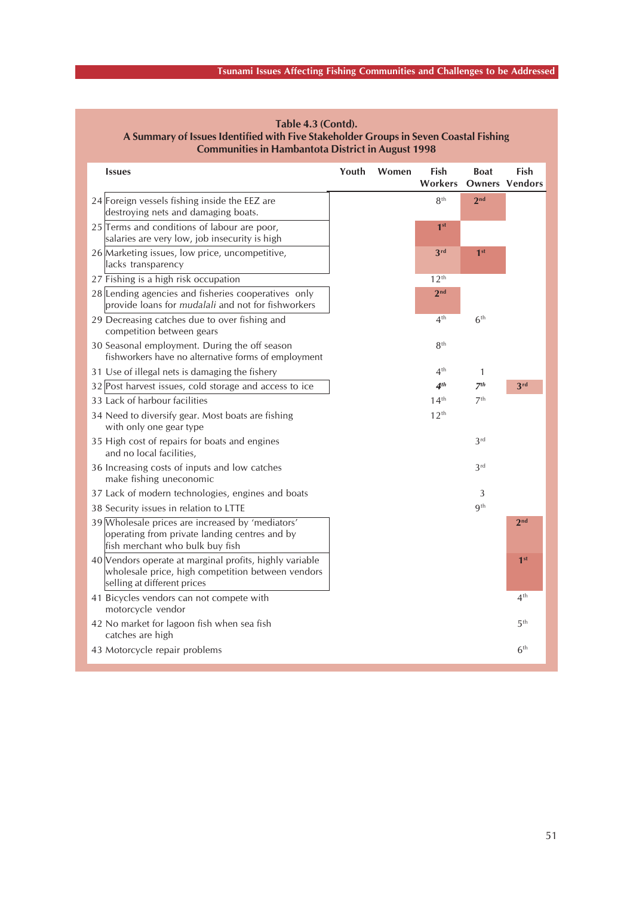**Table 4.3 (Contd).**
**A Summary of Issues Identified with Five Stakeholder Groups in Seven Coastal Fishing Communities in Hambantota District in August 1998**

| | Issues | Youth | Women | Fish Workers | Boat Owners | Fish Vendors |
|---|---|---|---|---|---|---|
| 24 | Foreign vessels fishing inside the EEZ are destroying nets and damaging boats. | | | 8th | **2nd** | |
| 25 | Terms and conditions of labour are poor, salaries are very low, job insecurity is high | | | **1st** | | |
| 26 | Marketing issues, low price, uncompetitive, lacks transparency | | | **3rd** | **1st** | |
| 27 | Fishing is a high risk occupation | | | 12th | | |
| 28 | Lending agencies and fisheries cooperatives only provide loans for *mudalali* and not for fishworkers | | | **2nd** | | |
| 29 | Decreasing catches due to over fishing and competition between gears | | | 4th | 6th | |
| 30 | Seasonal employment. During the off season fishworkers have no alternative forms of employment | | | 8th | | |
| 31 | Use of illegal nets is damaging the fishery | | | 4th | 1 | |
| 32 | Post harvest issues, cold storage and access to ice | | | ***4th*** | ***7th*** | **3rd** |
| 33 | Lack of harbour facilities | | | 14th | 7th | |
| 34 | Need to diversify gear. Most boats are fishing with only one gear type | | | 12th | | |
| 35 | High cost of repairs for boats and engines and no local facilities, | | | | 3rd | |
| 36 | Increasing costs of inputs and low catches make fishing uneconomic | | | | 3rd | |
| 37 | Lack of modern technologies, engines and boats | | | | 3 | |
| 38 | Security issues in relation to LTTE | | | | 9th | |
| 39 | Wholesale prices are increased by 'mediators' operating from private landing centres and by fish merchant who bulk buy fish | | | | | **2nd** |
| 40 | Vendors operate at marginal profits, highly variable wholesale price, high competition between vendors selling at different prices | | | | | **1st** |
| 41 | Bicycles vendors can not compete with motorcycle vendor | | | | | 4th |
| 42 | No market for lagoon fish when sea fish catches are high | | | | | 5th |
| 43 | Motorcycle repair problems | | | | | 6th |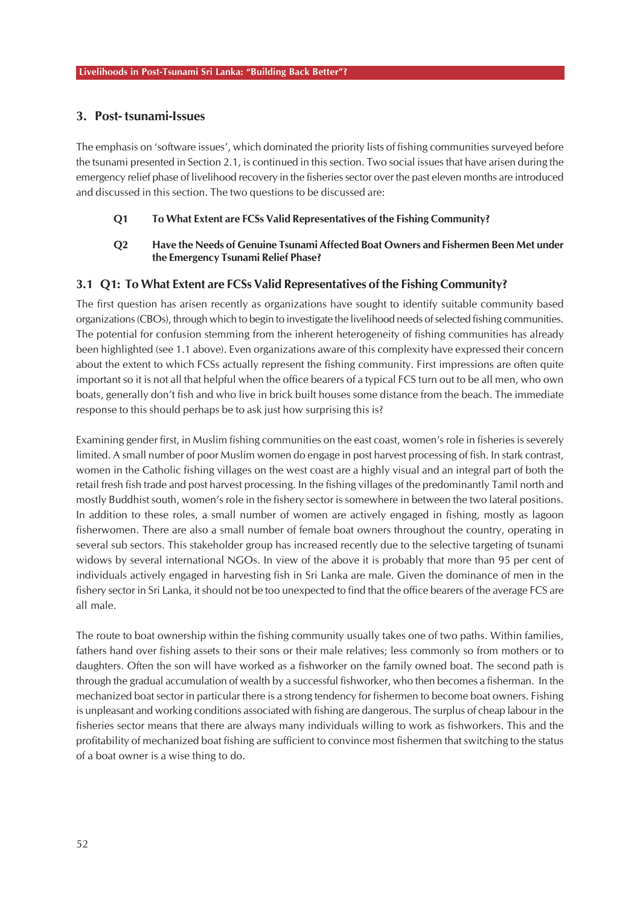## 3. Post- tsunami-Issues

The emphasis on 'software issues', which dominated the priority lists of fishing communities surveyed before the tsunami presented in Section 2.1, is continued in this section. Two social issues that have arisen during the emergency relief phase of livelihood recovery in the fisheries sector over the past eleven months are introduced and discussed in this section. The two questions to be discussed are:

**Q1 To What Extent are FCSs Valid Representatives of the Fishing Community?**

**Q2 Have the Needs of Genuine Tsunami Affected Boat Owners and Fishermen Been Met under the Emergency Tsunami Relief Phase?**

### 3.1 Q1: To What Extent are FCSs Valid Representatives of the Fishing Community?

The first question has arisen recently as organizations have sought to identify suitable community based organizations (CBOs), through which to begin to investigate the livelihood needs of selected fishing communities. The potential for confusion stemming from the inherent heterogeneity of fishing communities has already been highlighted (see 1.1 above). Even organizations aware of this complexity have expressed their concern about the extent to which FCSs actually represent the fishing community. First impressions are often quite important so it is not all that helpful when the office bearers of a typical FCS turn out to be all men, who own boats, generally don't fish and who live in brick built houses some distance from the beach. The immediate response to this should perhaps be to ask just how surprising this is?

Examining gender first, in Muslim fishing communities on the east coast, women's role in fisheries is severely limited. A small number of poor Muslim women do engage in post harvest processing of fish. In stark contrast, women in the Catholic fishing villages on the west coast are a highly visual and an integral part of both the retail fresh fish trade and post harvest processing. In the fishing villages of the predominantly Tamil north and mostly Buddhist south, women's role in the fishery sector is somewhere in between the two lateral positions. In addition to these roles, a small number of women are actively engaged in fishing, mostly as lagoon fisherwomen. There are also a small number of female boat owners throughout the country, operating in several sub sectors. This stakeholder group has increased recently due to the selective targeting of tsunami widows by several international NGOs. In view of the above it is probably that more than 95 per cent of individuals actively engaged in harvesting fish in Sri Lanka are male. Given the dominance of men in the fishery sector in Sri Lanka, it should not be too unexpected to find that the office bearers of the average FCS are all male.

The route to boat ownership within the fishing community usually takes one of two paths. Within families, fathers hand over fishing assets to their sons or their male relatives; less commonly so from mothers or to daughters. Often the son will have worked as a fishworker on the family owned boat. The second path is through the gradual accumulation of wealth by a successful fishworker, who then becomes a fisherman. In the mechanized boat sector in particular there is a strong tendency for fishermen to become boat owners. Fishing is unpleasant and working conditions associated with fishing are dangerous. The surplus of cheap labour in the fisheries sector means that there are always many individuals willing to work as fishworkers. This and the profitability of mechanized boat fishing are sufficient to convince most fishermen that switching to the status of a boat owner is a wise thing to do.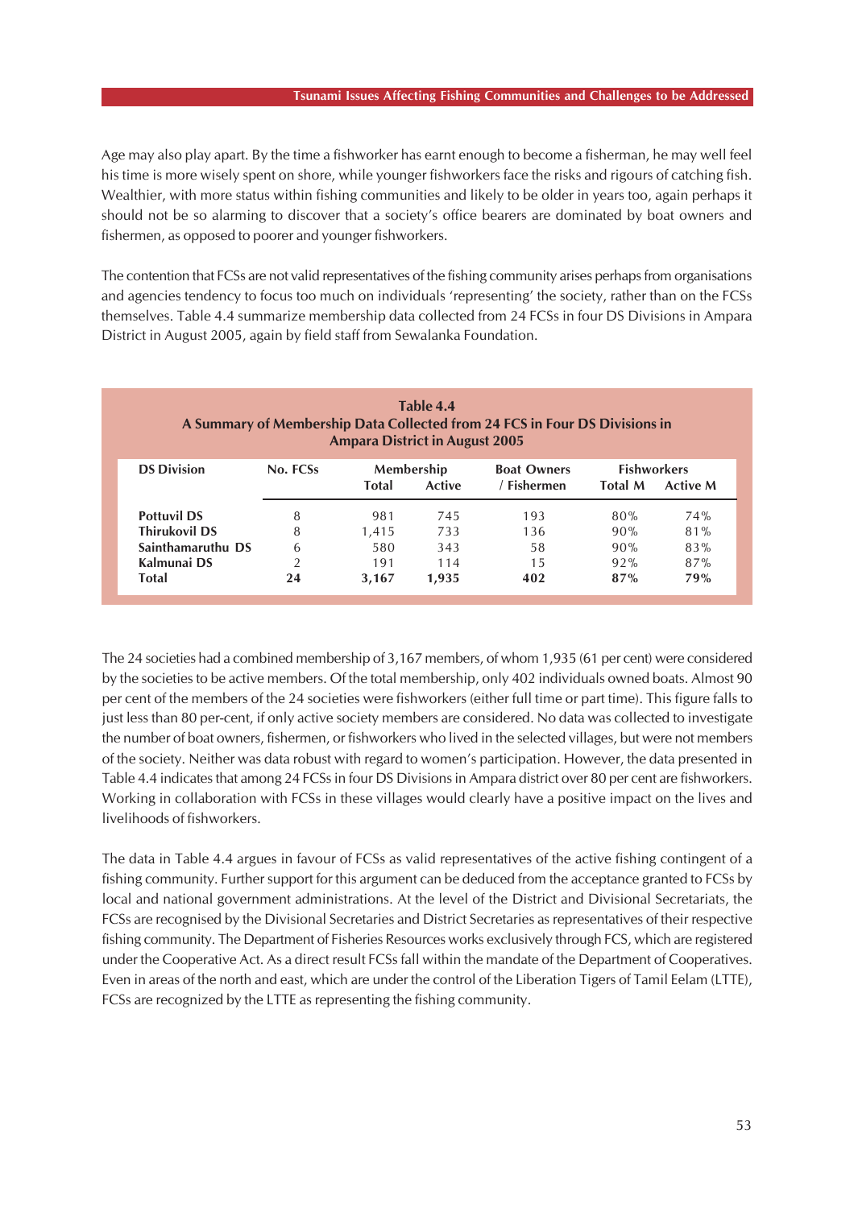Age may also play apart. By the time a fishworker has earnt enough to become a fisherman, he may well feel his time is more wisely spent on shore, while younger fishworkers face the risks and rigours of catching fish. Wealthier, with more status within fishing communities and likely to be older in years too, again perhaps it should not be so alarming to discover that a society's office bearers are dominated by boat owners and fishermen, as opposed to poorer and younger fishworkers.

The contention that FCSs are not valid representatives of the fishing community arises perhaps from organisations and agencies tendency to focus too much on individuals 'representing' the society, rather than on the FCSs themselves. Table 4.4 summarize membership data collected from 24 FCSs in four DS Divisions in Ampara District in August 2005, again by field staff from Sewalanka Foundation.

**Table 4.4**
**A Summary of Membership Data Collected from 24 FCS in Four DS Divisions in Ampara District in August 2005**

| DS Division | No. FCSs | Membership | | Boat Owners | Fishworkers | |
|---|---|---|---|---|---|---|
| | | Total | Active | / Fishermen | Total M | Active M |
| **Pottuvil DS** | 8 | 981 | 745 | 193 | 80% | 74% |
| **Thirukovil DS** | 8 | 1,415 | 733 | 136 | 90% | 81% |
| **Sainthamaruthu DS** | 6 | 580 | 343 | 58 | 90% | 83% |
| **Kalmunai DS** | 2 | 191 | 114 | 15 | 92% | 87% |
| **Total** | **24** | **3,167** | **1,935** | **402** | **87%** | **79%** |

The 24 societies had a combined membership of 3,167 members, of whom 1,935 (61 per cent) were considered by the societies to be active members. Of the total membership, only 402 individuals owned boats. Almost 90 per cent of the members of the 24 societies were fishworkers (either full time or part time). This figure falls to just less than 80 per-cent, if only active society members are considered. No data was collected to investigate the number of boat owners, fishermen, or fishworkers who lived in the selected villages, but were not members of the society. Neither was data robust with regard to women's participation. However, the data presented in Table 4.4 indicates that among 24 FCSs in four DS Divisions in Ampara district over 80 per cent are fishworkers. Working in collaboration with FCSs in these villages would clearly have a positive impact on the lives and livelihoods of fishworkers.

The data in Table 4.4 argues in favour of FCSs as valid representatives of the active fishing contingent of a fishing community. Further support for this argument can be deduced from the acceptance granted to FCSs by local and national government administrations. At the level of the District and Divisional Secretariats, the FCSs are recognised by the Divisional Secretaries and District Secretaries as representatives of their respective fishing community. The Department of Fisheries Resources works exclusively through FCS, which are registered under the Cooperative Act. As a direct result FCSs fall within the mandate of the Department of Cooperatives. Even in areas of the north and east, which are under the control of the Liberation Tigers of Tamil Eelam (LTTE), FCSs are recognized by the LTTE as representing the fishing community.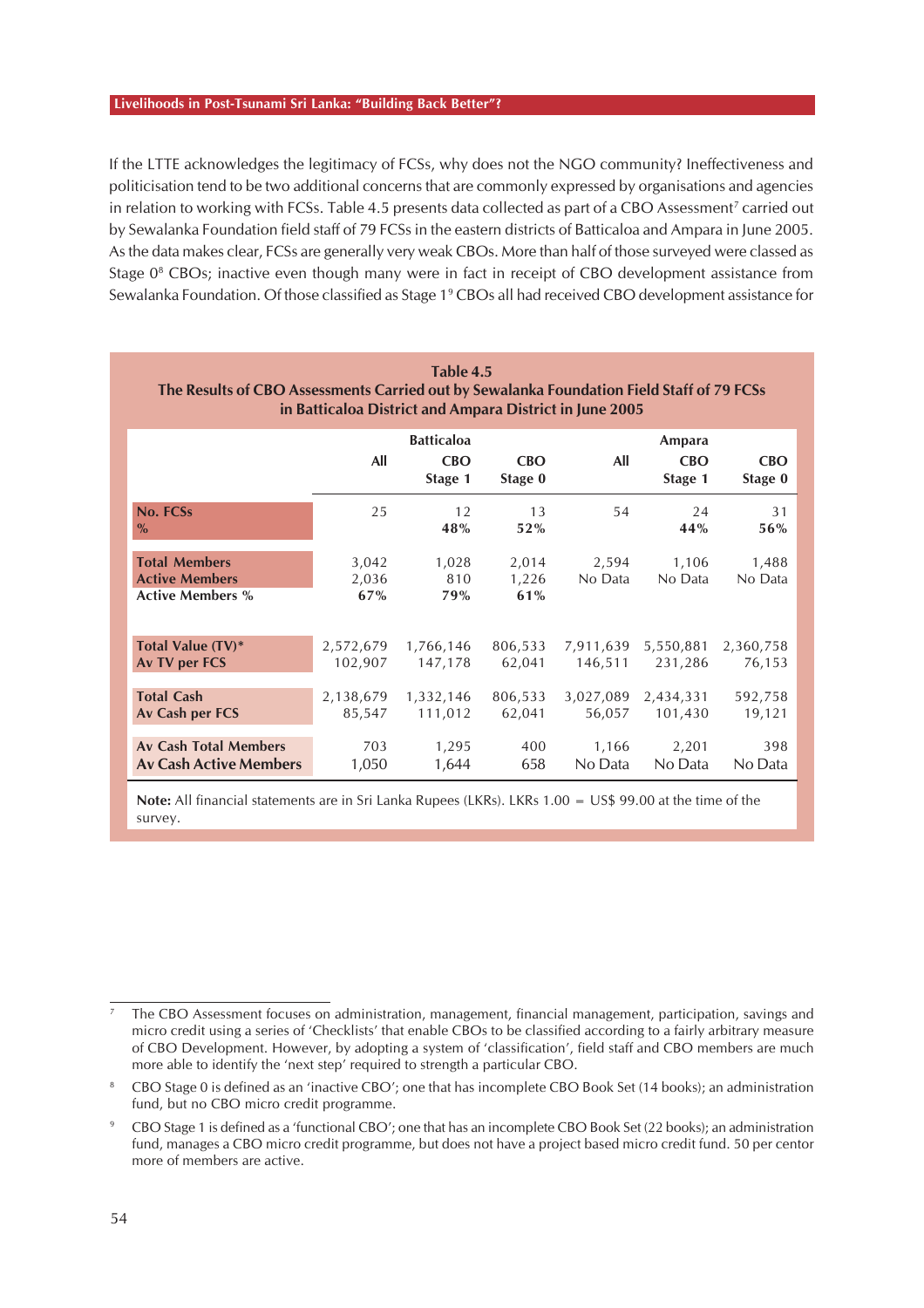If the LTTE acknowledges the legitimacy of FCSs, why does not the NGO community? Ineffectiveness and politicisation tend to be two additional concerns that are commonly expressed by organisations and agencies in relation to working with FCSs. Table 4.5 presents data collected as part of a CBO Assessment[7] carried out by Sewalanka Foundation field staff of 79 FCSs in the eastern districts of Batticaloa and Ampara in June 2005. As the data makes clear, FCSs are generally very weak CBOs. More than half of those surveyed were classed as Stage 0[8] CBOs; inactive even though many were in fact in receipt of CBO development assistance from Sewalanka Foundation. Of those classified as Stage 1[9] CBOs all had received CBO development assistance for

**Table 4.5**
**The Results of CBO Assessments Carried out by Sewalanka Foundation Field Staff of 79 FCSs in Batticaloa District and Ampara District in June 2005**

| | Batticaloa | | | Ampara | | |
|---|---|---|---|---|---|---|
| | All | CBO Stage 1 | CBO Stage 0 | All | CBO Stage 1 | CBO Stage 0 |
| **No. FCSs** | 25 | 12 | 13 | 54 | 24 | 31 |
| **%** | | **48%** | **52%** | | **44%** | **56%** |
| **Total Members** | 3,042 | 1,028 | 2,014 | 2,594 | 1,106 | 1,488 |
| **Active Members** | 2,036 | 810 | 1,226 | No Data | No Data | No Data |
| **Active Members %** | **67%** | **79%** | **61%** | | | |
| **Total Value (TV)*** | 2,572,679 | 1,766,146 | 806,533 | 7,911,639 | 5,550,881 | 2,360,758 |
| **Av TV per FCS** | 102,907 | 147,178 | 62,041 | 146,511 | 231,286 | 76,153 |
| **Total Cash** | 2,138,679 | 1,332,146 | 806,533 | 3,027,089 | 2,434,331 | 592,758 |
| **Av Cash per FCS** | 85,547 | 111,012 | 62,041 | 56,057 | 101,430 | 19,121 |
| **Av Cash Total Members** | 703 | 1,295 | 400 | 1,166 | 2,201 | 398 |
| **Av Cash Active Members** | 1,050 | 1,644 | 658 | No Data | No Data | No Data |

**Note:** All financial statements are in Sri Lanka Rupees (LKRs). LKRs 1.00 = US$ 99.00 at the time of the survey.

---

[7] The CBO Assessment focuses on administration, management, financial management, participation, savings and micro credit using a series of 'Checklists' that enable CBOs to be classified according to a fairly arbitrary measure of CBO Development. However, by adopting a system of 'classification', field staff and CBO members are much more able to identify the 'next step' required to strength a particular CBO.

[8] CBO Stage 0 is defined as an 'inactive CBO'; one that has incomplete CBO Book Set (14 books); an administration fund, but no CBO micro credit programme.

[9] CBO Stage 1 is defined as a 'functional CBO'; one that has an incomplete CBO Book Set (22 books); an administration fund, manages a CBO micro credit programme, but does not have a project based micro credit fund. 50 per centor more of members are active.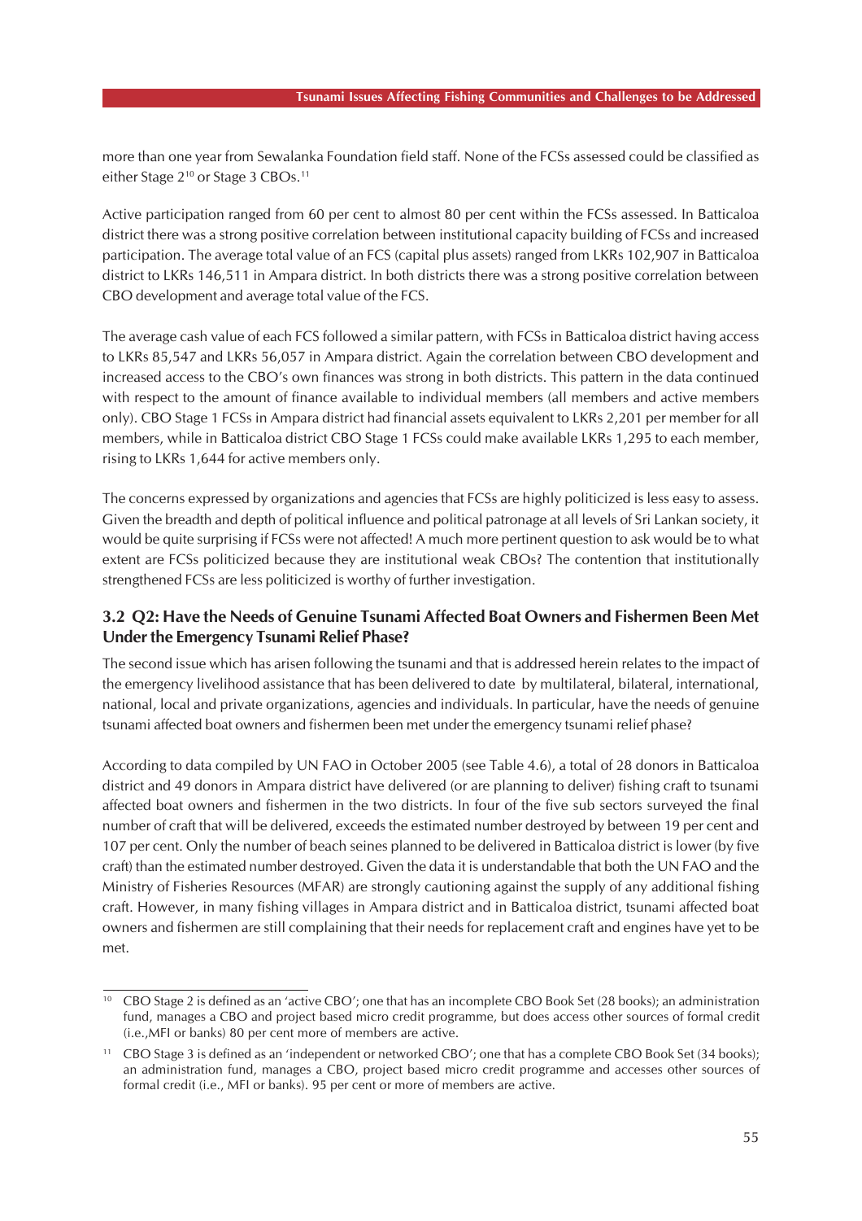more than one year from Sewalanka Foundation field staff. None of the FCSs assessed could be classified as either Stage 2[10] or Stage 3 CBOs.[11]

Active participation ranged from 60 per cent to almost 80 per cent within the FCSs assessed. In Batticaloa district there was a strong positive correlation between institutional capacity building of FCSs and increased participation. The average total value of an FCS (capital plus assets) ranged from LKRs 102,907 in Batticaloa district to LKRs 146,511 in Ampara district. In both districts there was a strong positive correlation between CBO development and average total value of the FCS.

The average cash value of each FCS followed a similar pattern, with FCSs in Batticaloa district having access to LKRs 85,547 and LKRs 56,057 in Ampara district. Again the correlation between CBO development and increased access to the CBO's own finances was strong in both districts. This pattern in the data continued with respect to the amount of finance available to individual members (all members and active members only). CBO Stage 1 FCSs in Ampara district had financial assets equivalent to LKRs 2,201 per member for all members, while in Batticaloa district CBO Stage 1 FCSs could make available LKRs 1,295 to each member, rising to LKRs 1,644 for active members only.

The concerns expressed by organizations and agencies that FCSs are highly politicized is less easy to assess. Given the breadth and depth of political influence and political patronage at all levels of Sri Lankan society, it would be quite surprising if FCSs were not affected! A much more pertinent question to ask would be to what extent are FCSs politicized because they are institutional weak CBOs? The contention that institutionally strengthened FCSs are less politicized is worthy of further investigation.

### 3.2 Q2: Have the Needs of Genuine Tsunami Affected Boat Owners and Fishermen Been Met Under the Emergency Tsunami Relief Phase?

The second issue which has arisen following the tsunami and that is addressed herein relates to the impact of the emergency livelihood assistance that has been delivered to date by multilateral, bilateral, international, national, local and private organizations, agencies and individuals. In particular, have the needs of genuine tsunami affected boat owners and fishermen been met under the emergency tsunami relief phase?

According to data compiled by UN FAO in October 2005 (see Table 4.6), a total of 28 donors in Batticaloa district and 49 donors in Ampara district have delivered (or are planning to deliver) fishing craft to tsunami affected boat owners and fishermen in the two districts. In four of the five sub sectors surveyed the final number of craft that will be delivered, exceeds the estimated number destroyed by between 19 per cent and 107 per cent. Only the number of beach seines planned to be delivered in Batticaloa district is lower (by five craft) than the estimated number destroyed. Given the data it is understandable that both the UN FAO and the Ministry of Fisheries Resources (MFAR) are strongly cautioning against the supply of any additional fishing craft. However, in many fishing villages in Ampara district and in Batticaloa district, tsunami affected boat owners and fishermen are still complaining that their needs for replacement craft and engines have yet to be met.

---

[10] CBO Stage 2 is defined as an 'active CBO'; one that has an incomplete CBO Book Set (28 books); an administration fund, manages a CBO and project based micro credit programme, but does access other sources of formal credit (i.e.,MFI or banks) 80 per cent more of members are active.

[11] CBO Stage 3 is defined as an 'independent or networked CBO'; one that has a complete CBO Book Set (34 books); an administration fund, manages a CBO, project based micro credit programme and accesses other sources of formal credit (i.e., MFI or banks). 95 per cent or more of members are active.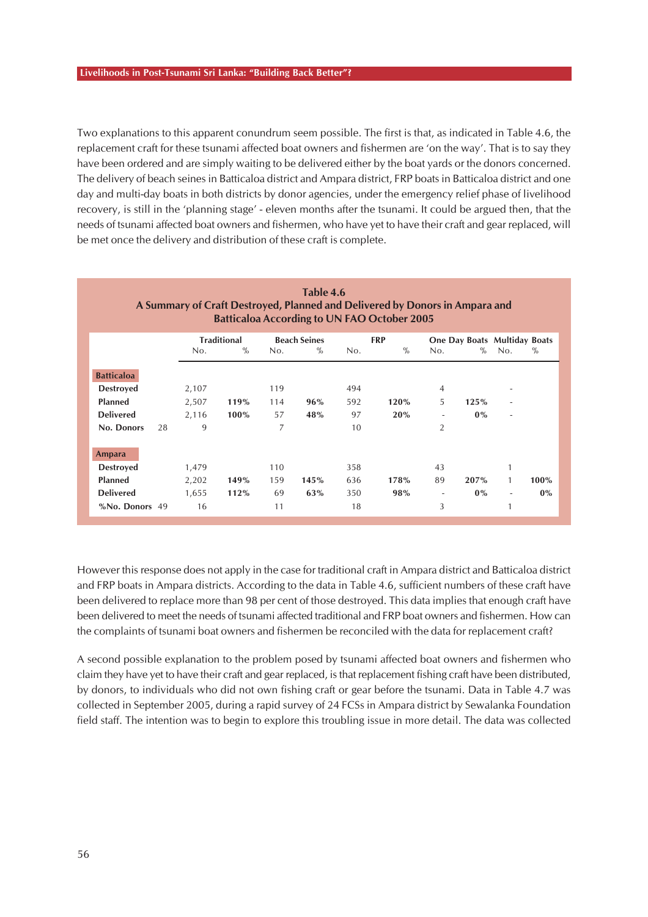Two explanations to this apparent conundrum seem possible. The first is that, as indicated in Table 4.6, the replacement craft for these tsunami affected boat owners and fishermen are 'on the way'. That is to say they have been ordered and are simply waiting to be delivered either by the boat yards or the donors concerned. The delivery of beach seines in Batticaloa district and Ampara district, FRP boats in Batticaloa district and one day and multi-day boats in both districts by donor agencies, under the emergency relief phase of livelihood recovery, is still in the 'planning stage' - eleven months after the tsunami. It could be argued then, that the needs of tsunami affected boat owners and fishermen, who have yet to have their craft and gear replaced, will be met once the delivery and distribution of these craft is complete.

**Table 4.6**
**A Summary of Craft Destroyed, Planned and Delivered by Donors in Ampara and Batticaloa According to UN FAO October 2005**

| | | Traditional | | Beach Seines | | FRP | | One Day Boats | | Multiday Boats | |
|---|---|---|---|---|---|---|---|---|---|---|---|
| | | No. | % | No. | % | No. | % | No. | % | No. | % |
| **Batticaloa** | | | | | | | | | | | |
| **Destroyed** | | 2,107 | | 119 | | 494 | | 4 | | - | |
| **Planned** | | 2,507 | **119%** | 114 | **96%** | 592 | **120%** | 5 | **125%** | - | |
| **Delivered** | | 2,116 | **100%** | 57 | **48%** | 97 | **20%** | - | **0%** | - | |
| **No. Donors** | 28 | 9 | | 7 | | 10 | | 2 | | | |
| **Ampara** | | | | | | | | | | | |
| **Destroyed** | | 1,479 | | 110 | | 358 | | 43 | | 1 | |
| **Planned** | | 2,202 | **149%** | 159 | **145%** | 636 | **178%** | 89 | **207%** | 1 | **100%** |
| **Delivered** | | 1,655 | **112%** | 69 | **63%** | 350 | **98%** | - | **0%** | - | **0%** |
| **%No. Donors** | 49 | 16 | | 11 | | 18 | | 3 | | 1 | |

However this response does not apply in the case for traditional craft in Ampara district and Batticaloa district and FRP boats in Ampara districts. According to the data in Table 4.6, sufficient numbers of these craft have been delivered to replace more than 98 per cent of those destroyed. This data implies that enough craft have been delivered to meet the needs of tsunami affected traditional and FRP boat owners and fishermen. How can the complaints of tsunami boat owners and fishermen be reconciled with the data for replacement craft?

A second possible explanation to the problem posed by tsunami affected boat owners and fishermen who claim they have yet to have their craft and gear replaced, is that replacement fishing craft have been distributed, by donors, to individuals who did not own fishing craft or gear before the tsunami. Data in Table 4.7 was collected in September 2005, during a rapid survey of 24 FCSs in Ampara district by Sewalanka Foundation field staff. The intention was to begin to explore this troubling issue in more detail. The data was collected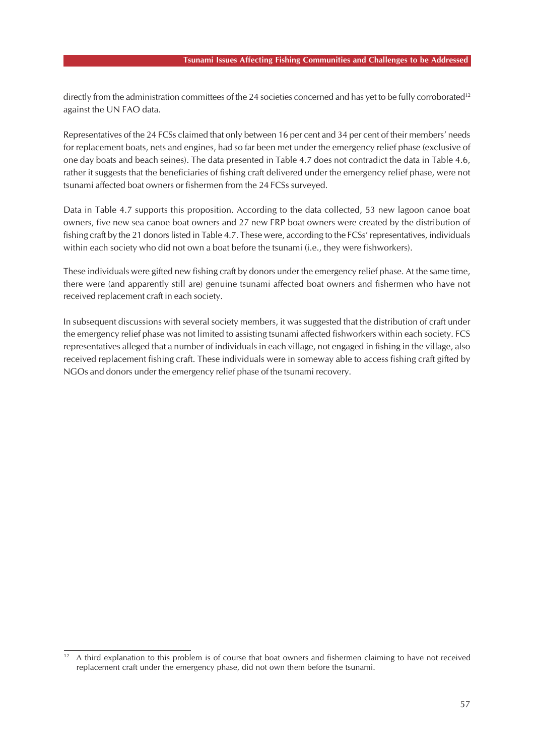directly from the administration committees of the 24 societies concerned and has yet to be fully corroborated[12] against the UN FAO data.

Representatives of the 24 FCSs claimed that only between 16 per cent and 34 per cent of their members' needs for replacement boats, nets and engines, had so far been met under the emergency relief phase (exclusive of one day boats and beach seines). The data presented in Table 4.7 does not contradict the data in Table 4.6, rather it suggests that the beneficiaries of fishing craft delivered under the emergency relief phase, were not tsunami affected boat owners or fishermen from the 24 FCSs surveyed.

Data in Table 4.7 supports this proposition. According to the data collected, 53 new lagoon canoe boat owners, five new sea canoe boat owners and 27 new FRP boat owners were created by the distribution of fishing craft by the 21 donors listed in Table 4.7. These were, according to the FCSs' representatives, individuals within each society who did not own a boat before the tsunami (i.e., they were fishworkers).

These individuals were gifted new fishing craft by donors under the emergency relief phase. At the same time, there were (and apparently still are) genuine tsunami affected boat owners and fishermen who have not received replacement craft in each society.

In subsequent discussions with several society members, it was suggested that the distribution of craft under the emergency relief phase was not limited to assisting tsunami affected fishworkers within each society. FCS representatives alleged that a number of individuals in each village, not engaged in fishing in the village, also received replacement fishing craft. These individuals were in someway able to access fishing craft gifted by NGOs and donors under the emergency relief phase of the tsunami recovery.

[12] A third explanation to this problem is of course that boat owners and fishermen claiming to have not received replacement craft under the emergency phase, did not own them before the tsunami.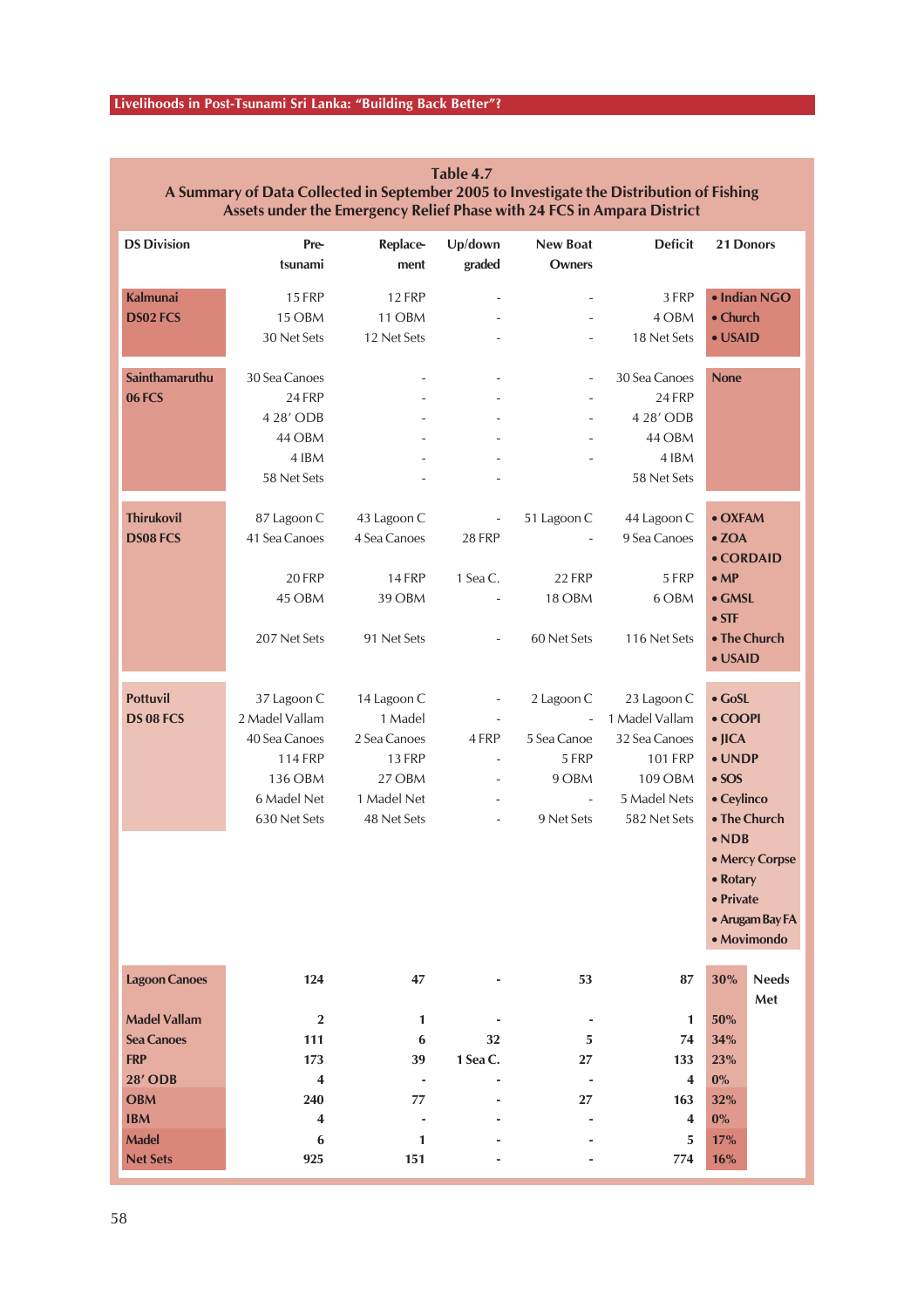**Table 4.7**
**A Summary of Data Collected in September 2005 to Investigate the Distribution of Fishing Assets under the Emergency Relief Phase with 24 FCS in Ampara District**

| DS Division | Pre-tsunami | Replacement | Up/down graded | New Boat Owners | Deficit | 21 Donors |
|---|---|---|---|---|---|---|
| **Kalmunai DS02 FCS** | 15 FRP | 12 FRP | - | - | 3 FRP | • Indian NGO |
| | 15 OBM | 11 OBM | - | - | 4 OBM | • Church |
| | 30 Net Sets | 12 Net Sets | - | - | 18 Net Sets | • USAID |
| **Sainthamaruthu 06 FCS** | 30 Sea Canoes | - | - | - | 30 Sea Canoes | None |
| | 24 FRP | - | - | - | 24 FRP | |
| | 4 28′ ODB | - | - | - | 4 28′ ODB | |
| | 44 OBM | - | - | - | 44 OBM | |
| | 4 IBM | - | - | - | 4 IBM | |
| | 58 Net Sets | - | - | | 58 Net Sets | |
| **Thirukovil DS08 FCS** | 87 Lagoon C | 43 Lagoon C | - | 51 Lagoon C | 44 Lagoon C | • OXFAM |
| | 41 Sea Canoes | 4 Sea Canoes | 28 FRP | - | 9 Sea Canoes | • ZOA |
| | | | | | | • CORDAID |
| | 20 FRP | 14 FRP | 1 Sea C. | 22 FRP | 5 FRP | • MP |
| | 45 OBM | 39 OBM | - | 18 OBM | 6 OBM | • GMSL |
| | | | | | | • STF |
| | 207 Net Sets | 91 Net Sets | - | 60 Net Sets | 116 Net Sets | • The Church |
| | | | | | | • USAID |
| **Pottuvil DS 08 FCS** | 37 Lagoon C | 14 Lagoon C | - | 2 Lagoon C | 23 Lagoon C | • GoSL |
| | 2 Madel Vallam | 1 Madel | - | - | 1 Madel Vallam | • COOPI |
| | 40 Sea Canoes | 2 Sea Canoes | 4 FRP | 5 Sea Canoe | 32 Sea Canoes | • JICA |
| | 114 FRP | 13 FRP | - | 5 FRP | 101 FRP | • UNDP |
| | 136 OBM | 27 OBM | - | 9 OBM | 109 OBM | • SOS |
| | 6 Madel Net | 1 Madel Net | - | - | 5 Madel Nets | • Ceylinco |
| | 630 Net Sets | 48 Net Sets | - | 9 Net Sets | 582 Net Sets | • The Church |
| | | | | | | • NDB |
| | | | | | | • Mercy Corpse |
| | | | | | | • Rotary |
| | | | | | | • Private |
| | | | | | | • Arugam Bay FA |
| | | | | | | • Movimondo |
| **Lagoon Canoes** | **124** | **47** | **-** | **53** | **87** | **30%** Needs Met |
| **Madel Vallam** | **2** | **1** | **-** | **-** | **1** | **50%** |
| **Sea Canoes** | **111** | **6** | **32** | **5** | **74** | **34%** |
| **FRP** | **173** | **39** | **1 Sea C.** | **27** | **133** | **23%** |
| **28′ ODB** | **4** | **-** | **-** | **-** | **4** | **0%** |
| **OBM** | **240** | **77** | **-** | **27** | **163** | **32%** |
| **IBM** | **4** | **-** | **-** | **-** | **4** | **0%** |
| **Madel** | **6** | **1** | **-** | **-** | **5** | **17%** |
| **Net Sets** | **925** | **151** | **-** | **-** | **774** | **16%** |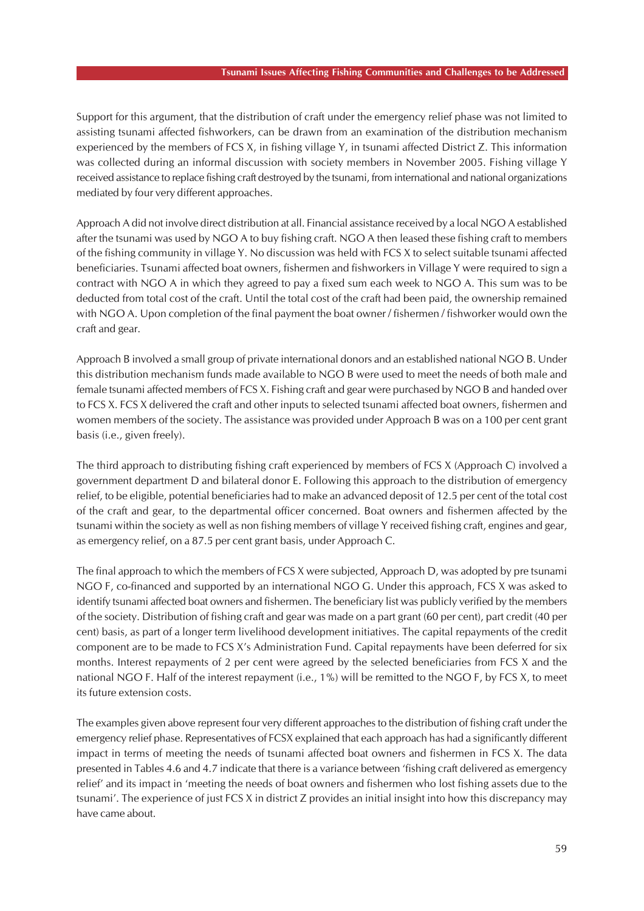Support for this argument, that the distribution of craft under the emergency relief phase was not limited to assisting tsunami affected fishworkers, can be drawn from an examination of the distribution mechanism experienced by the members of FCS X, in fishing village Y, in tsunami affected District Z. This information was collected during an informal discussion with society members in November 2005. Fishing village Y received assistance to replace fishing craft destroyed by the tsunami, from international and national organizations mediated by four very different approaches.

Approach A did not involve direct distribution at all. Financial assistance received by a local NGO A established after the tsunami was used by NGO A to buy fishing craft. NGO A then leased these fishing craft to members of the fishing community in village Y. No discussion was held with FCS X to select suitable tsunami affected beneficiaries. Tsunami affected boat owners, fishermen and fishworkers in Village Y were required to sign a contract with NGO A in which they agreed to pay a fixed sum each week to NGO A. This sum was to be deducted from total cost of the craft. Until the total cost of the craft had been paid, the ownership remained with NGO A. Upon completion of the final payment the boat owner / fishermen / fishworker would own the craft and gear.

Approach B involved a small group of private international donors and an established national NGO B. Under this distribution mechanism funds made available to NGO B were used to meet the needs of both male and female tsunami affected members of FCS X. Fishing craft and gear were purchased by NGO B and handed over to FCS X. FCS X delivered the craft and other inputs to selected tsunami affected boat owners, fishermen and women members of the society. The assistance was provided under Approach B was on a 100 per cent grant basis (i.e., given freely).

The third approach to distributing fishing craft experienced by members of FCS X (Approach C) involved a government department D and bilateral donor E. Following this approach to the distribution of emergency relief, to be eligible, potential beneficiaries had to make an advanced deposit of 12.5 per cent of the total cost of the craft and gear, to the departmental officer concerned. Boat owners and fishermen affected by the tsunami within the society as well as non fishing members of village Y received fishing craft, engines and gear, as emergency relief, on a 87.5 per cent grant basis, under Approach C.

The final approach to which the members of FCS X were subjected, Approach D, was adopted by pre tsunami NGO F, co-financed and supported by an international NGO G. Under this approach, FCS X was asked to identify tsunami affected boat owners and fishermen. The beneficiary list was publicly verified by the members of the society. Distribution of fishing craft and gear was made on a part grant (60 per cent), part credit (40 per cent) basis, as part of a longer term livelihood development initiatives. The capital repayments of the credit component are to be made to FCS X's Administration Fund. Capital repayments have been deferred for six months. Interest repayments of 2 per cent were agreed by the selected beneficiaries from FCS X and the national NGO F. Half of the interest repayment (i.e., 1%) will be remitted to the NGO F, by FCS X, to meet its future extension costs.

The examples given above represent four very different approaches to the distribution of fishing craft under the emergency relief phase. Representatives of FCSX explained that each approach has had a significantly different impact in terms of meeting the needs of tsunami affected boat owners and fishermen in FCS X. The data presented in Tables 4.6 and 4.7 indicate that there is a variance between 'fishing craft delivered as emergency relief' and its impact in 'meeting the needs of boat owners and fishermen who lost fishing assets due to the tsunami'. The experience of just FCS X in district Z provides an initial insight into how this discrepancy may have came about.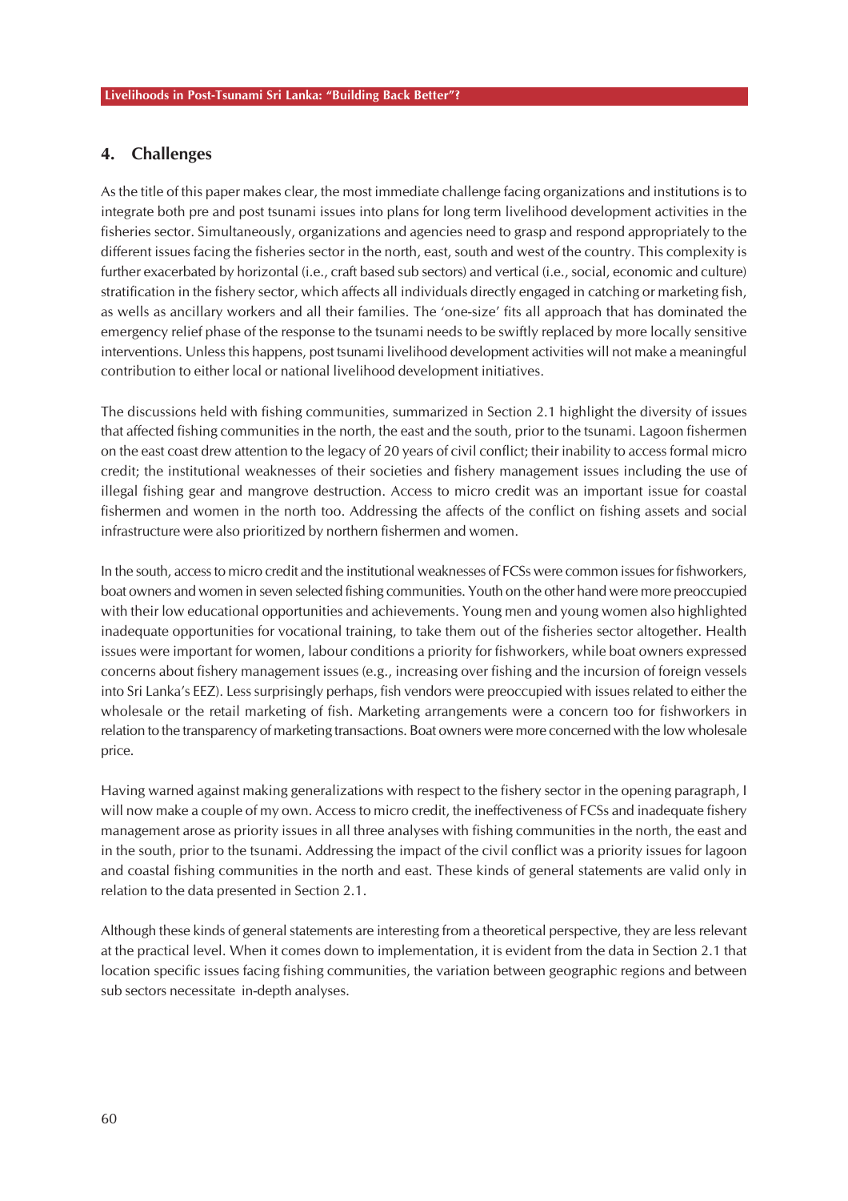## 4. Challenges

As the title of this paper makes clear, the most immediate challenge facing organizations and institutions is to integrate both pre and post tsunami issues into plans for long term livelihood development activities in the fisheries sector. Simultaneously, organizations and agencies need to grasp and respond appropriately to the different issues facing the fisheries sector in the north, east, south and west of the country. This complexity is further exacerbated by horizontal (i.e., craft based sub sectors) and vertical (i.e., social, economic and culture) stratification in the fishery sector, which affects all individuals directly engaged in catching or marketing fish, as wells as ancillary workers and all their families. The 'one-size' fits all approach that has dominated the emergency relief phase of the response to the tsunami needs to be swiftly replaced by more locally sensitive interventions. Unless this happens, post tsunami livelihood development activities will not make a meaningful contribution to either local or national livelihood development initiatives.

The discussions held with fishing communities, summarized in Section 2.1 highlight the diversity of issues that affected fishing communities in the north, the east and the south, prior to the tsunami. Lagoon fishermen on the east coast drew attention to the legacy of 20 years of civil conflict; their inability to access formal micro credit; the institutional weaknesses of their societies and fishery management issues including the use of illegal fishing gear and mangrove destruction. Access to micro credit was an important issue for coastal fishermen and women in the north too. Addressing the affects of the conflict on fishing assets and social infrastructure were also prioritized by northern fishermen and women.

In the south, access to micro credit and the institutional weaknesses of FCSs were common issues for fishworkers, boat owners and women in seven selected fishing communities. Youth on the other hand were more preoccupied with their low educational opportunities and achievements. Young men and young women also highlighted inadequate opportunities for vocational training, to take them out of the fisheries sector altogether. Health issues were important for women, labour conditions a priority for fishworkers, while boat owners expressed concerns about fishery management issues (e.g., increasing over fishing and the incursion of foreign vessels into Sri Lanka's EEZ). Less surprisingly perhaps, fish vendors were preoccupied with issues related to either the wholesale or the retail marketing of fish. Marketing arrangements were a concern too for fishworkers in relation to the transparency of marketing transactions. Boat owners were more concerned with the low wholesale price.

Having warned against making generalizations with respect to the fishery sector in the opening paragraph, I will now make a couple of my own. Access to micro credit, the ineffectiveness of FCSs and inadequate fishery management arose as priority issues in all three analyses with fishing communities in the north, the east and in the south, prior to the tsunami. Addressing the impact of the civil conflict was a priority issues for lagoon and coastal fishing communities in the north and east. These kinds of general statements are valid only in relation to the data presented in Section 2.1.

Although these kinds of general statements are interesting from a theoretical perspective, they are less relevant at the practical level. When it comes down to implementation, it is evident from the data in Section 2.1 that location specific issues facing fishing communities, the variation between geographic regions and between sub sectors necessitate in-depth analyses.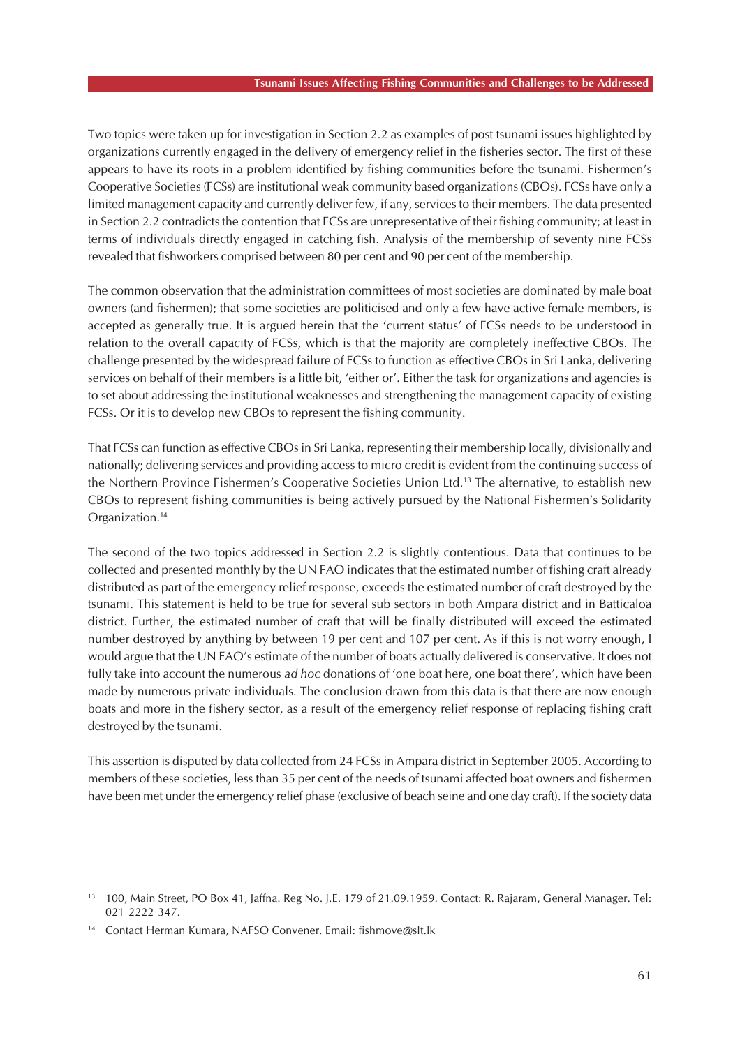Two topics were taken up for investigation in Section 2.2 as examples of post tsunami issues highlighted by organizations currently engaged in the delivery of emergency relief in the fisheries sector. The first of these appears to have its roots in a problem identified by fishing communities before the tsunami. Fishermen's Cooperative Societies (FCSs) are institutional weak community based organizations (CBOs). FCSs have only a limited management capacity and currently deliver few, if any, services to their members. The data presented in Section 2.2 contradicts the contention that FCSs are unrepresentative of their fishing community; at least in terms of individuals directly engaged in catching fish. Analysis of the membership of seventy nine FCSs revealed that fishworkers comprised between 80 per cent and 90 per cent of the membership.

The common observation that the administration committees of most societies are dominated by male boat owners (and fishermen); that some societies are politicised and only a few have active female members, is accepted as generally true. It is argued herein that the 'current status' of FCSs needs to be understood in relation to the overall capacity of FCSs, which is that the majority are completely ineffective CBOs. The challenge presented by the widespread failure of FCSs to function as effective CBOs in Sri Lanka, delivering services on behalf of their members is a little bit, 'either or'. Either the task for organizations and agencies is to set about addressing the institutional weaknesses and strengthening the management capacity of existing FCSs. Or it is to develop new CBOs to represent the fishing community.

That FCSs can function as effective CBOs in Sri Lanka, representing their membership locally, divisionally and nationally; delivering services and providing access to micro credit is evident from the continuing success of the Northern Province Fishermen's Cooperative Societies Union Ltd.[13] The alternative, to establish new CBOs to represent fishing communities is being actively pursued by the National Fishermen's Solidarity Organization.[14]

The second of the two topics addressed in Section 2.2 is slightly contentious. Data that continues to be collected and presented monthly by the UN FAO indicates that the estimated number of fishing craft already distributed as part of the emergency relief response, exceeds the estimated number of craft destroyed by the tsunami. This statement is held to be true for several sub sectors in both Ampara district and in Batticaloa district. Further, the estimated number of craft that will be finally distributed will exceed the estimated number destroyed by anything by between 19 per cent and 107 per cent. As if this is not worry enough, I would argue that the UN FAO's estimate of the number of boats actually delivered is conservative. It does not fully take into account the numerous *ad hoc* donations of 'one boat here, one boat there', which have been made by numerous private individuals. The conclusion drawn from this data is that there are now enough boats and more in the fishery sector, as a result of the emergency relief response of replacing fishing craft destroyed by the tsunami.

This assertion is disputed by data collected from 24 FCSs in Ampara district in September 2005. According to members of these societies, less than 35 per cent of the needs of tsunami affected boat owners and fishermen have been met under the emergency relief phase (exclusive of beach seine and one day craft). If the society data

---

[13] 100, Main Street, PO Box 41, Jaffna. Reg No. J.E. 179 of 21.09.1959. Contact: R. Rajaram, General Manager. Tel: 021 2222 347.

[14] Contact Herman Kumara, NAFSO Convener. Email: fishmove@slt.lk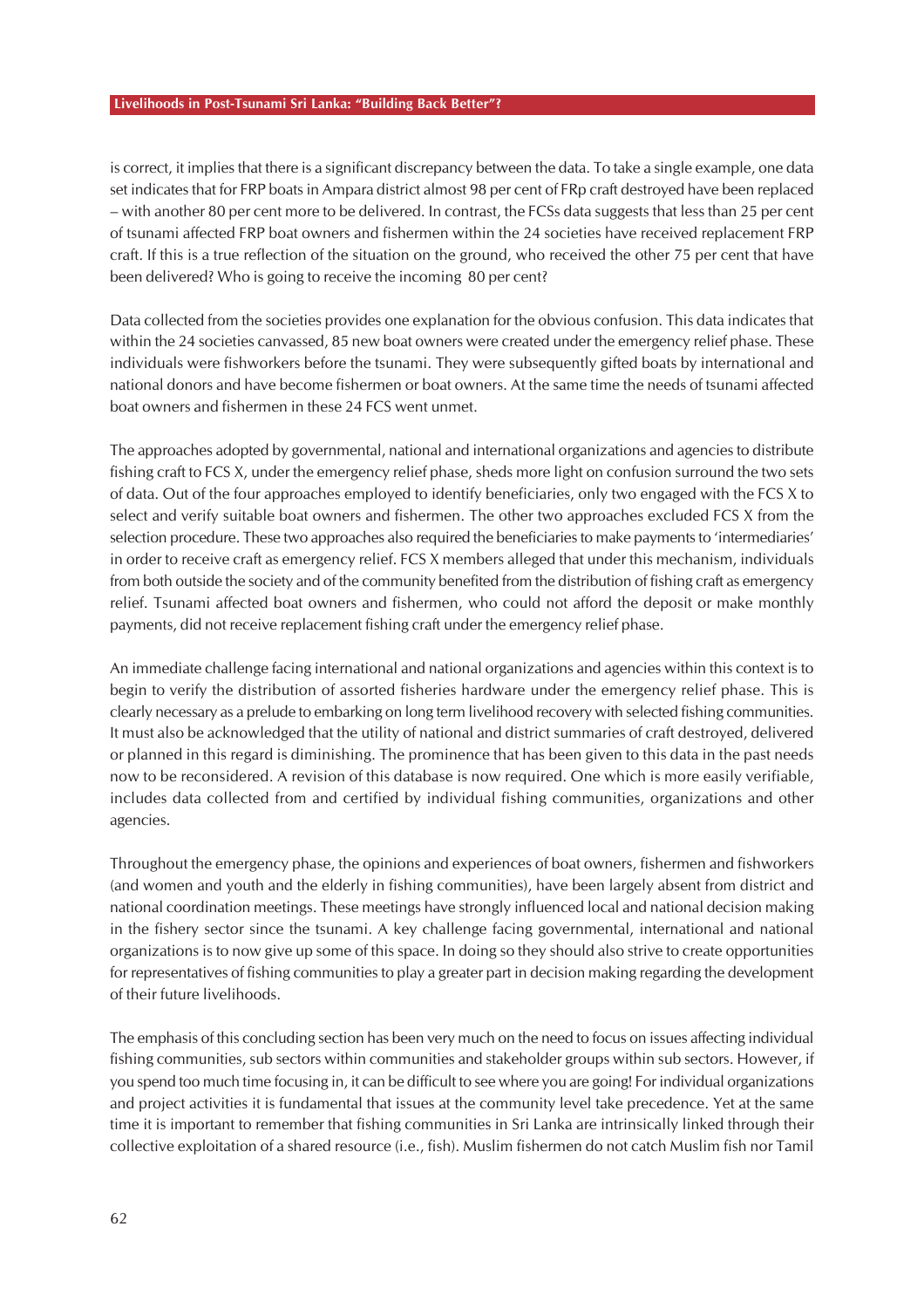is correct, it implies that there is a significant discrepancy between the data. To take a single example, one data set indicates that for FRP boats in Ampara district almost 98 per cent of FRp craft destroyed have been replaced – with another 80 per cent more to be delivered. In contrast, the FCSs data suggests that less than 25 per cent of tsunami affected FRP boat owners and fishermen within the 24 societies have received replacement FRP craft. If this is a true reflection of the situation on the ground, who received the other 75 per cent that have been delivered? Who is going to receive the incoming 80 per cent?

Data collected from the societies provides one explanation for the obvious confusion. This data indicates that within the 24 societies canvassed, 85 new boat owners were created under the emergency relief phase. These individuals were fishworkers before the tsunami. They were subsequently gifted boats by international and national donors and have become fishermen or boat owners. At the same time the needs of tsunami affected boat owners and fishermen in these 24 FCS went unmet.

The approaches adopted by governmental, national and international organizations and agencies to distribute fishing craft to FCS X, under the emergency relief phase, sheds more light on confusion surround the two sets of data. Out of the four approaches employed to identify beneficiaries, only two engaged with the FCS X to select and verify suitable boat owners and fishermen. The other two approaches excluded FCS X from the selection procedure. These two approaches also required the beneficiaries to make payments to 'intermediaries' in order to receive craft as emergency relief. FCS X members alleged that under this mechanism, individuals from both outside the society and of the community benefited from the distribution of fishing craft as emergency relief. Tsunami affected boat owners and fishermen, who could not afford the deposit or make monthly payments, did not receive replacement fishing craft under the emergency relief phase.

An immediate challenge facing international and national organizations and agencies within this context is to begin to verify the distribution of assorted fisheries hardware under the emergency relief phase. This is clearly necessary as a prelude to embarking on long term livelihood recovery with selected fishing communities. It must also be acknowledged that the utility of national and district summaries of craft destroyed, delivered or planned in this regard is diminishing. The prominence that has been given to this data in the past needs now to be reconsidered. A revision of this database is now required. One which is more easily verifiable, includes data collected from and certified by individual fishing communities, organizations and other agencies.

Throughout the emergency phase, the opinions and experiences of boat owners, fishermen and fishworkers (and women and youth and the elderly in fishing communities), have been largely absent from district and national coordination meetings. These meetings have strongly influenced local and national decision making in the fishery sector since the tsunami. A key challenge facing governmental, international and national organizations is to now give up some of this space. In doing so they should also strive to create opportunities for representatives of fishing communities to play a greater part in decision making regarding the development of their future livelihoods.

The emphasis of this concluding section has been very much on the need to focus on issues affecting individual fishing communities, sub sectors within communities and stakeholder groups within sub sectors. However, if you spend too much time focusing in, it can be difficult to see where you are going! For individual organizations and project activities it is fundamental that issues at the community level take precedence. Yet at the same time it is important to remember that fishing communities in Sri Lanka are intrinsically linked through their collective exploitation of a shared resource (i.e., fish). Muslim fishermen do not catch Muslim fish nor Tamil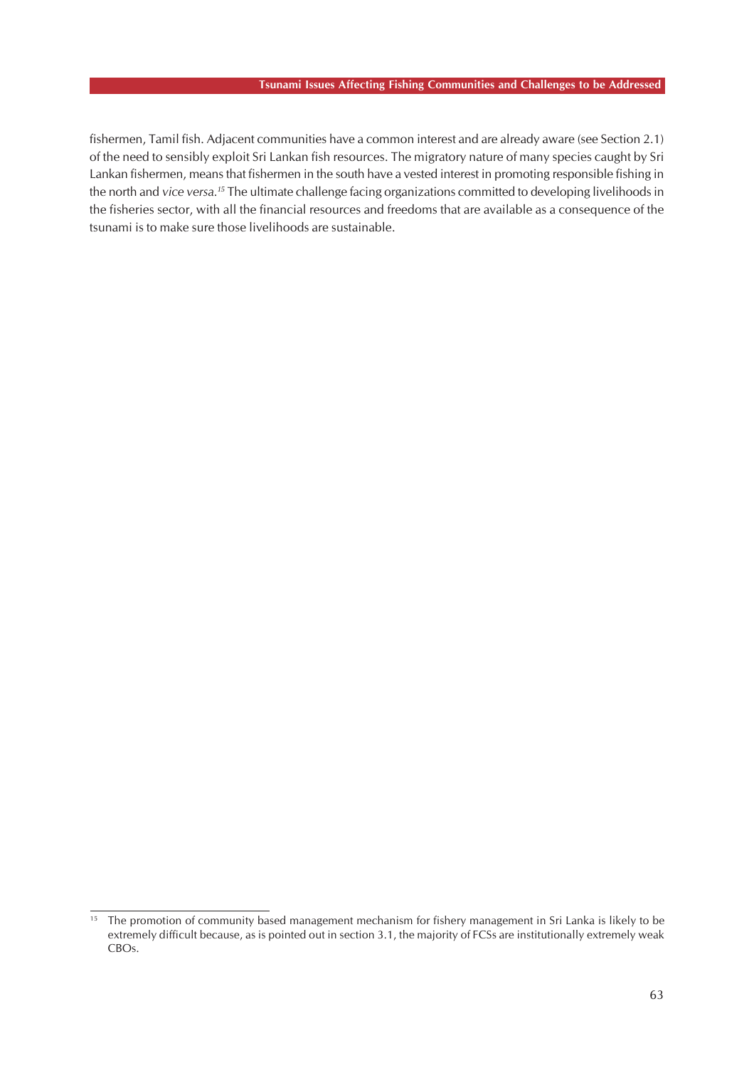fishermen, Tamil fish. Adjacent communities have a common interest and are already aware (see Section 2.1) of the need to sensibly exploit Sri Lankan fish resources. The migratory nature of many species caught by Sri Lankan fishermen, means that fishermen in the south have a vested interest in promoting responsible fishing in the north and *vice versa.*[15] The ultimate challenge facing organizations committed to developing livelihoods in the fisheries sector, with all the financial resources and freedoms that are available as a consequence of the tsunami is to make sure those livelihoods are sustainable.

---

[15] The promotion of community based management mechanism for fishery management in Sri Lanka is likely to be extremely difficult because, as is pointed out in section 3.1, the majority of FCSs are institutionally extremely weak CBOs.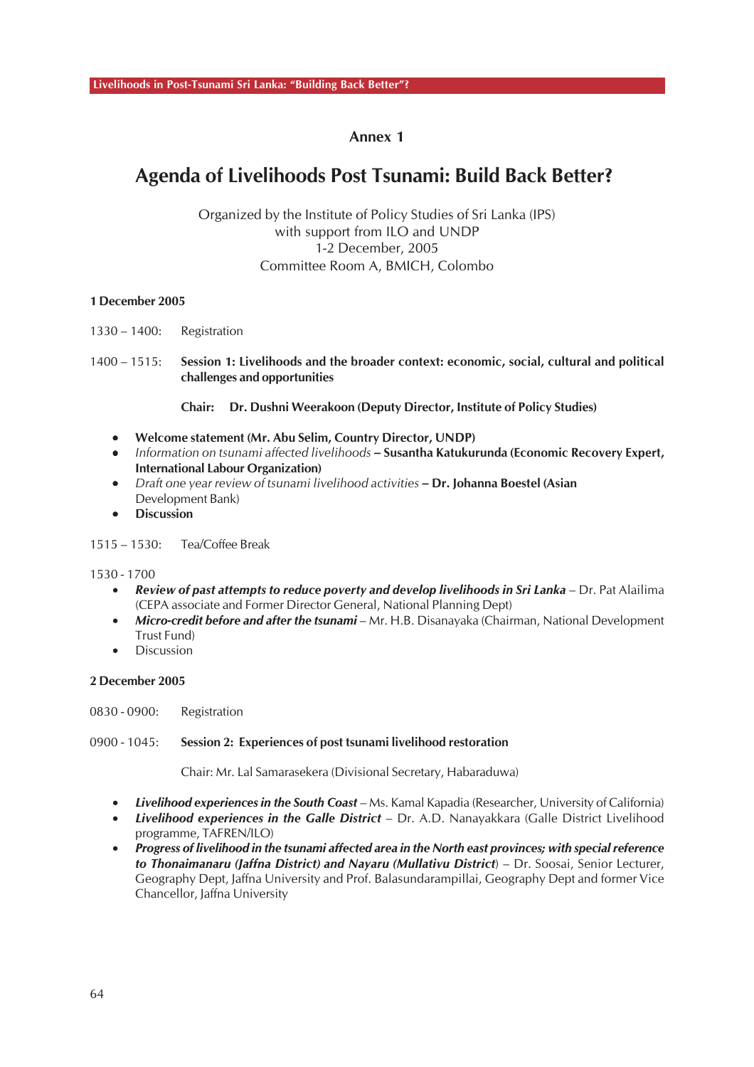## Annex 1

# Agenda of Livelihoods Post Tsunami: Build Back Better?

Organized by the Institute of Policy Studies of Sri Lanka (IPS)
with support from ILO and UNDP
1-2 December, 2005
Committee Room A, BMICH, Colombo

**1 December 2005**

1330 – 1400: Registration

1400 – 1515: **Session 1: Livelihoods and the broader context: economic, social, cultural and political challenges and opportunities**

**Chair: Dr. Dushni Weerakoon (Deputy Director, Institute of Policy Studies)**

- **Welcome statement (Mr. Abu Selim, Country Director, UNDP)**
- *Information on tsunami affected livelihoods* **– Susantha Katukurunda (Economic Recovery Expert, International Labour Organization)**
- *Draft one year review of tsunami livelihood activities* **– Dr. Johanna Boestel (Asian** Development Bank)
- **Discussion**

1515 – 1530: Tea/Coffee Break

1530 - 1700
- ***Review of past attempts to reduce poverty and develop livelihoods in Sri Lanka*** – Dr. Pat Alailima (CEPA associate and Former Director General, National Planning Dept)
- ***Micro-credit before and after the tsunami*** – Mr. H.B. Disanayaka (Chairman, National Development Trust Fund)
- Discussion

**2 December 2005**

0830 - 0900: Registration

0900 - 1045: **Session 2: Experiences of post tsunami livelihood restoration**

Chair: Mr. Lal Samarasekera (Divisional Secretary, Habaraduwa)

- ***Livelihood experiences in the South Coast*** – Ms. Kamal Kapadia (Researcher, University of California)
- ***Livelihood experiences in the Galle District*** – Dr. A.D. Nanayakkara (Galle District Livelihood programme, TAFREN/ILO)
- ***Progress of livelihood in the tsunami affected area in the North east provinces; with special reference to Thonaimanaru (Jaffna District) and Nayaru (Mullativu District***) – Dr. Soosai, Senior Lecturer, Geography Dept, Jaffna University and Prof. Balasundarampillai, Geography Dept and former Vice Chancellor, Jaffna University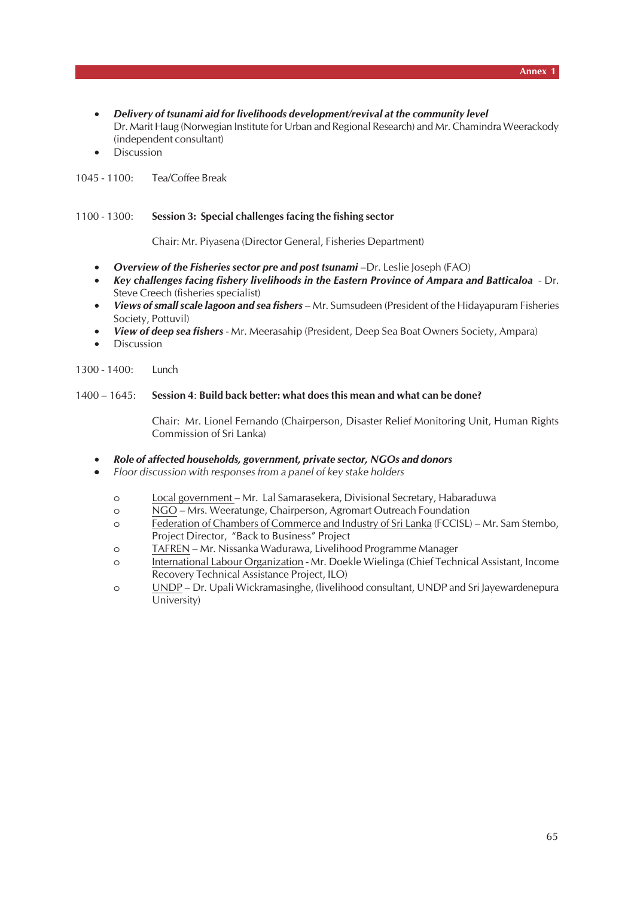- ***Delivery of tsunami aid for livelihoods development/revival at the community level***
  Dr. Marit Haug (Norwegian Institute for Urban and Regional Research) and Mr. Chamindra Weerackody (independent consultant)
- Discussion

1045 - 1100: Tea/Coffee Break

1100 - 1300: **Session 3: Special challenges facing the fishing sector**

Chair: Mr. Piyasena (Director General, Fisheries Department)

- ***Overview of the Fisheries sector pre and post tsunami*** –Dr. Leslie Joseph (FAO)
- ***Key challenges facing fishery livelihoods in the Eastern Province of Ampara and Batticaloa*** - Dr. Steve Creech (fisheries specialist)
- ***Views of small scale lagoon and sea fishers*** – Mr. Sumsudeen (President of the Hidayapuram Fisheries Society, Pottuvil)
- ***View of deep sea fishers*** - Mr. Meerasahip (President, Deep Sea Boat Owners Society, Ampara)
- Discussion

1300 - 1400: Lunch

1400 – 1645: **Session 4**: **Build back better: what does this mean and what can be done?**

Chair: Mr. Lionel Fernando (Chairperson, Disaster Relief Monitoring Unit, Human Rights Commission of Sri Lanka)

- ***Role of affected households, government, private sector, NGOs and donors***
- *Floor discussion with responses from a panel of key stake holders*
  - Local government – Mr. Lal Samarasekera, Divisional Secretary, Habaraduwa
  - NGO – Mrs. Weeratunge, Chairperson, Agromart Outreach Foundation
  - Federation of Chambers of Commerce and Industry of Sri Lanka (FCCISL) – Mr. Sam Stembo, Project Director, "Back to Business" Project
  - TAFREN – Mr. Nissanka Wadurawa, Livelihood Programme Manager
  - International Labour Organization - Mr. Doekle Wielinga (Chief Technical Assistant, Income Recovery Technical Assistance Project, ILO)
  - UNDP – Dr. Upali Wickramasinghe, (livelihood consultant, UNDP and Sri Jayewardenepura University)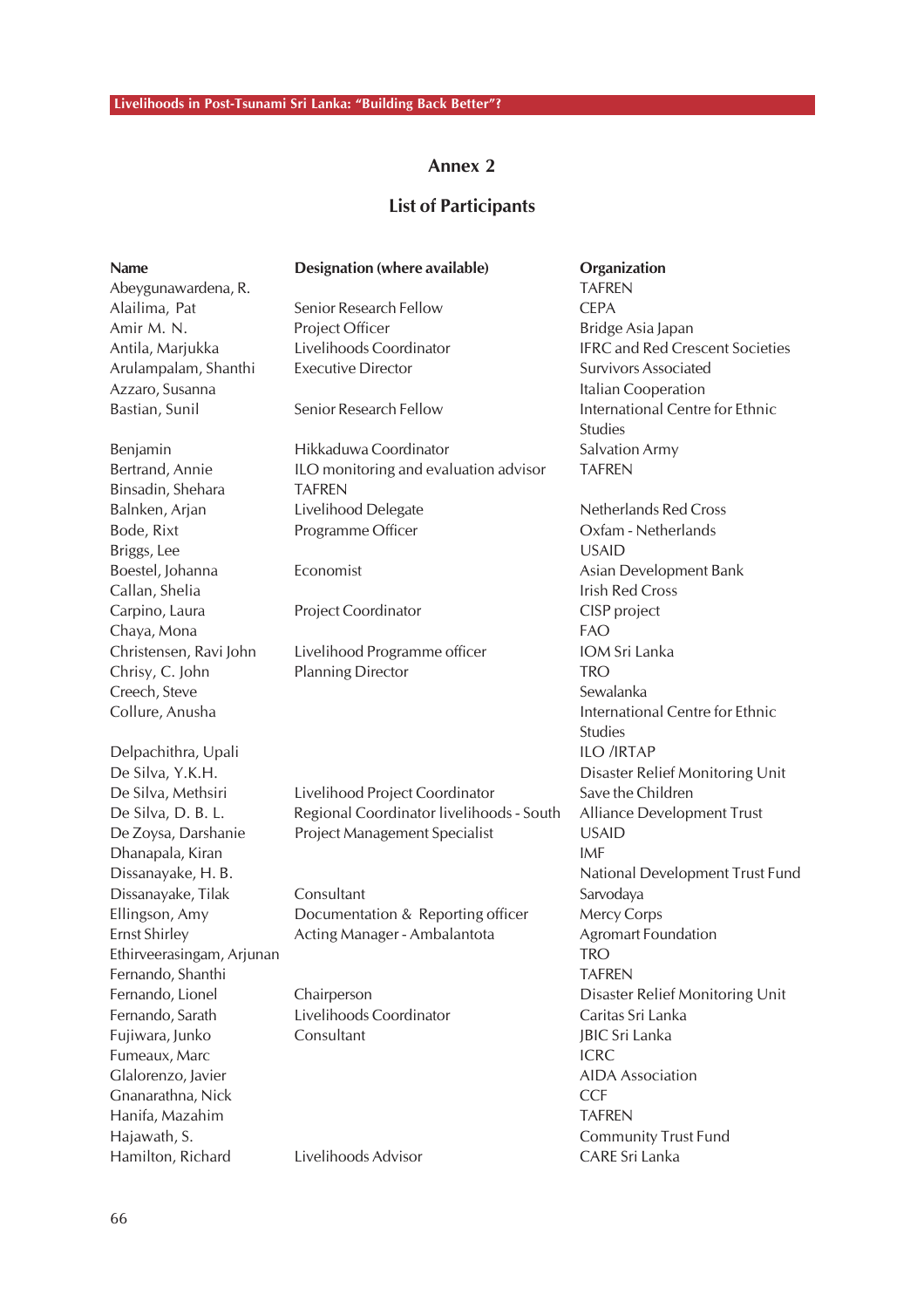# Annex 2

## List of Participants

| Name | Designation (where available) | Organization |
|---|---|---|
| Abeygunawardena, R. | | TAFREN |
| Alailima, Pat | Senior Research Fellow | CEPA |
| Amir M. N. | Project Officer | Bridge Asia Japan |
| Antila, Marjukka | Livelihoods Coordinator | IFRC and Red Crescent Societies |
| Arulampalam, Shanthi | Executive Director | Survivors Associated |
| Azzaro, Susanna | | Italian Cooperation |
| Bastian, Sunil | Senior Research Fellow | International Centre for Ethnic Studies |
| Benjamin | Hikkaduwa Coordinator | Salvation Army |
| Bertrand, Annie | ILO monitoring and evaluation advisor | TAFREN |
| Binsadin, Shehara | TAFREN | |
| Balnken, Arjan | Livelihood Delegate | Netherlands Red Cross |
| Bode, Rixt | Programme Officer | Oxfam - Netherlands |
| Briggs, Lee | | USAID |
| Boestel, Johanna | Economist | Asian Development Bank |
| Callan, Shelia | | Irish Red Cross |
| Carpino, Laura | Project Coordinator | CISP project |
| Chaya, Mona | | FAO |
| Christensen, Ravi John | Livelihood Programme officer | IOM Sri Lanka |
| Chrisy, C. John | Planning Director | TRO |
| Creech, Steve | | Sewalanka |
| Collure, Anusha | | International Centre for Ethnic Studies |
| Delpachithra, Upali | | ILO /IRTAP |
| De Silva, Y.K.H. | | Disaster Relief Monitoring Unit |
| De Silva, Methsiri | Livelihood Project Coordinator | Save the Children |
| De Silva, D. B. L. | Regional Coordinator livelihoods - South | Alliance Development Trust |
| De Zoysa, Darshanie | Project Management Specialist | USAID |
| Dhanapala, Kiran | | IMF |
| Dissanayake, H. B. | | National Development Trust Fund |
| Dissanayake, Tilak | Consultant | Sarvodaya |
| Ellingson, Amy | Documentation & Reporting officer | Mercy Corps |
| Ernst Shirley | Acting Manager - Ambalantota | Agromart Foundation |
| Ethirveerasingam, Arjunan | | TRO |
| Fernando, Shanthi | | TAFREN |
| Fernando, Lionel | Chairperson | Disaster Relief Monitoring Unit |
| Fernando, Sarath | Livelihoods Coordinator | Caritas Sri Lanka |
| Fujiwara, Junko | Consultant | JBIC Sri Lanka |
| Fumeaux, Marc | | ICRC |
| Glalorenzo, Javier | | AIDA Association |
| Gnanarathna, Nick | | CCF |
| Hanifa, Mazahim | | TAFREN |
| Hajawath, S. | | Community Trust Fund |
| Hamilton, Richard | Livelihoods Advisor | CARE Sri Lanka |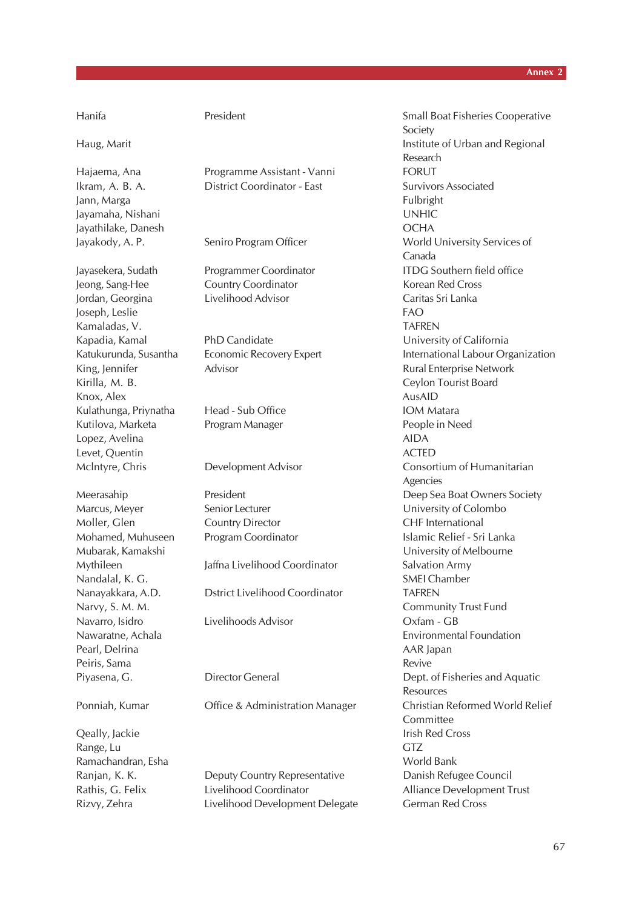| | | |
|---|---|---|
| Hanifa | President | Small Boat Fisheries Cooperative Society |
| Haug, Marit | | Institute of Urban and Regional Research |
| Hajaema, Ana | Programme Assistant - Vanni | FORUT |
| Ikram, A. B. A. | District Coordinator - East | Survivors Associated |
| Jann, Marga | | Fulbright |
| Jayamaha, Nishani | | UNHIC |
| Jayathilake, Danesh | | OCHA |
| Jayakody, A. P. | Seniro Program Officer | World University Services of Canada |
| Jayasekera, Sudath | Programmer Coordinator | ITDG Southern field office |
| Jeong, Sang-Hee | Country Coordinator | Korean Red Cross |
| Jordan, Georgina | Livelihood Advisor | Caritas Sri Lanka |
| Joseph, Leslie | | FAO |
| Kamaladas, V. | | TAFREN |
| Kapadia, Kamal | PhD Candidate | University of California |
| Katukurunda, Susantha | Economic Recovery Expert | International Labour Organization |
| King, Jennifer | Advisor | Rural Enterprise Network |
| Kirilla, M. B. | | Ceylon Tourist Board |
| Knox, Alex | | AusAID |
| Kulathunga, Priynatha | Head - Sub Office | IOM Matara |
| Kutilova, Marketa | Program Manager | People in Need |
| Lopez, Avelina | | AIDA |
| Levet, Quentin | | ACTED |
| Mclntyre, Chris | Development Advisor | Consortium of Humanitarian Agencies |
| Meerasahip | President | Deep Sea Boat Owners Society |
| Marcus, Meyer | Senior Lecturer | University of Colombo |
| Moller, Glen | Country Director | CHF International |
| Mohamed, Muhuseen | Program Coordinator | Islamic Relief - Sri Lanka |
| Mubarak, Kamakshi | | University of Melbourne |
| Mythileen | Jaffna Livelihood Coordinator | Salvation Army |
| Nandalal, K. G. | | SMEI Chamber |
| Nanayakkara, A.D. | Dstrict Livelihood Coordinator | TAFREN |
| Narvy, S. M. M. | | Community Trust Fund |
| Navarro, Isidro | Livelihoods Advisor | Oxfam - GB |
| Nawaratne, Achala | | Environmental Foundation |
| Pearl, Delrina | | AAR Japan |
| Peiris, Sama | | Revive |
| Piyasena, G. | Director General | Dept. of Fisheries and Aquatic Resources |
| Ponniah, Kumar | Office & Administration Manager | Christian Reformed World Relief Committee |
| Qeally, Jackie | | Irish Red Cross |
| Range, Lu | | GTZ |
| Ramachandran, Esha | | World Bank |
| Ranjan, K. K. | Deputy Country Representative | Danish Refugee Council |
| Rathis, G. Felix | Livelihood Coordinator | Alliance Development Trust |
| Rizvy, Zehra | Livelihood Development Delegate | German Red Cross |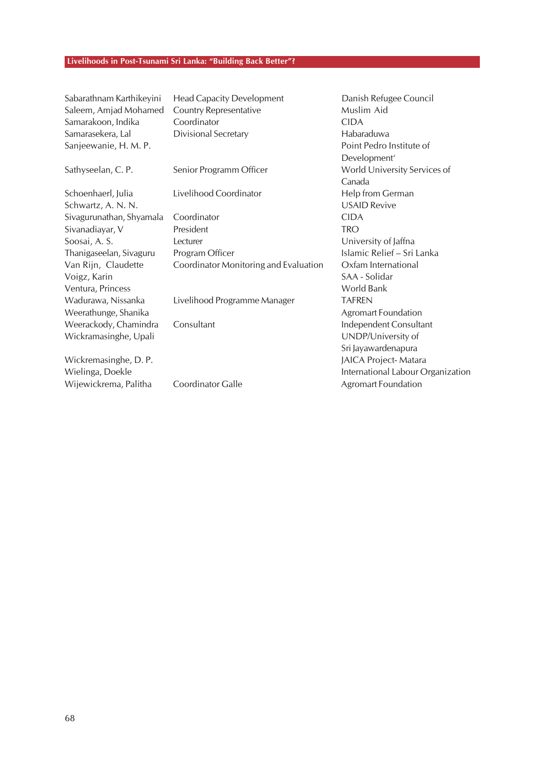| | | |
|---|---|---|
| Sabarathnam Karthikeyini | Head Capacity Development | Danish Refugee Council |
| Saleem, Amjad Mohamed | Country Representative | Muslim Aid |
| Samarakoon, Indika | Coordinator | CIDA |
| Samarasekera, Lal | Divisional Secretary | Habaraduwa |
| Sanjeewanie, H. M. P. | | Point Pedro Institute of Development' |
| Sathyseelan, C. P. | Senior Programm Officer | World University Services of Canada |
| Schoenhaerl, Julia | Livelihood Coordinator | Help from German |
| Schwartz, A. N. N. | | USAID Revive |
| Sivagurunathan, Shyamala | Coordinator | CIDA |
| Sivanadiayar, V | President | TRO |
| Soosai, A. S. | Lecturer | University of Jaffna |
| Thanigaseelan, Sivaguru | Program Officer | Islamic Relief – Sri Lanka |
| Van Rijn, Claudette | Coordinator Monitoring and Evaluation | Oxfam International |
| Voigz, Karin | | SAA - Solidar |
| Ventura, Princess | | World Bank |
| Wadurawa, Nissanka | Livelihood Programme Manager | TAFREN |
| Weerathunge, Shanika | | Agromart Foundation |
| Weerackody, Chamindra | Consultant | Independent Consultant |
| Wickramasinghe, Upali | | UNDP/University of Sri Jayawardenapura |
| Wickremasinghe, D. P. | | JAICA Project- Matara |
| Wielinga, Doekle | | International Labour Organization |
| Wijewickrema, Palitha | Coordinator Galle | Agromart Foundation |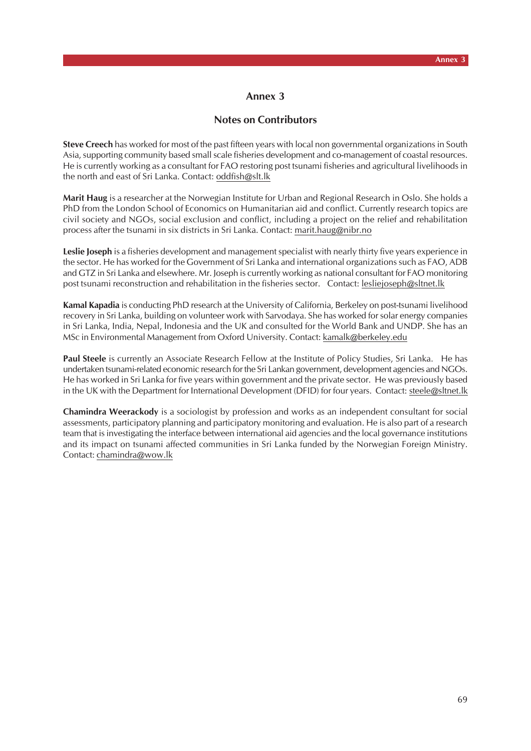# Annex 3

## Notes on Contributors

**Steve Creech** has worked for most of the past fifteen years with local non governmental organizations in South Asia, supporting community based small scale fisheries development and co-management of coastal resources. He is currently working as a consultant for FAO restoring post tsunami fisheries and agricultural livelihoods in the north and east of Sri Lanka. Contact: oddfish@slt.lk

**Marit Haug** is a researcher at the Norwegian Institute for Urban and Regional Research in Oslo. She holds a PhD from the London School of Economics on Humanitarian aid and conflict. Currently research topics are civil society and NGOs, social exclusion and conflict, including a project on the relief and rehabilitation process after the tsunami in six districts in Sri Lanka. Contact: marit.haug@nibr.no

**Leslie Joseph** is a fisheries development and management specialist with nearly thirty five years experience in the sector. He has worked for the Government of Sri Lanka and international organizations such as FAO, ADB and GTZ in Sri Lanka and elsewhere. Mr. Joseph is currently working as national consultant for FAO monitoring post tsunami reconstruction and rehabilitation in the fisheries sector. Contact: lesliejoseph@sltnet.lk

**Kamal Kapadia** is conducting PhD research at the University of California, Berkeley on post-tsunami livelihood recovery in Sri Lanka, building on volunteer work with Sarvodaya. She has worked for solar energy companies in Sri Lanka, India, Nepal, Indonesia and the UK and consulted for the World Bank and UNDP. She has an MSc in Environmental Management from Oxford University. Contact: kamalk@berkeley.edu

**Paul Steele** is currently an Associate Research Fellow at the Institute of Policy Studies, Sri Lanka. He has undertaken tsunami-related economic research for the Sri Lankan government, development agencies and NGOs. He has worked in Sri Lanka for five years within government and the private sector. He was previously based in the UK with the Department for International Development (DFID) for four years. Contact: steele@sltnet.lk

**Chamindra Weerackody** is a sociologist by profession and works as an independent consultant for social assessments, participatory planning and participatory monitoring and evaluation. He is also part of a research team that is investigating the interface between international aid agencies and the local governance institutions and its impact on tsunami affected communities in Sri Lanka funded by the Norwegian Foreign Ministry. Contact: chamindra@wow.lk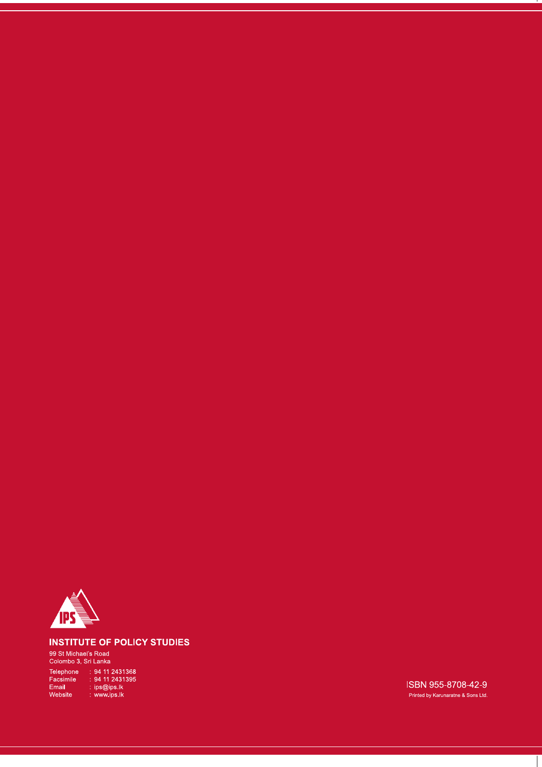**INSTITUTE OF POLICY STUDIES**

99 St Michael's Road
Colombo 3, Sri Lanka

| | |
|---|---|
| Telephone | : 94 11 2431368 |
| Facsimile | : 94 11 2431395 |
| Email | : ips@ips.lk |
| Website | : www.ips.lk |

ISBN 955-8708-42-9

Printed by Karunaratne & Sons Ltd.